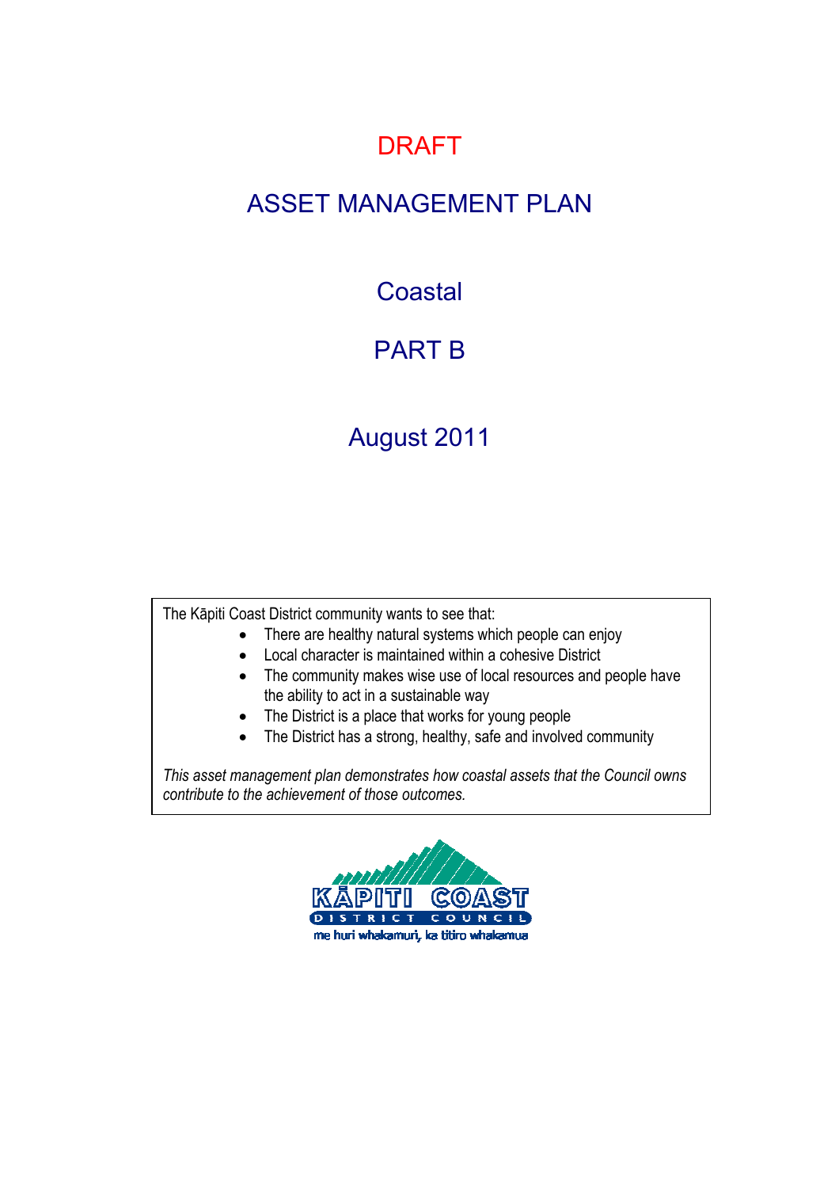# DRAFT

# ASSET MANAGEMENT PLAN

## Coastal

## PART B

## August 2011

The Kāpiti Coast District community wants to see that:

- There are healthy natural systems which people can enjoy
- Local character is maintained within a cohesive District
- The community makes wise use of local resources and people have the ability to act in a sustainable way
- The District is a place that works for young people
- The District has a strong, healthy, safe and involved community

*This asset management plan demonstrates how coastal assets that the Council owns contribute to the achievement of those outcomes.*

KĀPITI COAST DISTRICT COUNCIL

me huri whakamuri, ka titiro whakamua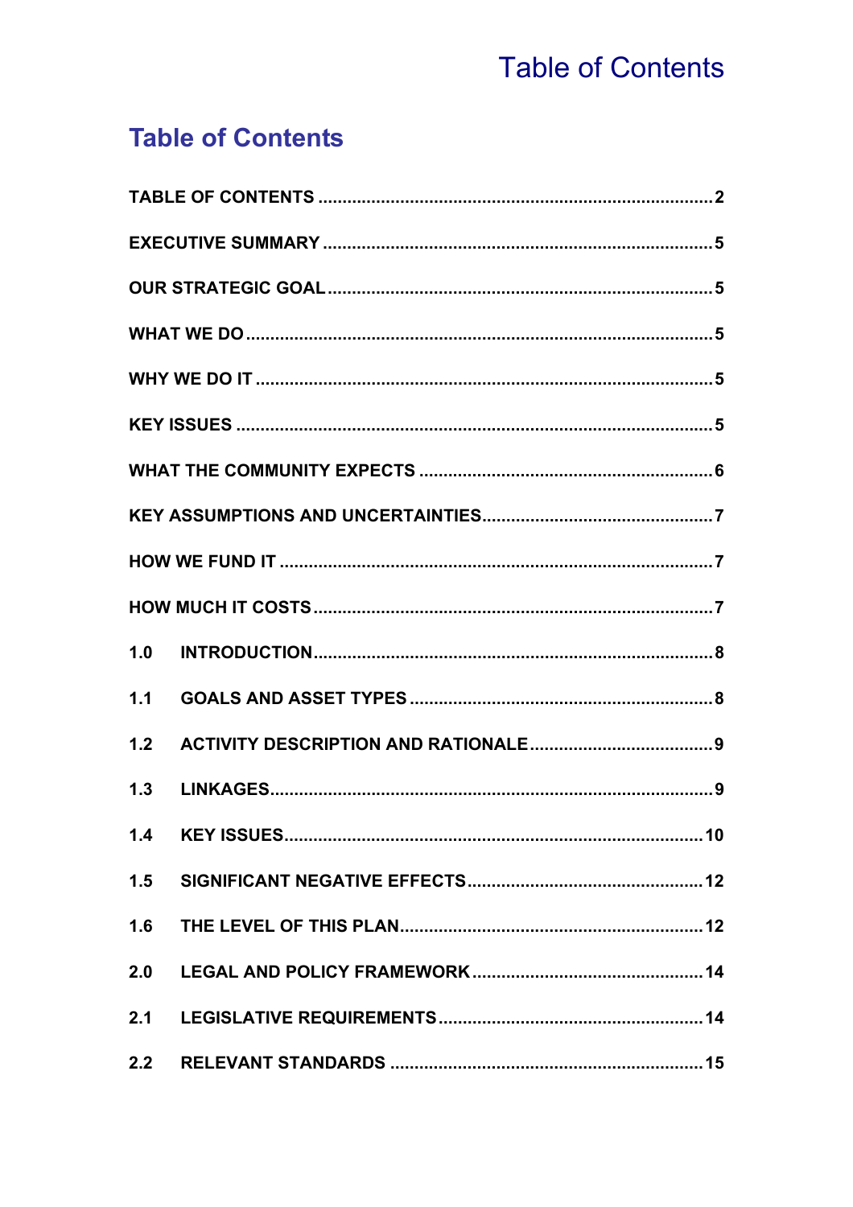# Table of Contents

TABLE OF CONTENTS .................................................................................2

EXECUTIVE SUMMARY ...............................................................................5

OUR STRATEGIC GOAL ...............................................................................5

WHAT WE DO ...............................................................................................5

WHY WE DO IT .............................................................................................5

KEY ISSUES .................................................................................................5

WHAT THE COMMUNITY EXPECTS ...........................................................6

KEY ASSUMPTIONS AND UNCERTAINTIES ...............................................7

HOW WE FUND IT ........................................................................................7

HOW MUCH IT COSTS .................................................................................7

1.0 INTRODUCTION ......................................................................................8

1.1 GOALS AND ASSET TYPES ....................................................................8

1.2 ACTIVITY DESCRIPTION AND RATIONALE ...........................................9

1.3 LINKAGES ...............................................................................................9

1.4 KEY ISSUES ...........................................................................................10

1.5 SIGNIFICANT NEGATIVE EFFECTS ......................................................12

1.6 THE LEVEL OF THIS PLAN ....................................................................12

2.0 LEGAL AND POLICY FRAMEWORK .......................................................14

2.1 LEGISLATIVE REQUIREMENTS .............................................................14

2.2 RELEVANT STANDARDS .......................................................................15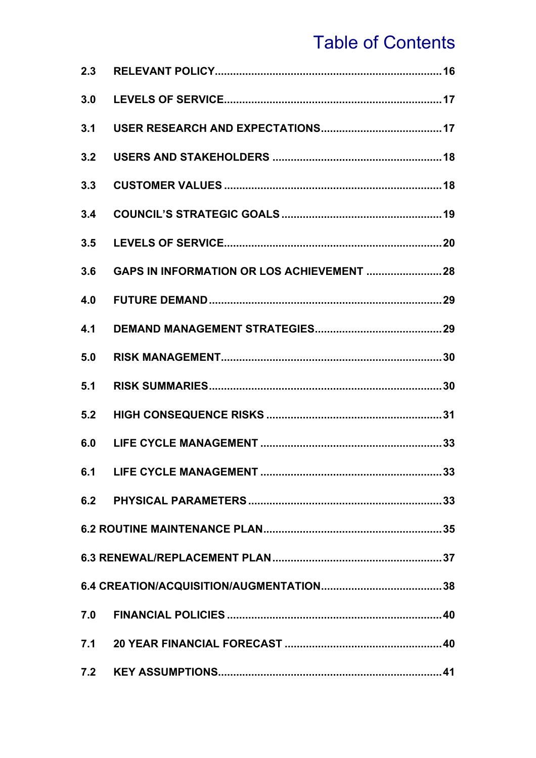# Table of Contents

| | | |
|---|---|---|
| 2.3 | RELEVANT POLICY | 16 |
| 3.0 | LEVELS OF SERVICE | 17 |
| 3.1 | USER RESEARCH AND EXPECTATIONS | 17 |
| 3.2 | USERS AND STAKEHOLDERS | 18 |
| 3.3 | CUSTOMER VALUES | 18 |
| 3.4 | COUNCIL'S STRATEGIC GOALS | 19 |
| 3.5 | LEVELS OF SERVICE | 20 |
| 3.6 | GAPS IN INFORMATION OR LOS ACHIEVEMENT | 28 |
| 4.0 | FUTURE DEMAND | 29 |
| 4.1 | DEMAND MANAGEMENT STRATEGIES | 29 |
| 5.0 | RISK MANAGEMENT | 30 |
| 5.1 | RISK SUMMARIES | 30 |
| 5.2 | HIGH CONSEQUENCE RISKS | 31 |
| 6.0 | LIFE CYCLE MANAGEMENT | 33 |
| 6.1 | LIFE CYCLE MANAGEMENT | 33 |
| 6.2 | PHYSICAL PARAMETERS | 33 |
| 6.2 ROUTINE MAINTENANCE PLAN | | 35 |
| 6.3 RENEWAL/REPLACEMENT PLAN | | 37 |
| 6.4 CREATION/ACQUISITION/AUGMENTATION | | 38 |
| 7.0 | FINANCIAL POLICIES | 40 |
| 7.1 | 20 YEAR FINANCIAL FORECAST | 40 |
| 7.2 | KEY ASSUMPTIONS | 41 |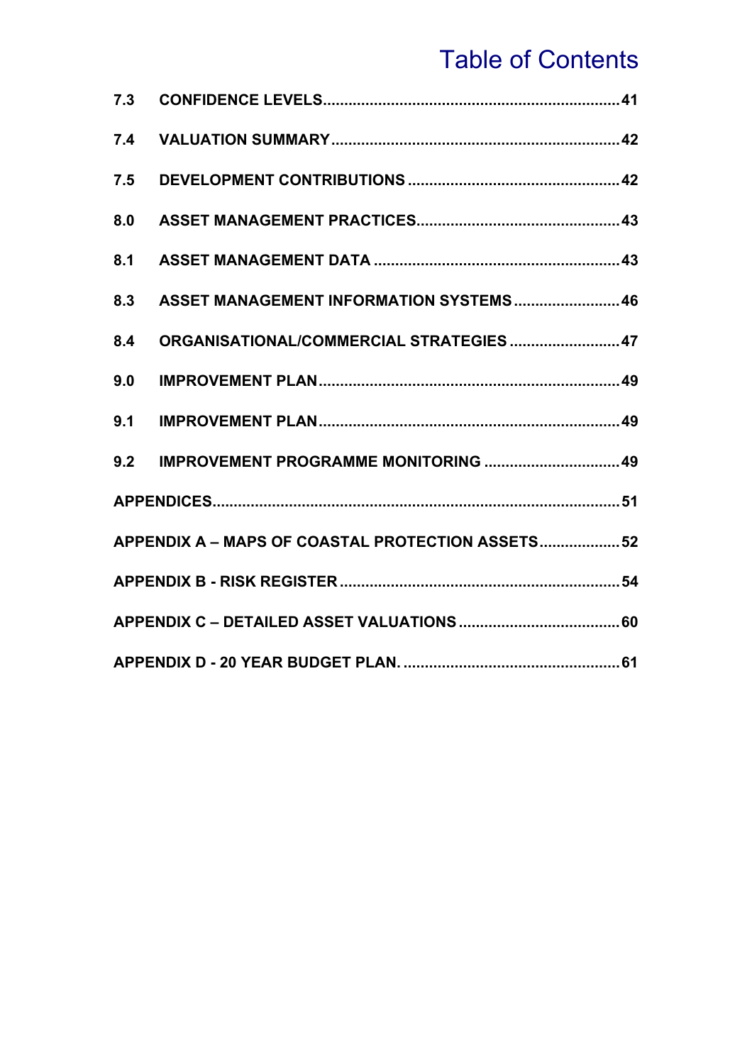# Table of Contents

7.3 CONFIDENCE LEVELS......41

7.4 VALUATION SUMMARY......42

7.5 DEVELOPMENT CONTRIBUTIONS......42

8.0 ASSET MANAGEMENT PRACTICES......43

8.1 ASSET MANAGEMENT DATA......43

8.3 ASSET MANAGEMENT INFORMATION SYSTEMS......46

8.4 ORGANISATIONAL/COMMERCIAL STRATEGIES......47

9.0 IMPROVEMENT PLAN......49

9.1 IMPROVEMENT PLAN......49

9.2 IMPROVEMENT PROGRAMME MONITORING......49

APPENDICES......51

APPENDIX A – MAPS OF COASTAL PROTECTION ASSETS......52

APPENDIX B - RISK REGISTER......54

APPENDIX C – DETAILED ASSET VALUATIONS......60

APPENDIX D - 20 YEAR BUDGET PLAN.......61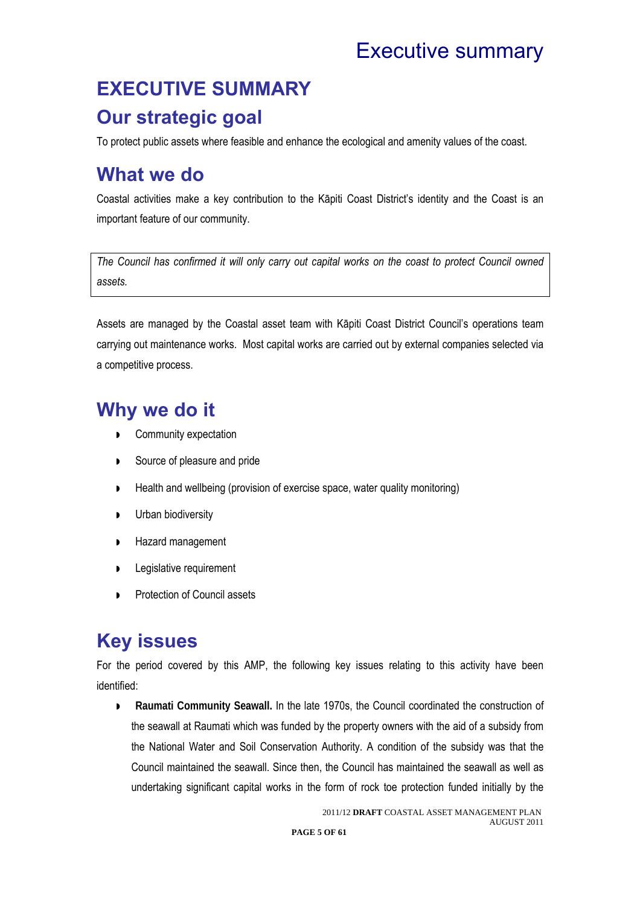# EXECUTIVE SUMMARY

## Our strategic goal

To protect public assets where feasible and enhance the ecological and amenity values of the coast.

## What we do

Coastal activities make a key contribution to the Kāpiti Coast District's identity and the Coast is an important feature of our community.

*The Council has confirmed it will only carry out capital works on the coast to protect Council owned assets.*

Assets are managed by the Coastal asset team with Kāpiti Coast District Council's operations team carrying out maintenance works. Most capital works are carried out by external companies selected via a competitive process.

## Why we do it

- Community expectation
- Source of pleasure and pride
- Health and wellbeing (provision of exercise space, water quality monitoring)
- Urban biodiversity
- Hazard management
- Legislative requirement
- Protection of Council assets

## Key issues

For the period covered by this AMP, the following key issues relating to this activity have been identified:

- **Raumati Community Seawall.** In the late 1970s, the Council coordinated the construction of the seawall at Raumati which was funded by the property owners with the aid of a subsidy from the National Water and Soil Conservation Authority. A condition of the subsidy was that the Council maintained the seawall. Since then, the Council has maintained the seawall as well as undertaking significant capital works in the form of rock toe protection funded initially by the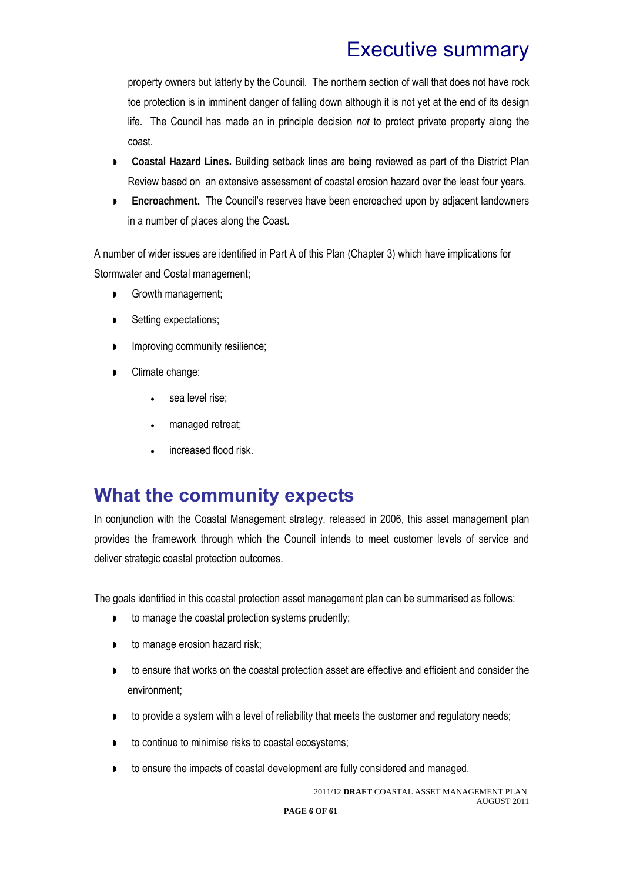property owners but latterly by the Council. The northern section of wall that does not have rock toe protection is in imminent danger of falling down although it is not yet at the end of its design life. The Council has made an in principle decision *not* to protect private property along the coast.

- **Coastal Hazard Lines.** Building setback lines are being reviewed as part of the District Plan Review based on an extensive assessment of coastal erosion hazard over the least four years.
- **Encroachment.** The Council's reserves have been encroached upon by adjacent landowners in a number of places along the Coast.

A number of wider issues are identified in Part A of this Plan (Chapter 3) which have implications for Stormwater and Costal management;

- Growth management;
- Setting expectations;
- Improving community resilience;
- Climate change:
    - sea level rise;
    - managed retreat;
    - increased flood risk.

## What the community expects

In conjunction with the Coastal Management strategy, released in 2006, this asset management plan provides the framework through which the Council intends to meet customer levels of service and deliver strategic coastal protection outcomes.

The goals identified in this coastal protection asset management plan can be summarised as follows:

- to manage the coastal protection systems prudently;
- to manage erosion hazard risk;
- to ensure that works on the coastal protection asset are effective and efficient and consider the environment;
- to provide a system with a level of reliability that meets the customer and regulatory needs;
- to continue to minimise risks to coastal ecosystems;
- to ensure the impacts of coastal development are fully considered and managed.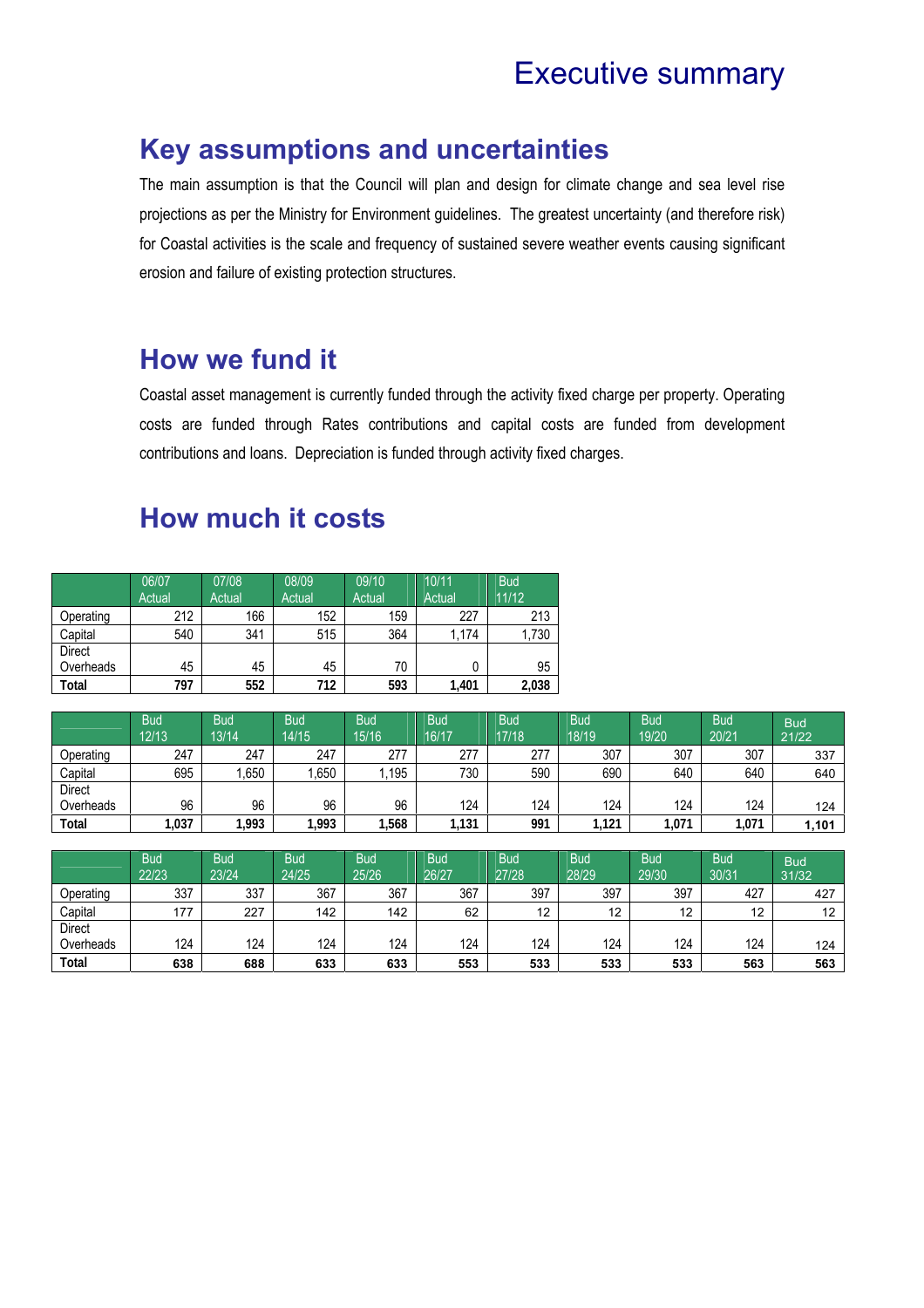# Executive summary

## Key assumptions and uncertainties

The main assumption is that the Council will plan and design for climate change and sea level rise projections as per the Ministry for Environment guidelines. The greatest uncertainty (and therefore risk) for Coastal activities is the scale and frequency of sustained severe weather events causing significant erosion and failure of existing protection structures.

## How we fund it

Coastal asset management is currently funded through the activity fixed charge per property. Operating costs are funded through Rates contributions and capital costs are funded from development contributions and loans. Depreciation is funded through activity fixed charges.

## How much it costs

| | 06/07 Actual | 07/08 Actual | 08/09 Actual | 09/10 Actual | 10/11 Actual | Bud 11/12 |
|---|---|---|---|---|---|---|
| Operating | 212 | 166 | 152 | 159 | 227 | 213 |
| Capital | 540 | 341 | 515 | 364 | 1,174 | 1,730 |
| Direct Overheads | 45 | 45 | 45 | 70 | 0 | 95 |
| **Total** | **797** | **552** | **712** | **593** | **1,401** | **2,038** |

| | Bud 12/13 | Bud 13/14 | Bud 14/15 | Bud 15/16 | Bud 16/17 | Bud 17/18 | Bud 18/19 | Bud 19/20 | Bud 20/21 | Bud 21/22 |
|---|---|---|---|---|---|---|---|---|---|---|
| Operating | 247 | 247 | 247 | 277 | 277 | 277 | 307 | 307 | 307 | 337 |
| Capital | 695 | 1,650 | 1,650 | 1,195 | 730 | 590 | 690 | 640 | 640 | 640 |
| Direct Overheads | 96 | 96 | 96 | 96 | 124 | 124 | 124 | 124 | 124 | 124 |
| **Total** | **1,037** | **1,993** | **1,993** | **1,568** | **1,131** | **991** | **1,121** | **1,071** | **1,071** | **1,101** |

| | Bud 22/23 | Bud 23/24 | Bud 24/25 | Bud 25/26 | Bud 26/27 | Bud 27/28 | Bud 28/29 | Bud 29/30 | Bud 30/31 | Bud 31/32 |
|---|---|---|---|---|---|---|---|---|---|---|
| Operating | 337 | 337 | 367 | 367 | 367 | 397 | 397 | 397 | 427 | 427 |
| Capital | 177 | 227 | 142 | 142 | 62 | 12 | 12 | 12 | 12 | 12 |
| Direct Overheads | 124 | 124 | 124 | 124 | 124 | 124 | 124 | 124 | 124 | 124 |
| **Total** | **638** | **688** | **633** | **633** | **553** | **533** | **533** | **533** | **563** | **563** |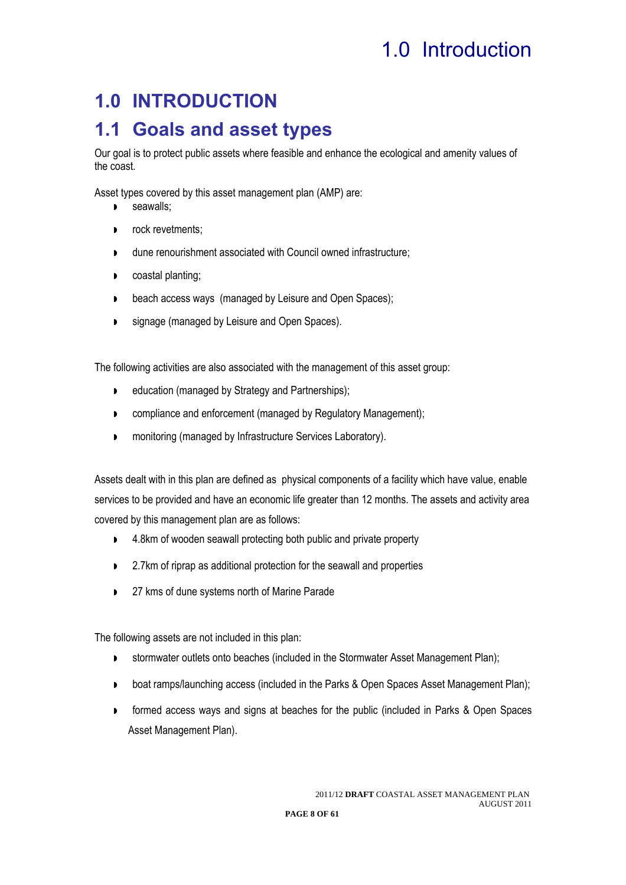# 1.0 INTRODUCTION

## 1.1 Goals and asset types

Our goal is to protect public assets where feasible and enhance the ecological and amenity values of the coast.

Asset types covered by this asset management plan (AMP) are:

- seawalls;
- rock revetments;
- dune renourishment associated with Council owned infrastructure;
- coastal planting;
- beach access ways (managed by Leisure and Open Spaces);
- signage (managed by Leisure and Open Spaces).

The following activities are also associated with the management of this asset group:

- education (managed by Strategy and Partnerships);
- compliance and enforcement (managed by Regulatory Management);
- monitoring (managed by Infrastructure Services Laboratory).

Assets dealt with in this plan are defined as physical components of a facility which have value, enable services to be provided and have an economic life greater than 12 months. The assets and activity area covered by this management plan are as follows:

- 4.8km of wooden seawall protecting both public and private property
- 2.7km of riprap as additional protection for the seawall and properties
- 27 kms of dune systems north of Marine Parade

The following assets are not included in this plan:

- stormwater outlets onto beaches (included in the Stormwater Asset Management Plan);
- boat ramps/launching access (included in the Parks & Open Spaces Asset Management Plan);
- formed access ways and signs at beaches for the public (included in Parks & Open Spaces Asset Management Plan).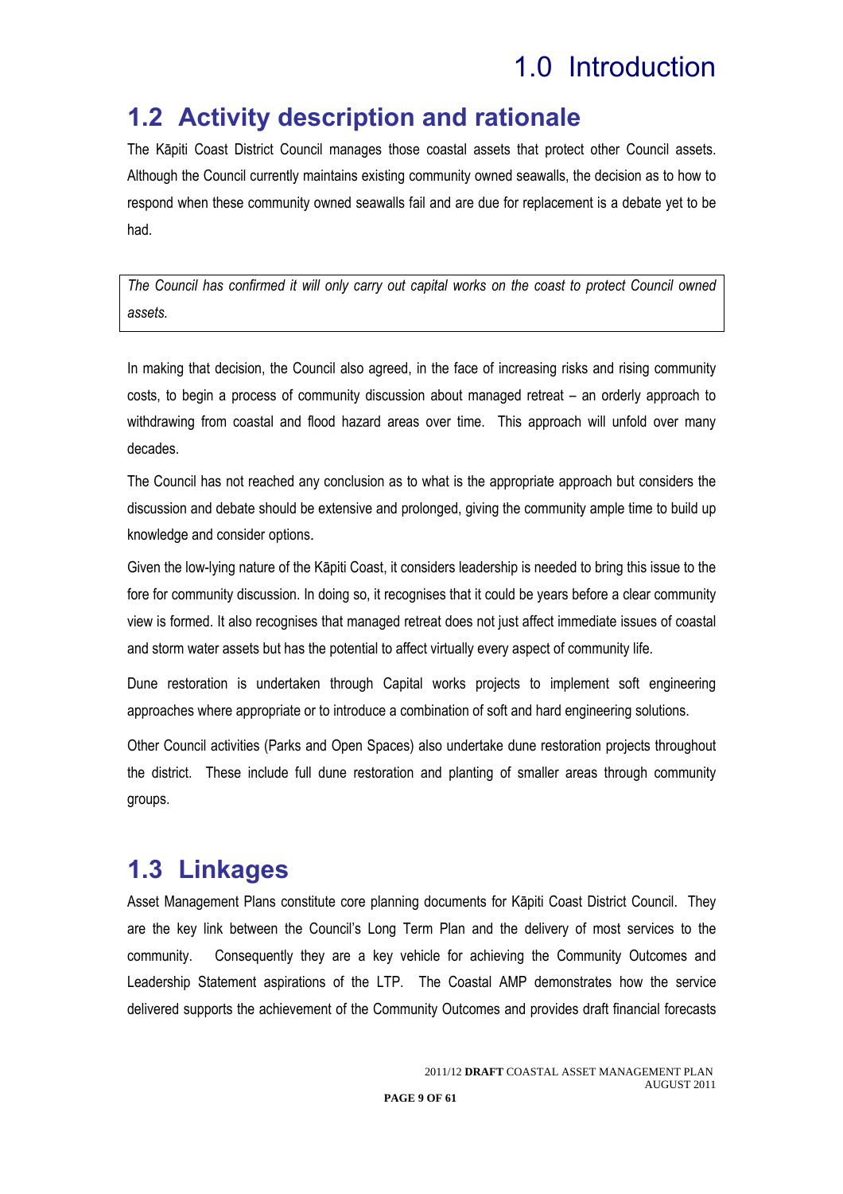# 1.0 Introduction

## 1.2 Activity description and rationale

The Kāpiti Coast District Council manages those coastal assets that protect other Council assets. Although the Council currently maintains existing community owned seawalls, the decision as to how to respond when these community owned seawalls fail and are due for replacement is a debate yet to be had.

*The Council has confirmed it will only carry out capital works on the coast to protect Council owned assets.*

In making that decision, the Council also agreed, in the face of increasing risks and rising community costs, to begin a process of community discussion about managed retreat – an orderly approach to withdrawing from coastal and flood hazard areas over time. This approach will unfold over many decades.

The Council has not reached any conclusion as to what is the appropriate approach but considers the discussion and debate should be extensive and prolonged, giving the community ample time to build up knowledge and consider options.

Given the low-lying nature of the Kāpiti Coast, it considers leadership is needed to bring this issue to the fore for community discussion. In doing so, it recognises that it could be years before a clear community view is formed. It also recognises that managed retreat does not just affect immediate issues of coastal and storm water assets but has the potential to affect virtually every aspect of community life.

Dune restoration is undertaken through Capital works projects to implement soft engineering approaches where appropriate or to introduce a combination of soft and hard engineering solutions.

Other Council activities (Parks and Open Spaces) also undertake dune restoration projects throughout the district. These include full dune restoration and planting of smaller areas through community groups.

## 1.3 Linkages

Asset Management Plans constitute core planning documents for Kāpiti Coast District Council. They are the key link between the Council's Long Term Plan and the delivery of most services to the community. Consequently they are a key vehicle for achieving the Community Outcomes and Leadership Statement aspirations of the LTP. The Coastal AMP demonstrates how the service delivered supports the achievement of the Community Outcomes and provides draft financial forecasts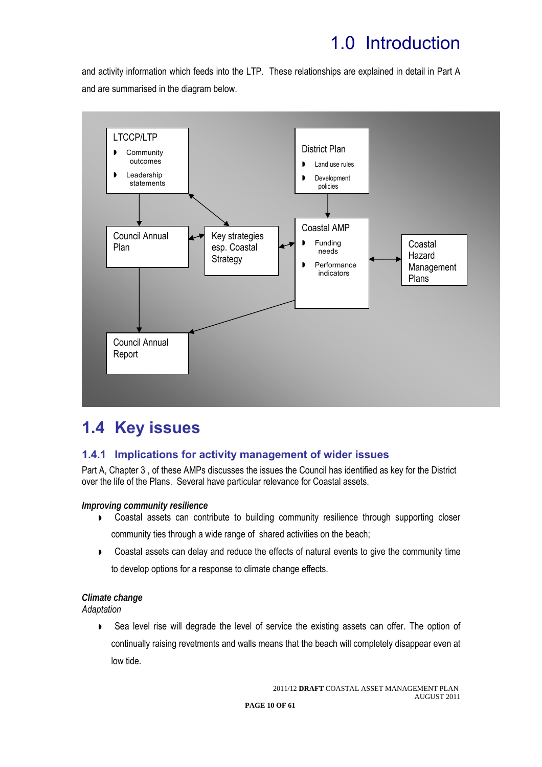and activity information which feeds into the LTP. These relationships are explained in detail in Part A and are summarised in the diagram below.

LTCCP/LTP
- Community outcomes
- Leadership statements

District Plan
- Land use rules
- Development policies

Council Annual Plan

Key strategies esp. Coastal Strategy

Coastal AMP
- Funding needs
- Performance indicators

Coastal Hazard Management Plans

Council Annual Report

## 1.4 Key issues

### 1.4.1 Implications for activity management of wider issues

Part A, Chapter 3 , of these AMPs discusses the issues the Council has identified as key for the District over the life of the Plans. Several have particular relevance for Coastal assets.

***Improving community resilience***

- Coastal assets can contribute to building community resilience through supporting closer community ties through a wide range of shared activities on the beach;
- Coastal assets can delay and reduce the effects of natural events to give the community time to develop options for a response to climate change effects.

***Climate change***

*Adaptation*

- Sea level rise will degrade the level of service the existing assets can offer. The option of continually raising revetments and walls means that the beach will completely disappear even at low tide.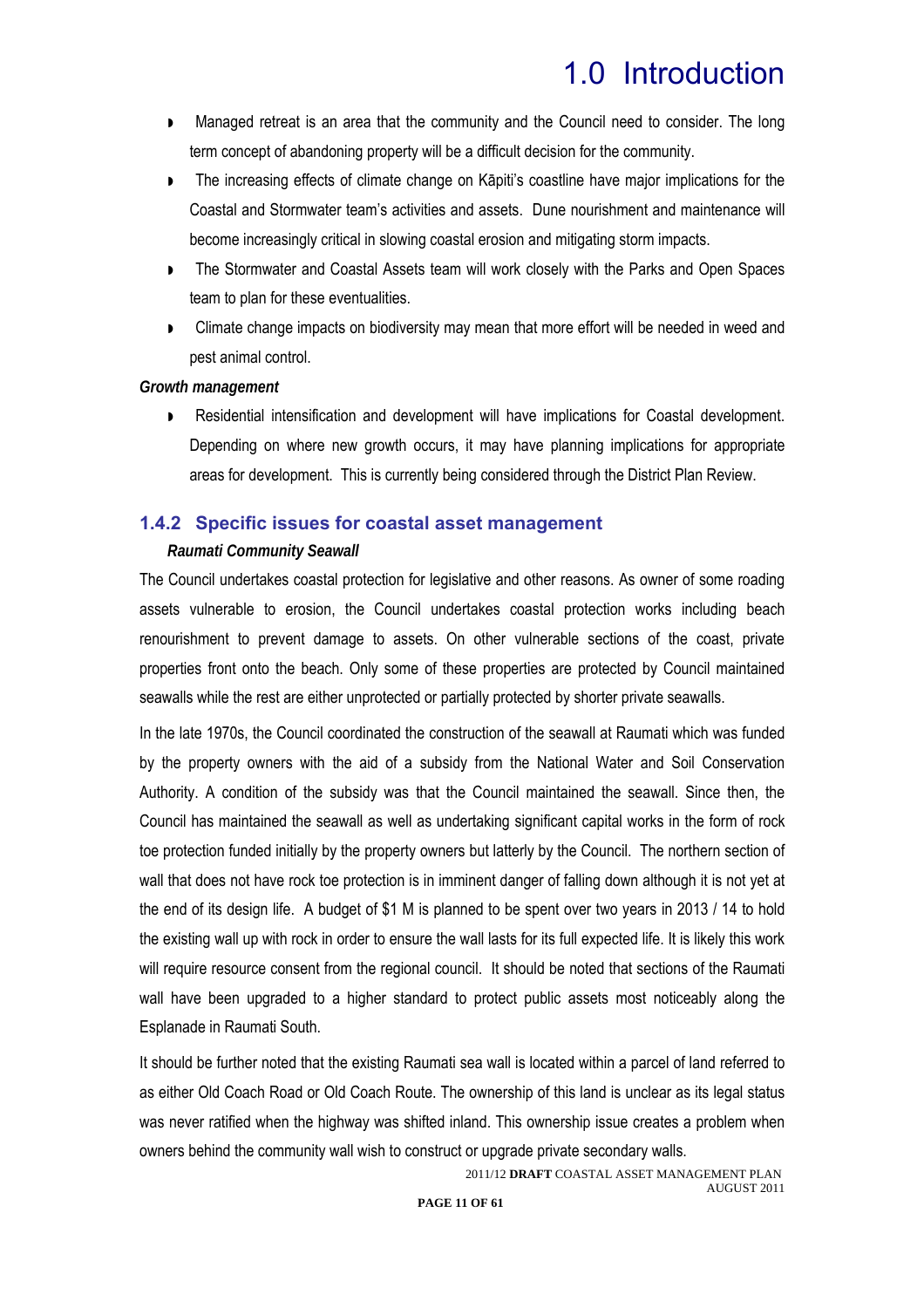- Managed retreat is an area that the community and the Council need to consider. The long term concept of abandoning property will be a difficult decision for the community.
- The increasing effects of climate change on Kāpiti's coastline have major implications for the Coastal and Stormwater team's activities and assets. Dune nourishment and maintenance will become increasingly critical in slowing coastal erosion and mitigating storm impacts.
- The Stormwater and Coastal Assets team will work closely with the Parks and Open Spaces team to plan for these eventualities.
- Climate change impacts on biodiversity may mean that more effort will be needed in weed and pest animal control.

***Growth management***

- Residential intensification and development will have implications for Coastal development. Depending on where new growth occurs, it may have planning implications for appropriate areas for development. This is currently being considered through the District Plan Review.

### 1.4.2 Specific issues for coastal asset management

***Raumati Community Seawall***

The Council undertakes coastal protection for legislative and other reasons. As owner of some roading assets vulnerable to erosion, the Council undertakes coastal protection works including beach renourishment to prevent damage to assets. On other vulnerable sections of the coast, private properties front onto the beach. Only some of these properties are protected by Council maintained seawalls while the rest are either unprotected or partially protected by shorter private seawalls.

In the late 1970s, the Council coordinated the construction of the seawall at Raumati which was funded by the property owners with the aid of a subsidy from the National Water and Soil Conservation Authority. A condition of the subsidy was that the Council maintained the seawall. Since then, the Council has maintained the seawall as well as undertaking significant capital works in the form of rock toe protection funded initially by the property owners but latterly by the Council. The northern section of wall that does not have rock toe protection is in imminent danger of falling down although it is not yet at the end of its design life. A budget of $1 M is planned to be spent over two years in 2013 / 14 to hold the existing wall up with rock in order to ensure the wall lasts for its full expected life. It is likely this work will require resource consent from the regional council. It should be noted that sections of the Raumati wall have been upgraded to a higher standard to protect public assets most noticeably along the Esplanade in Raumati South.

It should be further noted that the existing Raumati sea wall is located within a parcel of land referred to as either Old Coach Road or Old Coach Route. The ownership of this land is unclear as its legal status was never ratified when the highway was shifted inland. This ownership issue creates a problem when owners behind the community wall wish to construct or upgrade private secondary walls.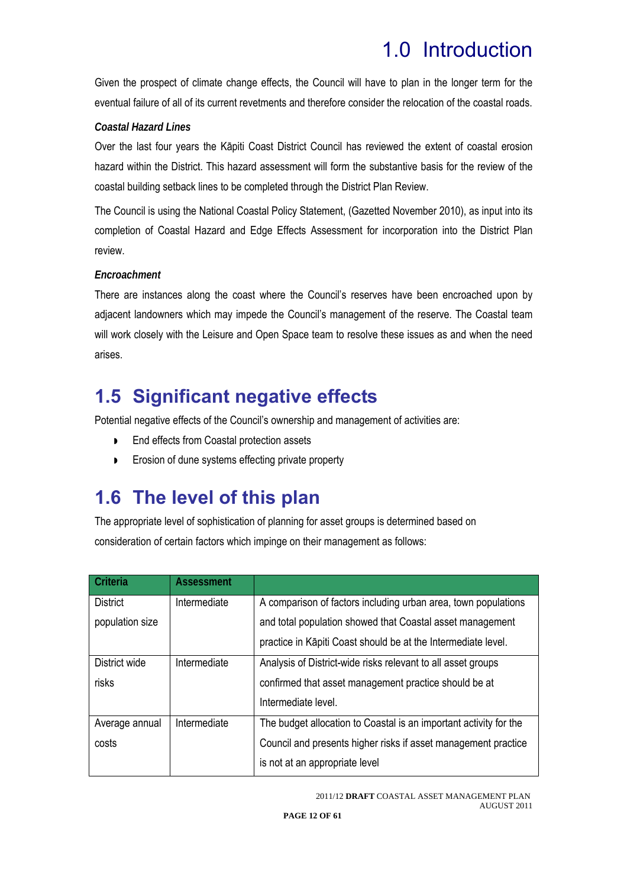# 1.0 Introduction

Given the prospect of climate change effects, the Council will have to plan in the longer term for the eventual failure of all of its current revetments and therefore consider the relocation of the coastal roads.

***Coastal Hazard Lines***

Over the last four years the Kāpiti Coast District Council has reviewed the extent of coastal erosion hazard within the District. This hazard assessment will form the substantive basis for the review of the coastal building setback lines to be completed through the District Plan Review.

The Council is using the National Coastal Policy Statement, (Gazetted November 2010), as input into its completion of Coastal Hazard and Edge Effects Assessment for incorporation into the District Plan review.

***Encroachment***

There are instances along the coast where the Council's reserves have been encroached upon by adjacent landowners which may impede the Council's management of the reserve. The Coastal team will work closely with the Leisure and Open Space team to resolve these issues as and when the need arises.

## 1.5 Significant negative effects

Potential negative effects of the Council's ownership and management of activities are:

- End effects from Coastal protection assets
- Erosion of dune systems effecting private property

## 1.6 The level of this plan

The appropriate level of sophistication of planning for asset groups is determined based on consideration of certain factors which impinge on their management as follows:

| Criteria | Assessment | |
|---|---|---|
| District population size | Intermediate | A comparison of factors including urban area, town populations and total population showed that Coastal asset management practice in Kāpiti Coast should be at the Intermediate level. |
| District wide risks | Intermediate | Analysis of District-wide risks relevant to all asset groups confirmed that asset management practice should be at Intermediate level. |
| Average annual costs | Intermediate | The budget allocation to Coastal is an important activity for the Council and presents higher risks if asset management practice is not at an appropriate level |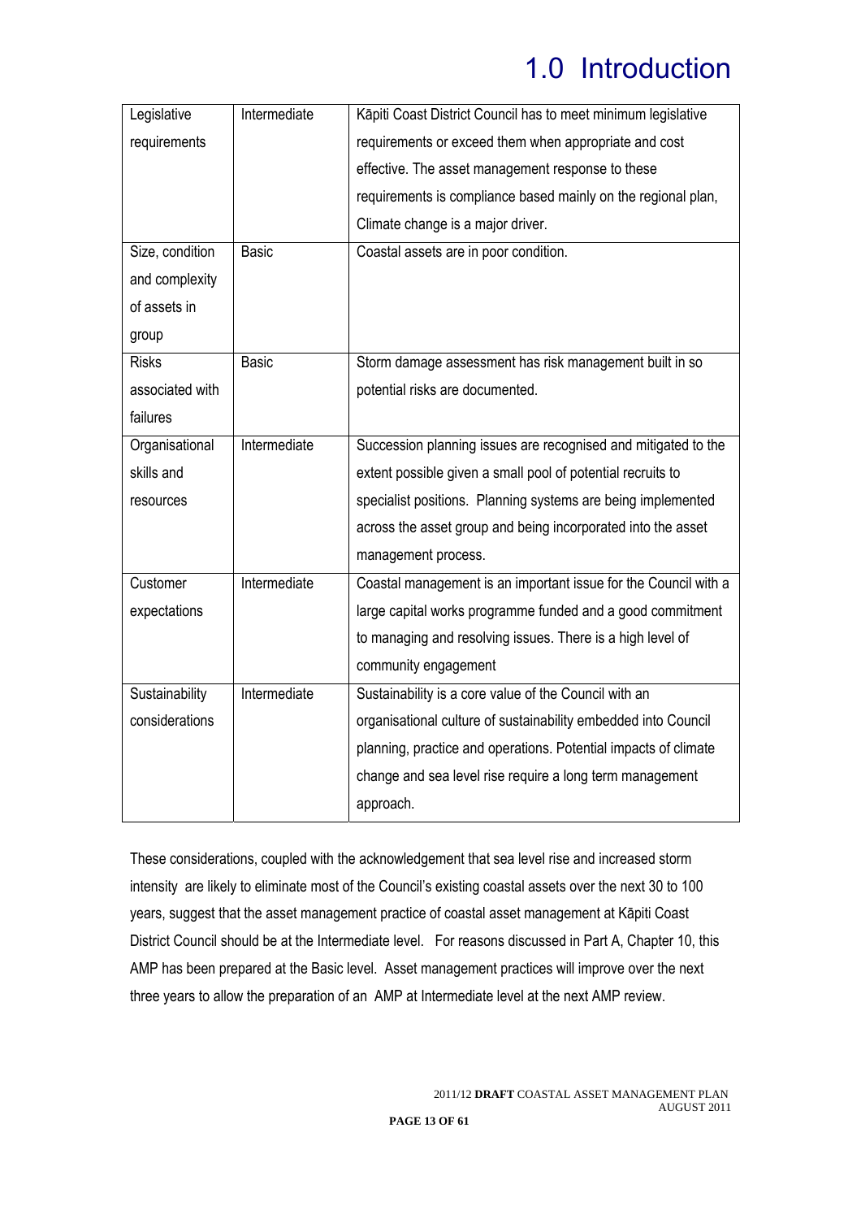# 1.0 Introduction

| | | |
|---|---|---|
| Legislative requirements | Intermediate | Kāpiti Coast District Council has to meet minimum legislative requirements or exceed them when appropriate and cost effective. The asset management response to these requirements is compliance based mainly on the regional plan, Climate change is a major driver. |
| Size, condition and complexity of assets in group | Basic | Coastal assets are in poor condition. |
| Risks associated with failures | Basic | Storm damage assessment has risk management built in so potential risks are documented. |
| Organisational skills and resources | Intermediate | Succession planning issues are recognised and mitigated to the extent possible given a small pool of potential recruits to specialist positions. Planning systems are being implemented across the asset group and being incorporated into the asset management process. |
| Customer expectations | Intermediate | Coastal management is an important issue for the Council with a large capital works programme funded and a good commitment to managing and resolving issues. There is a high level of community engagement |
| Sustainability considerations | Intermediate | Sustainability is a core value of the Council with an organisational culture of sustainability embedded into Council planning, practice and operations. Potential impacts of climate change and sea level rise require a long term management approach. |

These considerations, coupled with the acknowledgement that sea level rise and increased storm intensity are likely to eliminate most of the Council's existing coastal assets over the next 30 to 100 years, suggest that the asset management practice of coastal asset management at Kāpiti Coast District Council should be at the Intermediate level. For reasons discussed in Part A, Chapter 10, this AMP has been prepared at the Basic level. Asset management practices will improve over the next three years to allow the preparation of an AMP at Intermediate level at the next AMP review.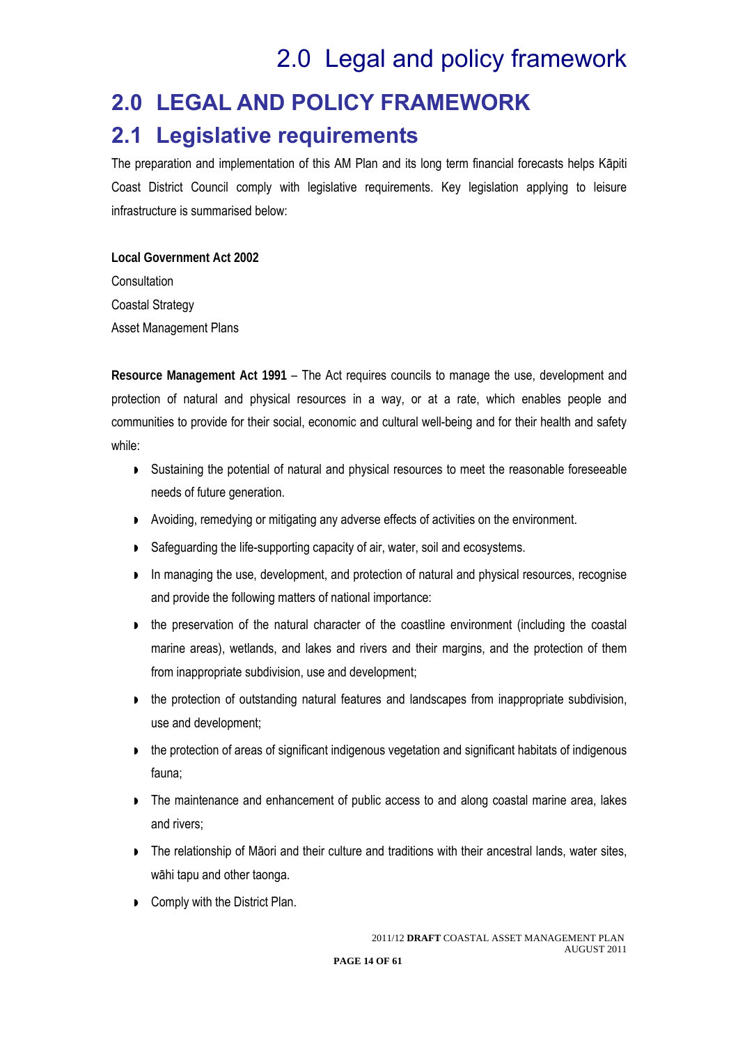# 2.0 LEGAL AND POLICY FRAMEWORK

## 2.1 Legislative requirements

The preparation and implementation of this AM Plan and its long term financial forecasts helps Kāpiti Coast District Council comply with legislative requirements. Key legislation applying to leisure infrastructure is summarised below:

**Local Government Act 2002**

Consultation

Coastal Strategy

Asset Management Plans

**Resource Management Act 1991** – The Act requires councils to manage the use, development and protection of natural and physical resources in a way, or at a rate, which enables people and communities to provide for their social, economic and cultural well-being and for their health and safety while:

- Sustaining the potential of natural and physical resources to meet the reasonable foreseeable needs of future generation.
- Avoiding, remedying or mitigating any adverse effects of activities on the environment.
- Safeguarding the life-supporting capacity of air, water, soil and ecosystems.
- In managing the use, development, and protection of natural and physical resources, recognise and provide the following matters of national importance:
- the preservation of the natural character of the coastline environment (including the coastal marine areas), wetlands, and lakes and rivers and their margins, and the protection of them from inappropriate subdivision, use and development;
- the protection of outstanding natural features and landscapes from inappropriate subdivision, use and development;
- the protection of areas of significant indigenous vegetation and significant habitats of indigenous fauna;
- The maintenance and enhancement of public access to and along coastal marine area, lakes and rivers;
- The relationship of Māori and their culture and traditions with their ancestral lands, water sites, wāhi tapu and other taonga.
- Comply with the District Plan.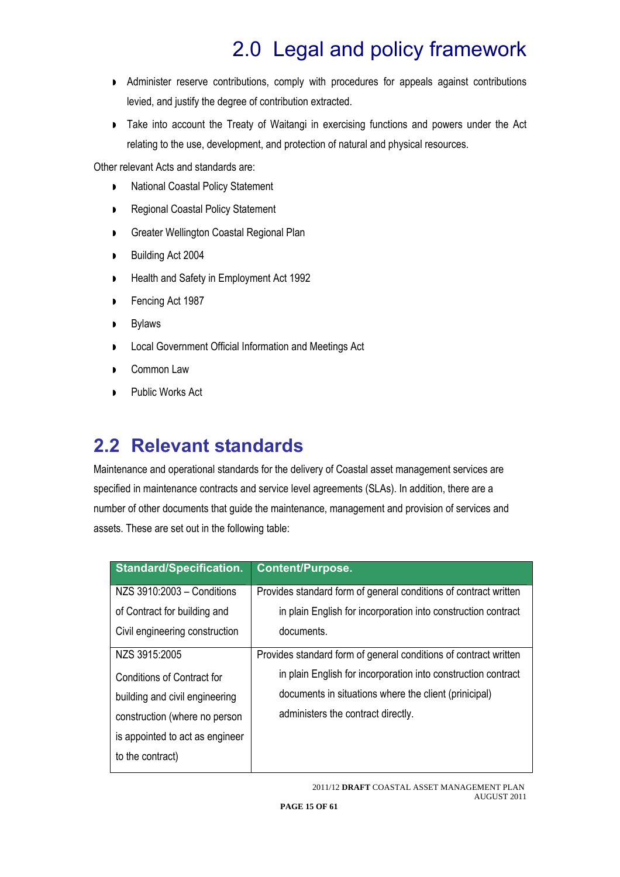- Administer reserve contributions, comply with procedures for appeals against contributions levied, and justify the degree of contribution extracted.
- Take into account the Treaty of Waitangi in exercising functions and powers under the Act relating to the use, development, and protection of natural and physical resources.

Other relevant Acts and standards are:

- National Coastal Policy Statement
- Regional Coastal Policy Statement
- Greater Wellington Coastal Regional Plan
- Building Act 2004
- Health and Safety in Employment Act 1992
- Fencing Act 1987
- Bylaws
- Local Government Official Information and Meetings Act
- Common Law
- Public Works Act

## 2.2 Relevant standards

Maintenance and operational standards for the delivery of Coastal asset management services are specified in maintenance contracts and service level agreements (SLAs). In addition, there are a number of other documents that guide the maintenance, management and provision of services and assets. These are set out in the following table:

| Standard/Specification. | Content/Purpose. |
|---|---|
| NZS 3910:2003 – Conditions of Contract for building and Civil engineering construction | Provides standard form of general conditions of contract written in plain English for incorporation into construction contract documents. |
| NZS 3915:2005 Conditions of Contract for building and civil engineering construction (where no person is appointed to act as engineer to the contract) | Provides standard form of general conditions of contract written in plain English for incorporation into construction contract documents in situations where the client (prinicipal) administers the contract directly. |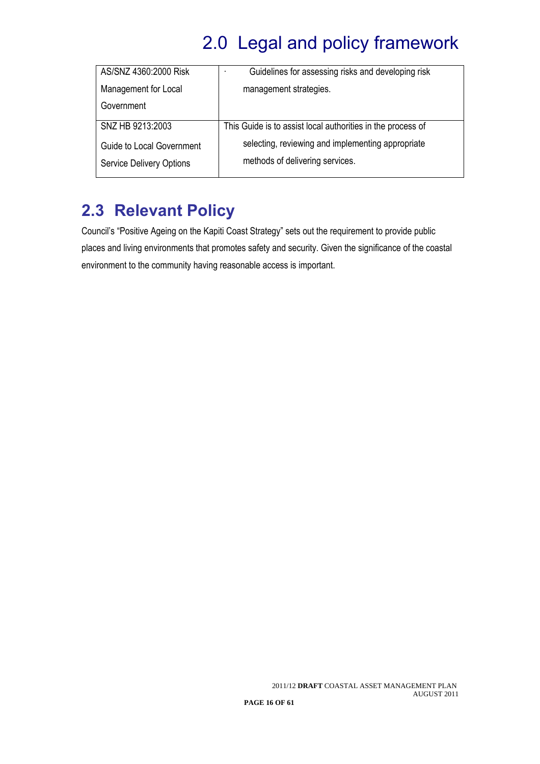# 2.0 Legal and policy framework

| | |
|---|---|
| AS/SNZ 4360:2000 Risk Management for Local Government | · Guidelines for assessing risks and developing risk management strategies. |
| SNZ HB 9213:2003 Guide to Local Government Service Delivery Options | This Guide is to assist local authorities in the process of selecting, reviewing and implementing appropriate methods of delivering services. |

## 2.3 Relevant Policy

Council's "Positive Ageing on the Kapiti Coast Strategy" sets out the requirement to provide public places and living environments that promotes safety and security. Given the significance of the coastal environment to the community having reasonable access is important.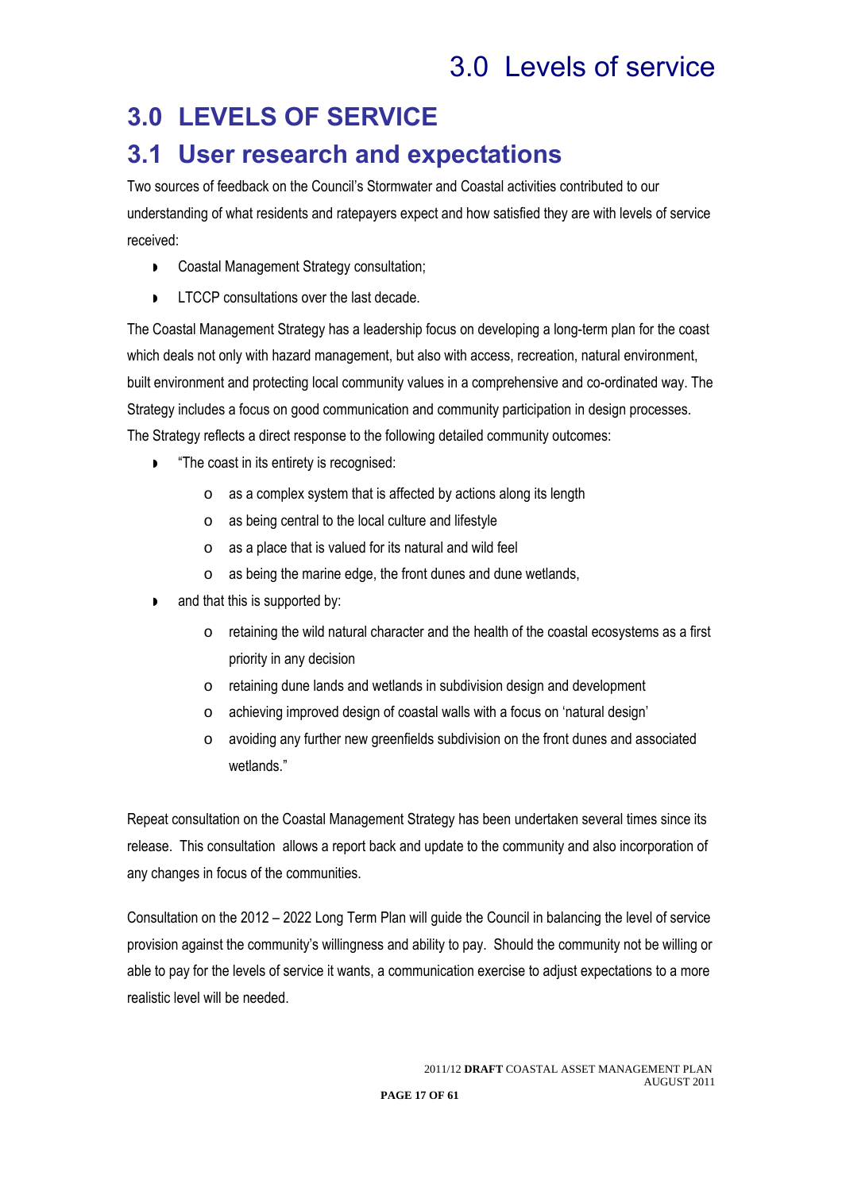# 3.0 LEVELS OF SERVICE

## 3.1 User research and expectations

Two sources of feedback on the Council's Stormwater and Coastal activities contributed to our understanding of what residents and ratepayers expect and how satisfied they are with levels of service received:

- Coastal Management Strategy consultation;
- LTCCP consultations over the last decade.

The Coastal Management Strategy has a leadership focus on developing a long-term plan for the coast which deals not only with hazard management, but also with access, recreation, natural environment, built environment and protecting local community values in a comprehensive and co-ordinated way. The Strategy includes a focus on good communication and community participation in design processes. The Strategy reflects a direct response to the following detailed community outcomes:

- "The coast in its entirety is recognised:
  - as a complex system that is affected by actions along its length
  - as being central to the local culture and lifestyle
  - as a place that is valued for its natural and wild feel
  - as being the marine edge, the front dunes and dune wetlands,
- and that this is supported by:
  - retaining the wild natural character and the health of the coastal ecosystems as a first priority in any decision
  - retaining dune lands and wetlands in subdivision design and development
  - achieving improved design of coastal walls with a focus on 'natural design'
  - avoiding any further new greenfields subdivision on the front dunes and associated wetlands."

Repeat consultation on the Coastal Management Strategy has been undertaken several times since its release. This consultation allows a report back and update to the community and also incorporation of any changes in focus of the communities.

Consultation on the 2012 – 2022 Long Term Plan will guide the Council in balancing the level of service provision against the community's willingness and ability to pay. Should the community not be willing or able to pay for the levels of service it wants, a communication exercise to adjust expectations to a more realistic level will be needed.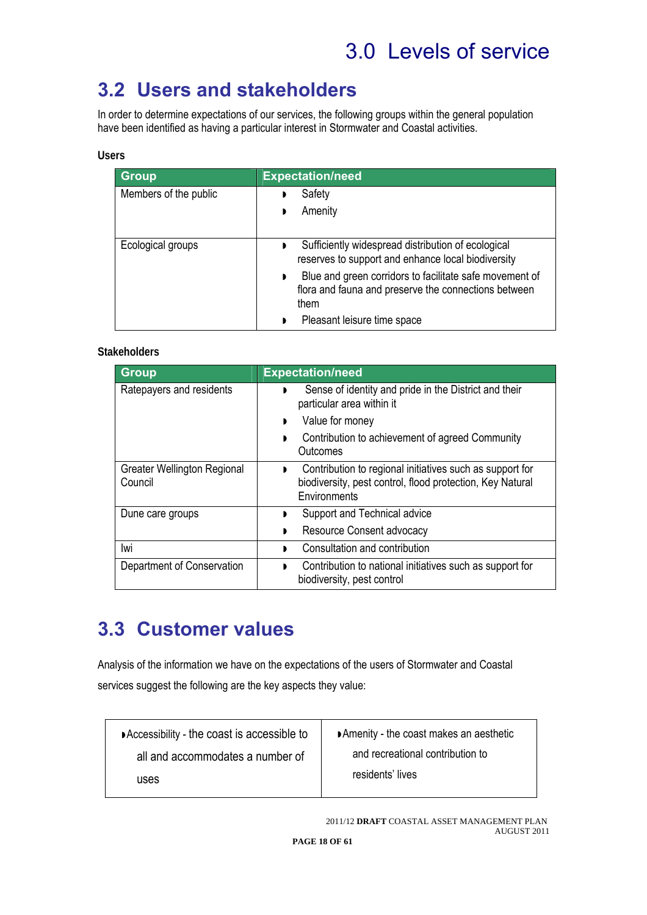# 3.0 Levels of service

## 3.2 Users and stakeholders

In order to determine expectations of our services, the following groups within the general population have been identified as having a particular interest in Stormwater and Coastal activities.

**Users**

| Group | Expectation/need |
|---|---|
| Members of the public | ◗ Safety<br>◗ Amenity |
| Ecological groups | ◗ Sufficiently widespread distribution of ecological reserves to support and enhance local biodiversity<br>◗ Blue and green corridors to facilitate safe movement of flora and fauna and preserve the connections between them<br>◗ Pleasant leisure time space |

**Stakeholders**

| Group | Expectation/need |
|---|---|
| Ratepayers and residents | ◗ Sense of identity and pride in the District and their particular area within it<br>◗ Value for money<br>◗ Contribution to achievement of agreed Community Outcomes |
| Greater Wellington Regional Council | ◗ Contribution to regional initiatives such as support for biodiversity, pest control, flood protection, Key Natural Environments |
| Dune care groups | ◗ Support and Technical advice<br>◗ Resource Consent advocacy |
| Iwi | ◗ Consultation and contribution |
| Department of Conservation | ◗ Contribution to national initiatives such as support for biodiversity, pest control |

## 3.3 Customer values

Analysis of the information we have on the expectations of the users of Stormwater and Coastal services suggest the following are the key aspects they value:

| | |
|---|---|
| ◗Accessibility - the coast is accessible to all and accommodates a number of uses | ◗Amenity - the coast makes an aesthetic and recreational contribution to residents' lives |

2011/12 **DRAFT** COASTAL ASSET MANAGEMENT PLAN
AUGUST 2011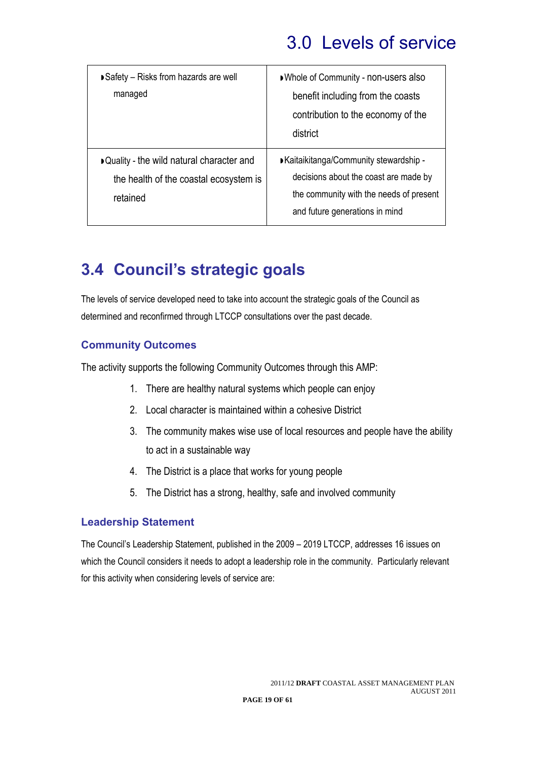| ◗Safety – Risks from hazards are well managed | ◗Whole of Community - non-users also benefit including from the coasts contribution to the economy of the district |
|---|---|
| ◗Quality - the wild natural character and the health of the coastal ecosystem is retained | ◗Kaitaikitanga/Community stewardship - decisions about the coast are made by the community with the needs of present and future generations in mind |

## 3.4 Council's strategic goals

The levels of service developed need to take into account the strategic goals of the Council as determined and reconfirmed through LTCCP consultations over the past decade.

### Community Outcomes

The activity supports the following Community Outcomes through this AMP:

1. There are healthy natural systems which people can enjoy
2. Local character is maintained within a cohesive District
3. The community makes wise use of local resources and people have the ability to act in a sustainable way
4. The District is a place that works for young people
5. The District has a strong, healthy, safe and involved community

### Leadership Statement

The Council's Leadership Statement, published in the 2009 – 2019 LTCCP, addresses 16 issues on which the Council considers it needs to adopt a leadership role in the community. Particularly relevant for this activity when considering levels of service are: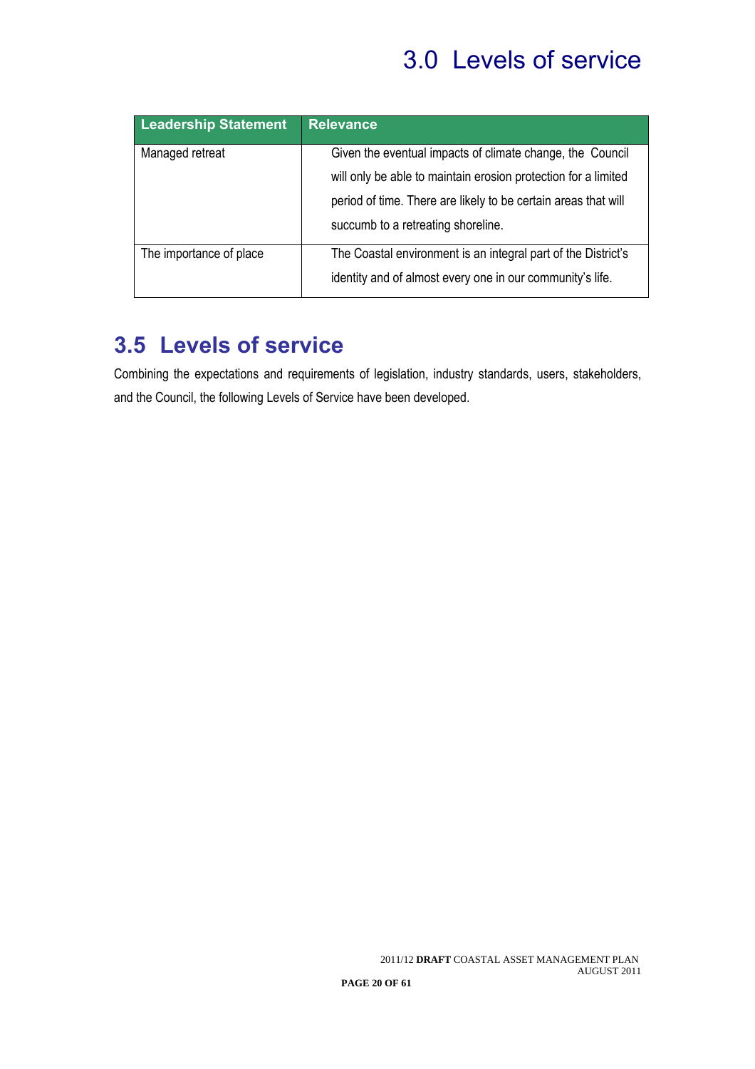| Leadership Statement | Relevance |
|---|---|
| Managed retreat | Given the eventual impacts of climate change, the Council will only be able to maintain erosion protection for a limited period of time. There are likely to be certain areas that will succumb to a retreating shoreline. |
| The importance of place | The Coastal environment is an integral part of the District's identity and of almost every one in our community's life. |

## 3.5 Levels of service

Combining the expectations and requirements of legislation, industry standards, users, stakeholders, and the Council, the following Levels of Service have been developed.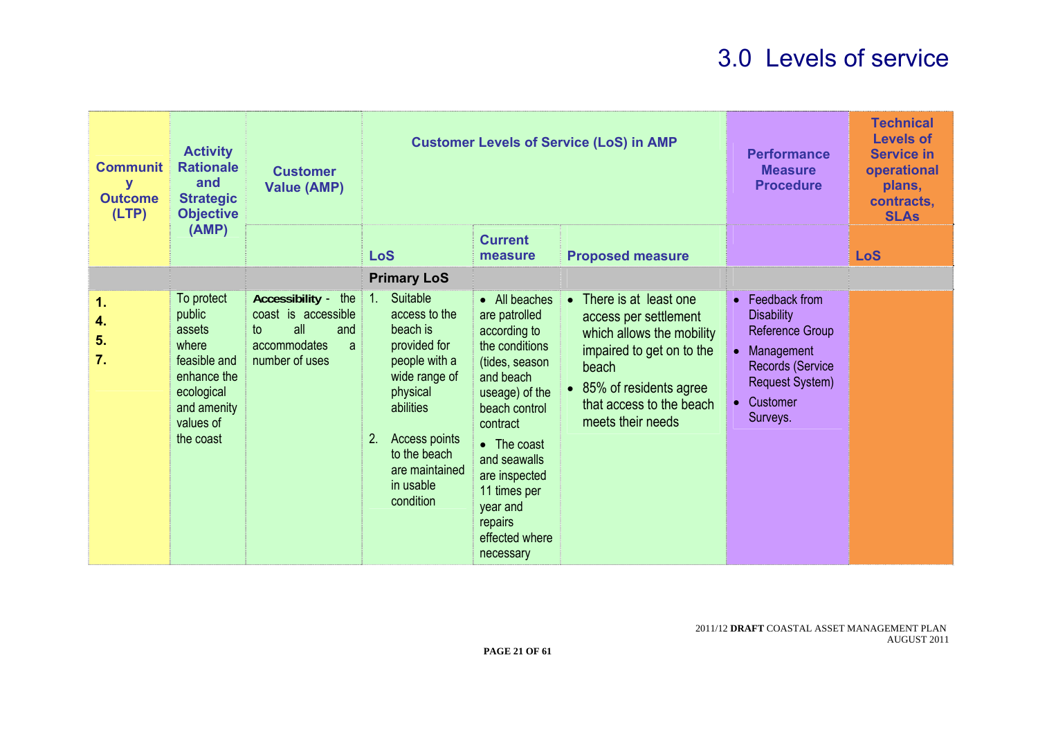# 3.0 Levels of service

| Community Outcome (LTP) | Activity Rationale and Strategic Objective (AMP) | Customer Value (AMP) | Customer Levels of Service (LoS) in AMP | | | Performance Measure Procedure | Technical Levels of Service in operational plans, contracts, SLAs |
|---|---|---|---|---|---|---|---|
| | | | LoS | Current measure | Proposed measure | | LoS |
| | | | **Primary LoS** | | | | |
| **1.**<br>**4.**<br>**5.**<br>**7.** | To protect public assets where feasible and enhance the ecological and amenity values of the coast | **Accessibility** - the coast is accessible to all and accommodates a number of uses | 1. Suitable access to the beach is provided for people with a wide range of physical abilities<br>2. Access points to the beach are maintained in usable condition | • All beaches are patrolled according to the conditions (tides, season and beach useage) of the beach control contract<br>• The coast and seawalls are inspected 11 times per year and repairs effected where necessary | • There is at least one access per settlement which allows the mobility impaired to get on to the beach<br>• 85% of residents agree that access to the beach meets their needs | • Feedback from Disability Reference Group<br>• Management Records (Service Request System)<br>• Customer Surveys. | |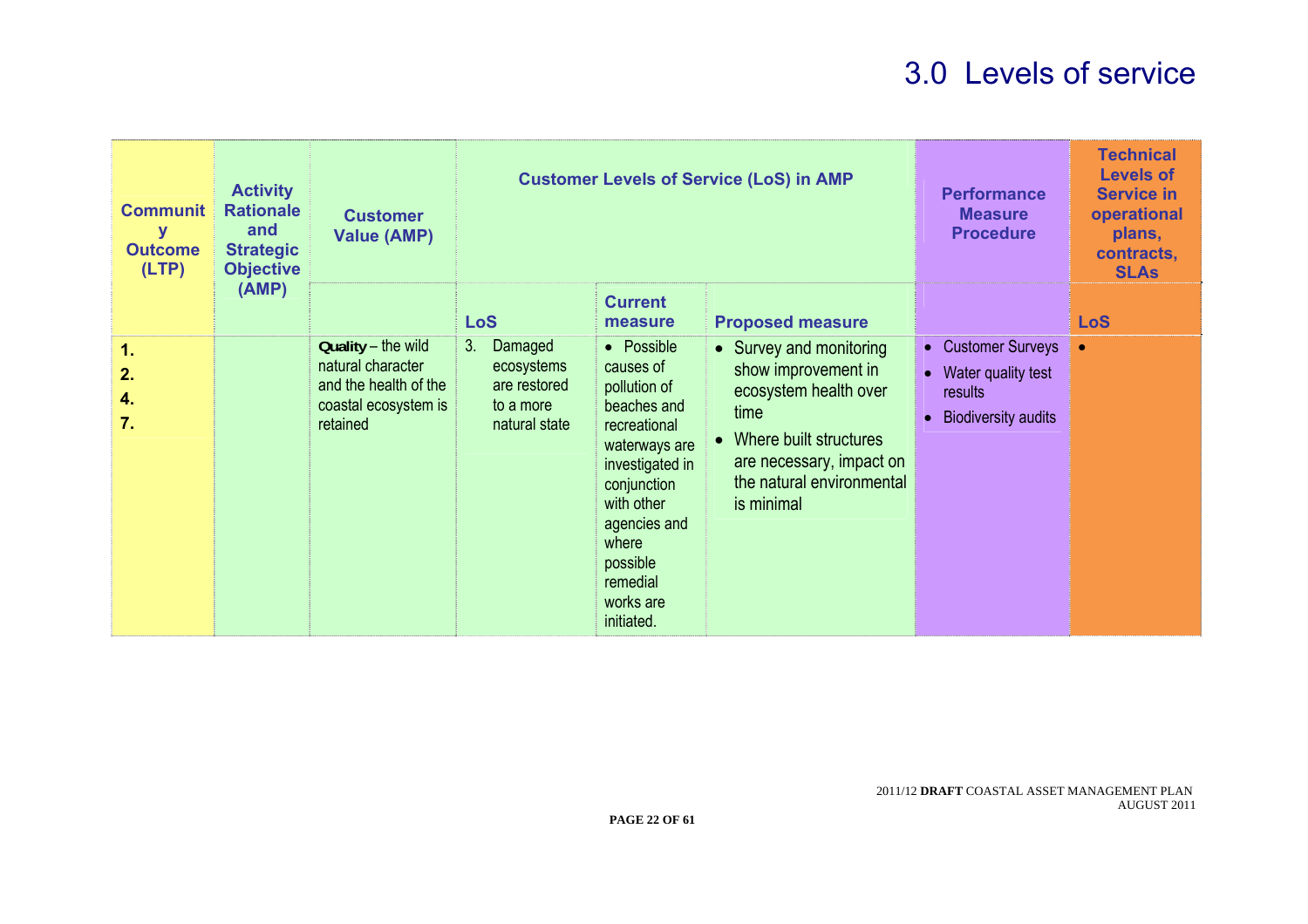# 3.0 Levels of service

| Community Outcome (LTP) | Activity Rationale and Strategic Objective (AMP) | Customer Value (AMP) | Customer Levels of Service (LoS) in AMP | | | Performance Measure Procedure | Technical Levels of Service in operational plans, contracts, SLAs |
|---|---|---|---|---|---|---|---|
| | | | LoS | Current measure | Proposed measure | | LoS |
| 1.<br>2.<br>4.<br>7. | | **Quality** – the wild natural character and the health of the coastal ecosystem is retained | 3. Damaged ecosystems are restored to a more natural state | • Possible causes of pollution of beaches and recreational waterways are investigated in conjunction with other agencies and where possible remedial works are initiated. | • Survey and monitoring show improvement in ecosystem health over time<br>• Where built structures are necessary, impact on the natural environmental is minimal | • Customer Surveys<br>• Water quality test results<br>• Biodiversity audits | • |

2011/12 **DRAFT** COASTAL ASSET MANAGEMENT PLAN
AUGUST 2011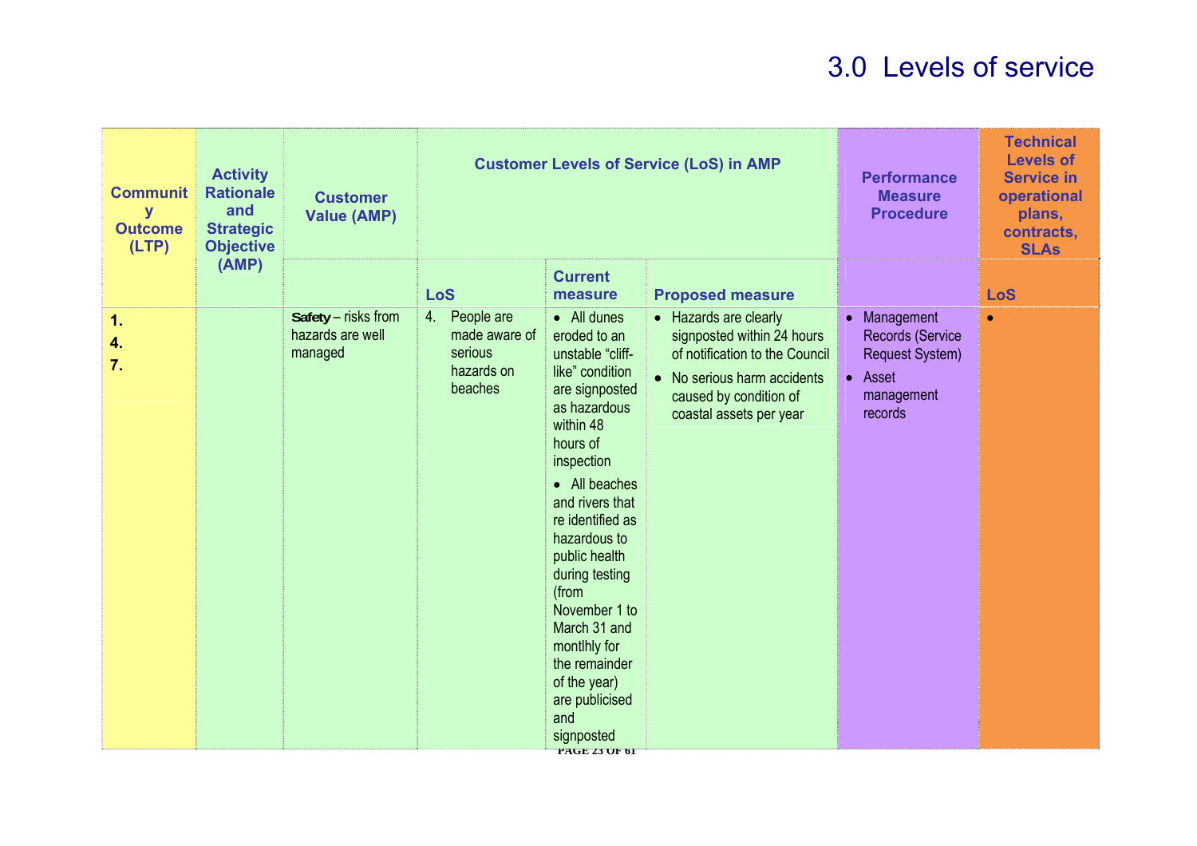# 3.0 Levels of service

| Community Outcome (LTP) | Activity Rationale and Strategic Objective (AMP) | Customer Value (AMP) | Customer Levels of Service (LoS) in AMP | | | Performance Measure Procedure | Technical Levels of Service in operational plans, contracts, SLAs |
|---|---|---|---|---|---|---|---|
| | | | LoS | Current measure | Proposed measure | | LoS |
| 1.<br>4.<br>7. | | **Safety** – risks from hazards are well managed | 4. People are made aware of serious hazards on beaches | • All dunes eroded to an unstable "cliff-like" condition are signposted as hazardous within 48 hours of inspection<br>• All beaches and rivers that re identified as hazardous to public health during testing (from November 1 to March 31 and montlhly for the remainder of the year) are publicised and signposted | • Hazards are clearly signposted within 24 hours of notification to the Council<br>• No serious harm accidents caused by condition of coastal assets per year | • Management Records (Service Request System)<br>• Asset management records | • |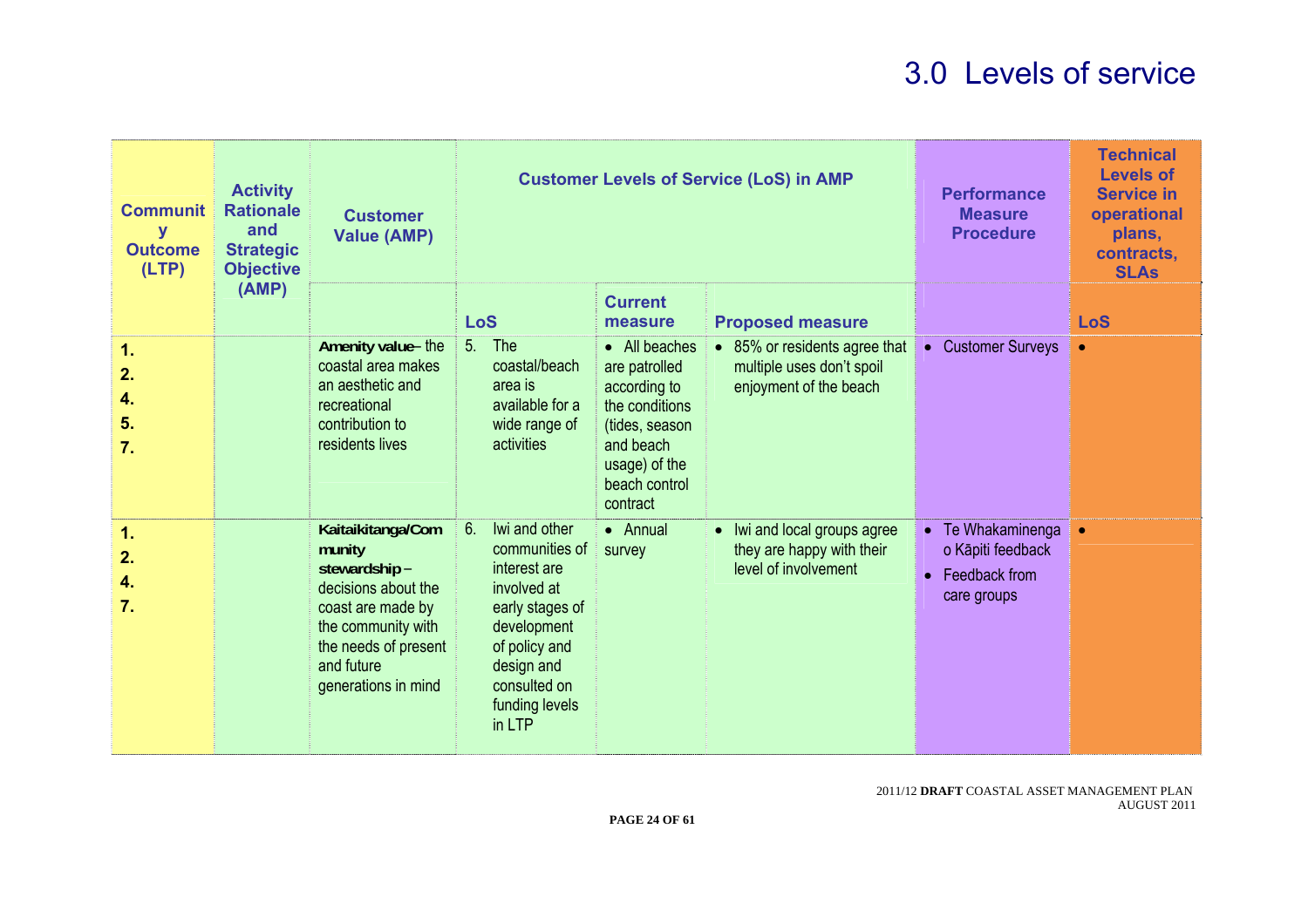# 3.0 Levels of service

| Community Outcome (LTP) | Activity Rationale and Strategic Objective (AMP) | Customer Value (AMP) | Customer Levels of Service (LoS) in AMP | | | Performance Measure Procedure | Technical Levels of Service in operational plans, contracts, SLAs |
|---|---|---|---|---|---|---|---|
| | | | LoS | Current measure | Proposed measure | | LoS |
| **1.**<br>**2.**<br>**4.**<br>**5.**<br>**7.** | | **Amenity value**– the coastal area makes an aesthetic and recreational contribution to residents lives | 5. The coastal/beach area is available for a wide range of activities | • All beaches are patrolled according to the conditions (tides, season and beach usage) of the beach control contract | • 85% or residents agree that multiple uses don't spoil enjoyment of the beach | • Customer Surveys | • |
| **1.**<br>**2.**<br>**4.**<br>**7.** | | **Kaitaikitanga/Community stewardship** – decisions about the coast are made by the community with the needs of present and future generations in mind | 6. Iwi and other communities of interest are involved at early stages of development of policy and design and consulted on funding levels in LTP | • Annual survey | • Iwi and local groups agree they are happy with their level of involvement | • Te Whakaminenga o Kāpiti feedback<br>• Feedback from care groups | • |

2011/12 **DRAFT** COASTAL ASSET MANAGEMENT PLAN
AUGUST 2011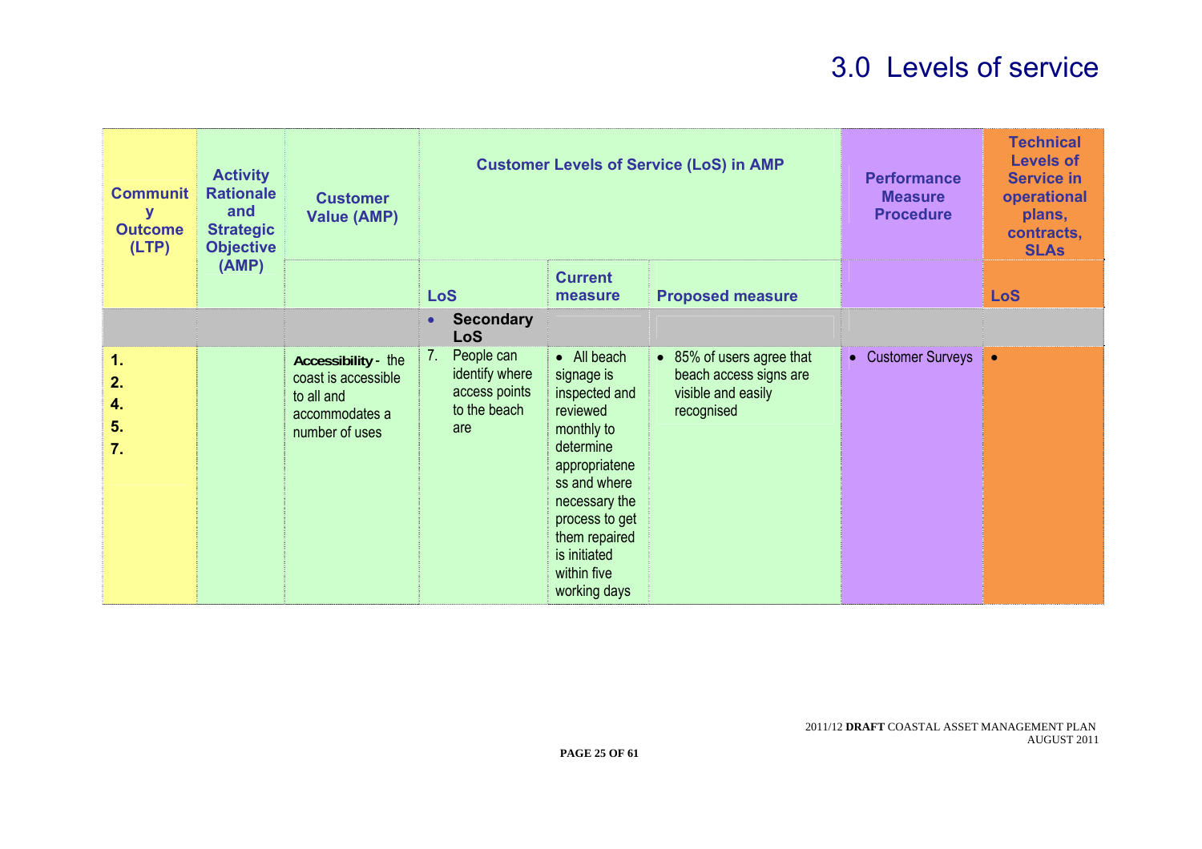# 3.0 Levels of service

| Community Outcome (LTP) | Activity Rationale and Strategic Objective (AMP) | Customer Value (AMP) | Customer Levels of Service (LoS) in AMP | | | Performance Measure Procedure | Technical Levels of Service in operational plans, contracts, SLAs |
|---|---|---|---|---|---|---|---|
| | | | LoS | Current measure | Proposed measure | | LoS |
| | | | • **Secondary LoS** | | | | |
| **1.**<br>**2.**<br>**4.**<br>**5.**<br>**7.** | | **Accessibility** - the coast is accessible to all and accommodates a number of uses | 7. People can identify where access points to the beach are | • All beach signage is inspected and reviewed monthly to determine appropriateness and where necessary the process to get them repaired is initiated within five working days | • 85% of users agree that beach access signs are visible and easily recognised | • Customer Surveys | • |

2011/12 **DRAFT** COASTAL ASSET MANAGEMENT PLAN
AUGUST 2011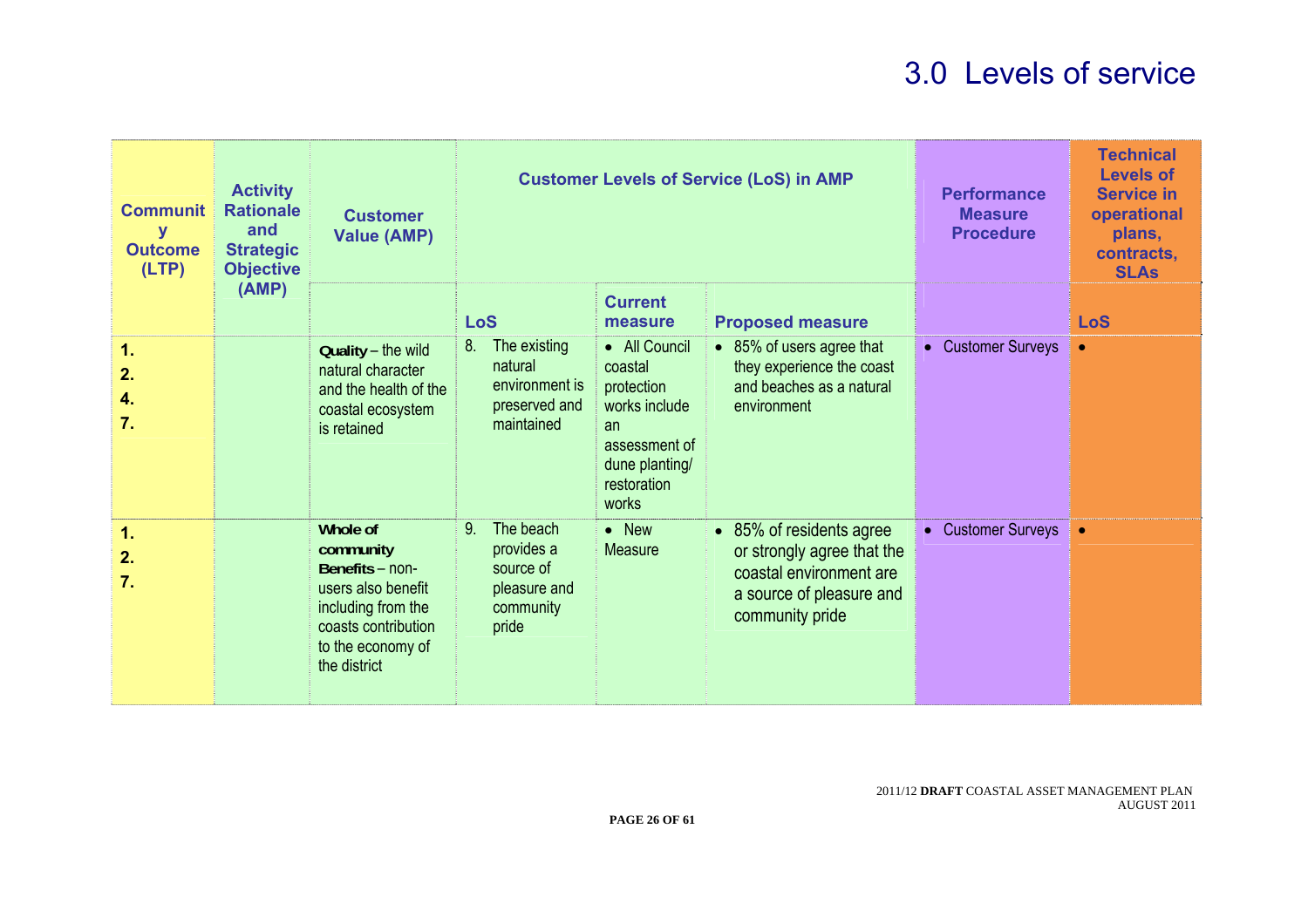# 3.0 Levels of service

| Community Outcome (LTP) | Activity Rationale and Strategic Objective (AMP) | Customer Value (AMP) | Customer Levels of Service (LoS) in AMP | | | Performance Measure Procedure | Technical Levels of Service in operational plans, contracts, SLAs |
|---|---|---|---|---|---|---|---|
| | | | LoS | Current measure | Proposed measure | | LoS |
| 1.<br>2.<br>4.<br>7. | | **Quality** – the wild natural character and the health of the coastal ecosystem is retained | 8. The existing natural environment is preserved and maintained | • All Council coastal protection works include an assessment of dune planting/ restoration works | • 85% of users agree that they experience the coast and beaches as a natural environment | • Customer Surveys | • |
| 1.<br>2.<br>7. | | **Whole of community Benefits** – non-users also benefit including from the coasts contribution to the economy of the district | 9. The beach provides a source of pleasure and community pride | • New Measure | • 85% of residents agree or strongly agree that the coastal environment are a source of pleasure and community pride | • Customer Surveys | • |

2011/12 **DRAFT** COASTAL ASSET MANAGEMENT PLAN
AUGUST 2011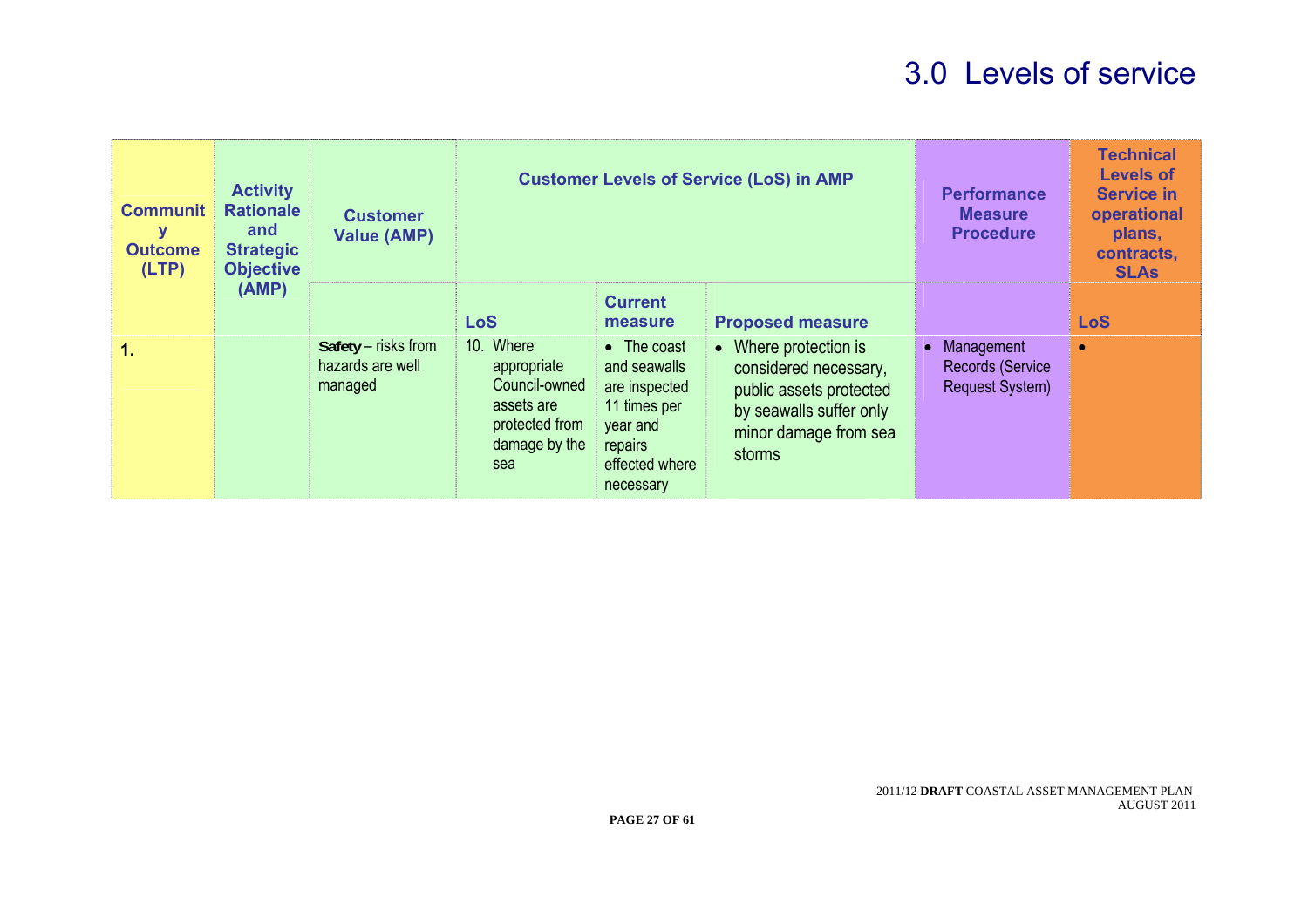# 3.0 Levels of service

| Community Outcome (LTP) | Activity Rationale and Strategic Objective (AMP) | Customer Value (AMP) | Customer Levels of Service (LoS) in AMP | | | Performance Measure Procedure | Technical Levels of Service in operational plans, contracts, SLAs |
|---|---|---|---|---|---|---|---|
| | | | LoS | Current measure | Proposed measure | | LoS |
| 1. | | **Safety** – risks from hazards are well managed | 10. Where appropriate Council-owned assets are protected from damage by the sea | • The coast and seawalls are inspected 11 times per year and repairs effected where necessary | • Where protection is considered necessary, public assets protected by seawalls suffer only minor damage from sea storms | • Management Records (Service Request System) | • |

2011/12 **DRAFT** COASTAL ASSET MANAGEMENT PLAN
AUGUST 2011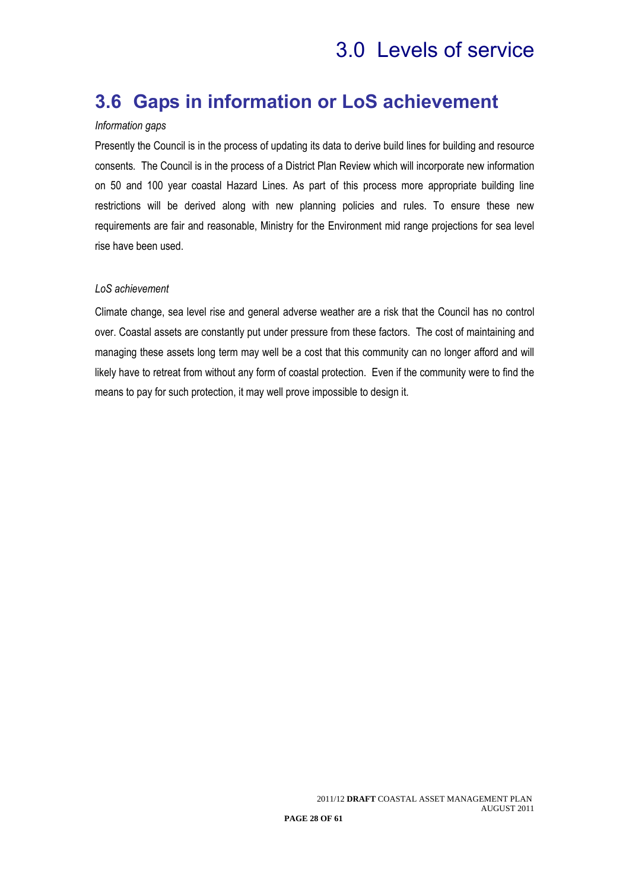## 3.6 Gaps in information or LoS achievement

*Information gaps*

Presently the Council is in the process of updating its data to derive build lines for building and resource consents. The Council is in the process of a District Plan Review which will incorporate new information on 50 and 100 year coastal Hazard Lines. As part of this process more appropriate building line restrictions will be derived along with new planning policies and rules. To ensure these new requirements are fair and reasonable, Ministry for the Environment mid range projections for sea level rise have been used.

*LoS achievement*

Climate change, sea level rise and general adverse weather are a risk that the Council has no control over. Coastal assets are constantly put under pressure from these factors. The cost of maintaining and managing these assets long term may well be a cost that this community can no longer afford and will likely have to retreat from without any form of coastal protection. Even if the community were to find the means to pay for such protection, it may well prove impossible to design it.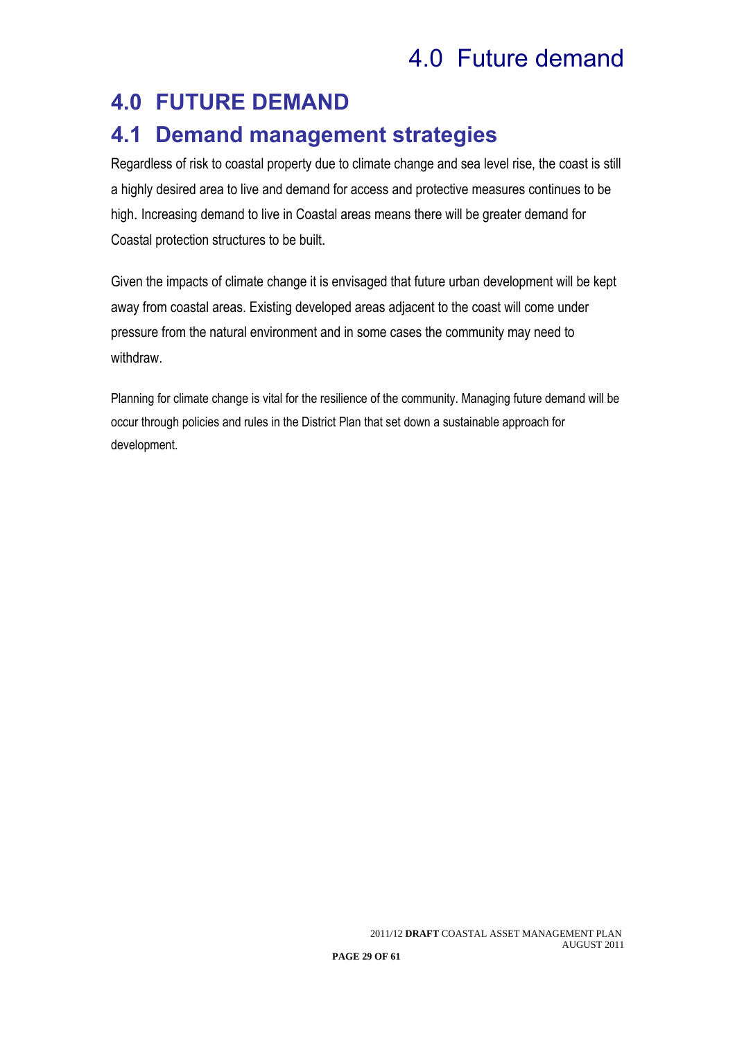# 4.0 FUTURE DEMAND

## 4.1 Demand management strategies

Regardless of risk to coastal property due to climate change and sea level rise, the coast is still a highly desired area to live and demand for access and protective measures continues to be high. Increasing demand to live in Coastal areas means there will be greater demand for Coastal protection structures to be built.

Given the impacts of climate change it is envisaged that future urban development will be kept away from coastal areas. Existing developed areas adjacent to the coast will come under pressure from the natural environment and in some cases the community may need to withdraw.

Planning for climate change is vital for the resilience of the community. Managing future demand will be occur through policies and rules in the District Plan that set down a sustainable approach for development.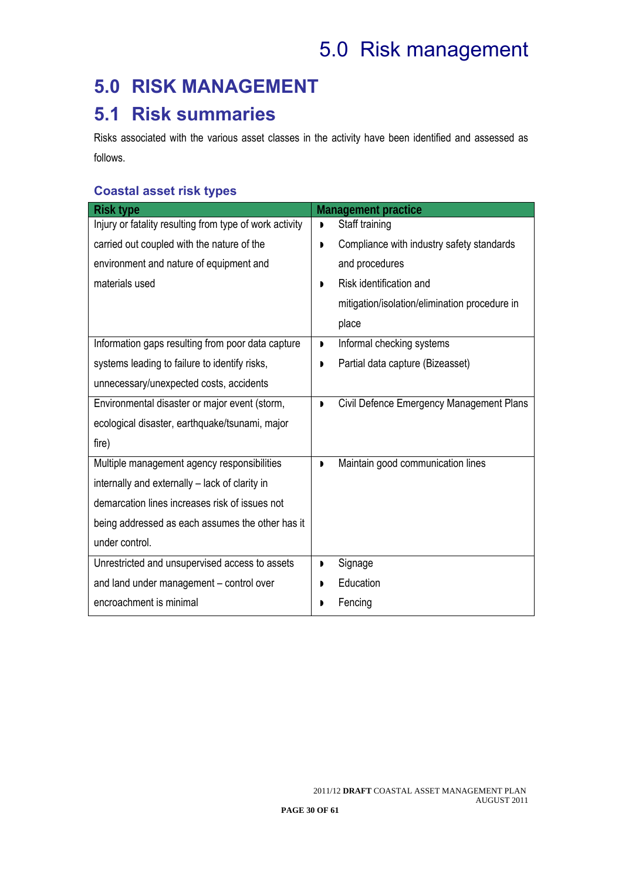# 5.0 RISK MANAGEMENT

## 5.1 Risk summaries

Risks associated with the various asset classes in the activity have been identified and assessed as follows.

### Coastal asset risk types

| Risk type | Management practice |
|---|---|
| Injury or fatality resulting from type of work activity carried out coupled with the nature of the environment and nature of equipment and materials used | ◗ Staff training<br>◗ Compliance with industry safety standards and procedures<br>◗ Risk identification and mitigation/isolation/elimination procedure in place |
| Information gaps resulting from poor data capture systems leading to failure to identify risks, unnecessary/unexpected costs, accidents | ◗ Informal checking systems<br>◗ Partial data capture (Bizeasset) |
| Environmental disaster or major event (storm, ecological disaster, earthquake/tsunami, major fire) | ◗ Civil Defence Emergency Management Plans |
| Multiple management agency responsibilities internally and externally – lack of clarity in demarcation lines increases risk of issues not being addressed as each assumes the other has it under control. | ◗ Maintain good communication lines |
| Unrestricted and unsupervised access to assets and land under management – control over encroachment is minimal | ◗ Signage<br>◗ Education<br>◗ Fencing |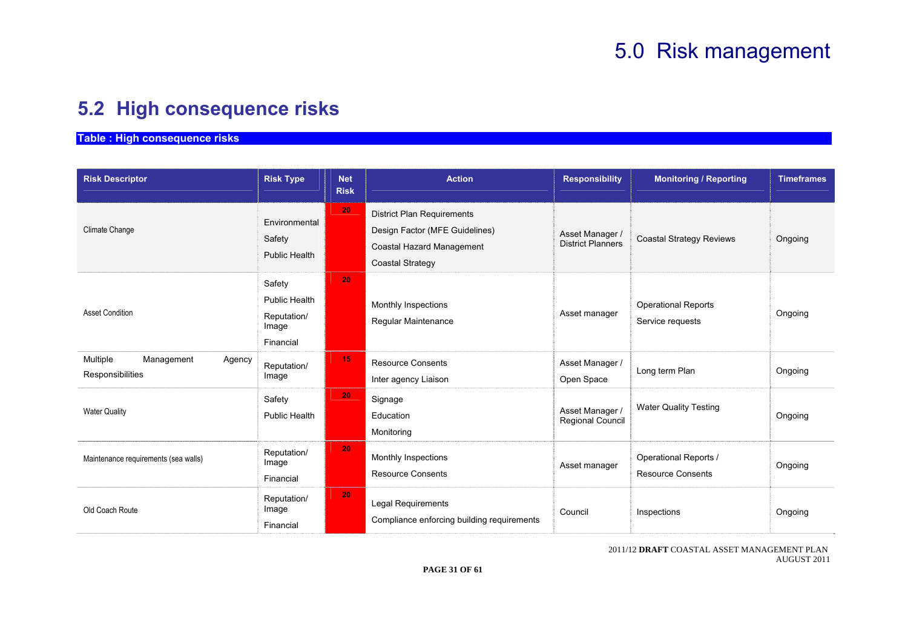# 5.0 Risk management

## 5.2 High consequence risks

**Table : High consequence risks**

| Risk Descriptor | Risk Type | Net Risk | Action | Responsibility | Monitoring / Reporting | Timeframes |
|---|---|---|---|---|---|---|
| Climate Change | Environmental<br>Safety<br>Public Health | 20 | District Plan Requirements<br>Design Factor (MFE Guidelines)<br>Coastal Hazard Management<br>Coastal Strategy | Asset Manager / District Planners | Coastal Strategy Reviews | Ongoing |
| Asset Condition | Safety<br>Public Health<br>Reputation/ Image<br>Financial | 20 | Monthly Inspections<br>Regular Maintenance | Asset manager | Operational Reports<br>Service requests | Ongoing |
| Multiple Management Agency Responsibilities | Reputation/ Image | 15 | Resource Consents<br>Inter agency Liaison | Asset Manager / Open Space | Long term Plan | Ongoing |
| Water Quality | Safety<br>Public Health | 20 | Signage<br>Education<br>Monitoring | Asset Manager / Regional Council | Water Quality Testing | Ongoing |
| Maintenance requirements (sea walls) | Reputation/ Image<br>Financial | 20 | Monthly Inspections<br>Resource Consents | Asset manager | Operational Reports / Resource Consents | Ongoing |
| Old Coach Route | Reputation/ Image<br>Financial | 20 | Legal Requirements<br>Compliance enforcing building requirements | Council | Inspections | Ongoing |

2011/12 **DRAFT** COASTAL ASSET MANAGEMENT PLAN
AUGUST 2011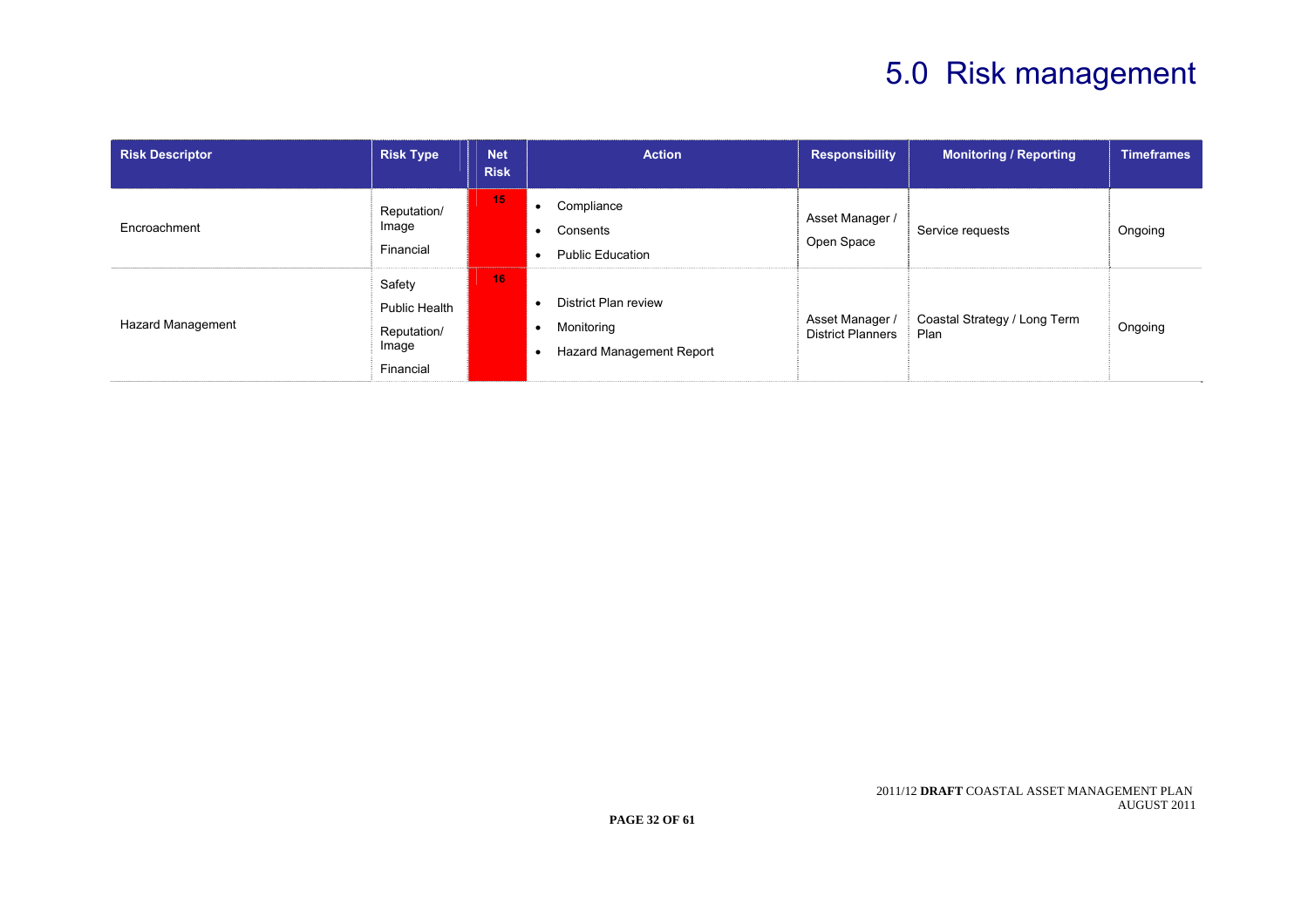# 5.0 Risk management

| Risk Descriptor | Risk Type | Net Risk | Action | Responsibility | Monitoring / Reporting | Timeframes |
|---|---|---|---|---|---|---|
| Encroachment | Reputation/ Image<br>Financial | 15 | • Compliance<br>• Consents<br>• Public Education | Asset Manager / Open Space | Service requests | Ongoing |
| Hazard Management | Safety<br>Public Health<br>Reputation/ Image<br>Financial | 16 | • District Plan review<br>• Monitoring<br>• Hazard Management Report | Asset Manager / District Planners | Coastal Strategy / Long Term Plan | Ongoing |

2011/12 **DRAFT** COASTAL ASSET MANAGEMENT PLAN
AUGUST 2011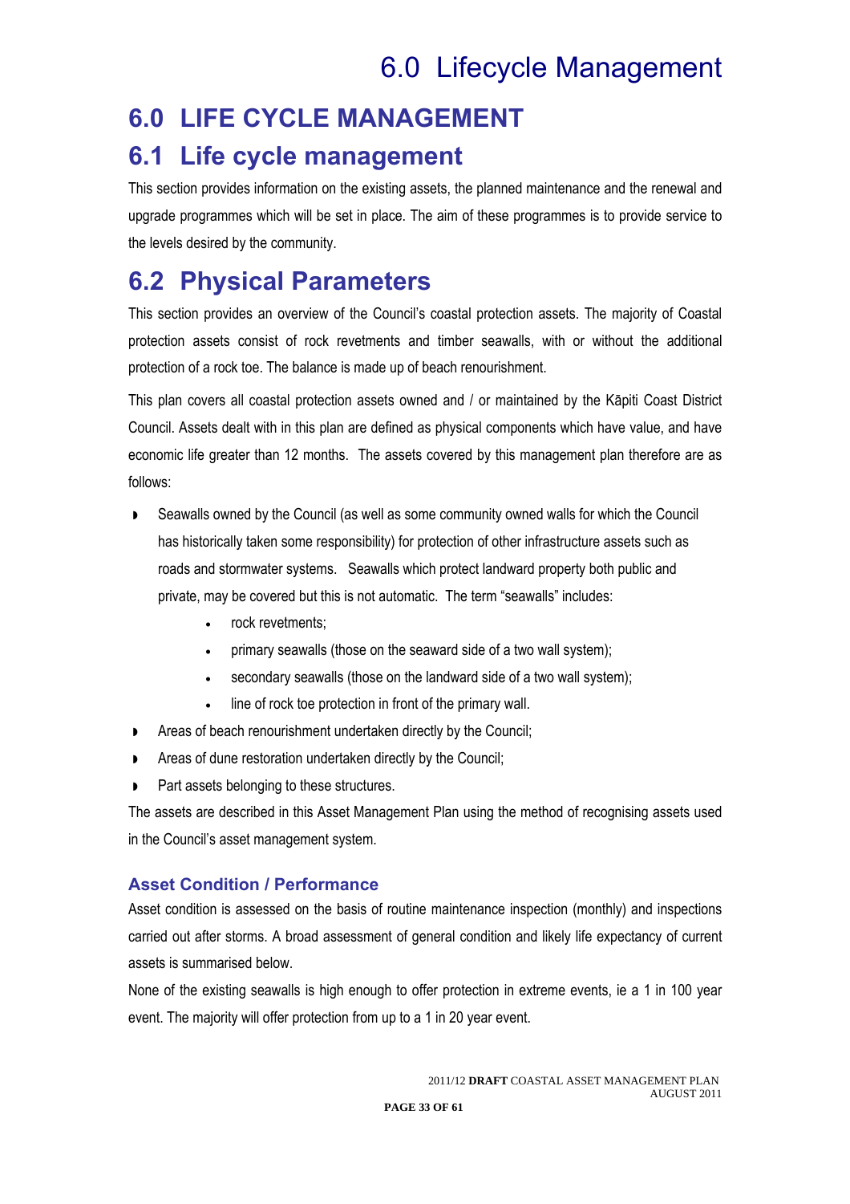# 6.0 LIFE CYCLE MANAGEMENT

## 6.1 Life cycle management

This section provides information on the existing assets, the planned maintenance and the renewal and upgrade programmes which will be set in place. The aim of these programmes is to provide service to the levels desired by the community.

## 6.2 Physical Parameters

This section provides an overview of the Council's coastal protection assets. The majority of Coastal protection assets consist of rock revetments and timber seawalls, with or without the additional protection of a rock toe. The balance is made up of beach renourishment.

This plan covers all coastal protection assets owned and / or maintained by the Kāpiti Coast District Council. Assets dealt with in this plan are defined as physical components which have value, and have economic life greater than 12 months. The assets covered by this management plan therefore are as follows:

- Seawalls owned by the Council (as well as some community owned walls for which the Council has historically taken some responsibility) for protection of other infrastructure assets such as roads and stormwater systems. Seawalls which protect landward property both public and private, may be covered but this is not automatic. The term "seawalls" includes:
  - rock revetments;
  - primary seawalls (those on the seaward side of a two wall system);
  - secondary seawalls (those on the landward side of a two wall system);
  - line of rock toe protection in front of the primary wall.
- Areas of beach renourishment undertaken directly by the Council;
- Areas of dune restoration undertaken directly by the Council;
- Part assets belonging to these structures.

The assets are described in this Asset Management Plan using the method of recognising assets used in the Council's asset management system.

### Asset Condition / Performance

Asset condition is assessed on the basis of routine maintenance inspection (monthly) and inspections carried out after storms. A broad assessment of general condition and likely life expectancy of current assets is summarised below.

None of the existing seawalls is high enough to offer protection in extreme events, ie a 1 in 100 year event. The majority will offer protection from up to a 1 in 20 year event.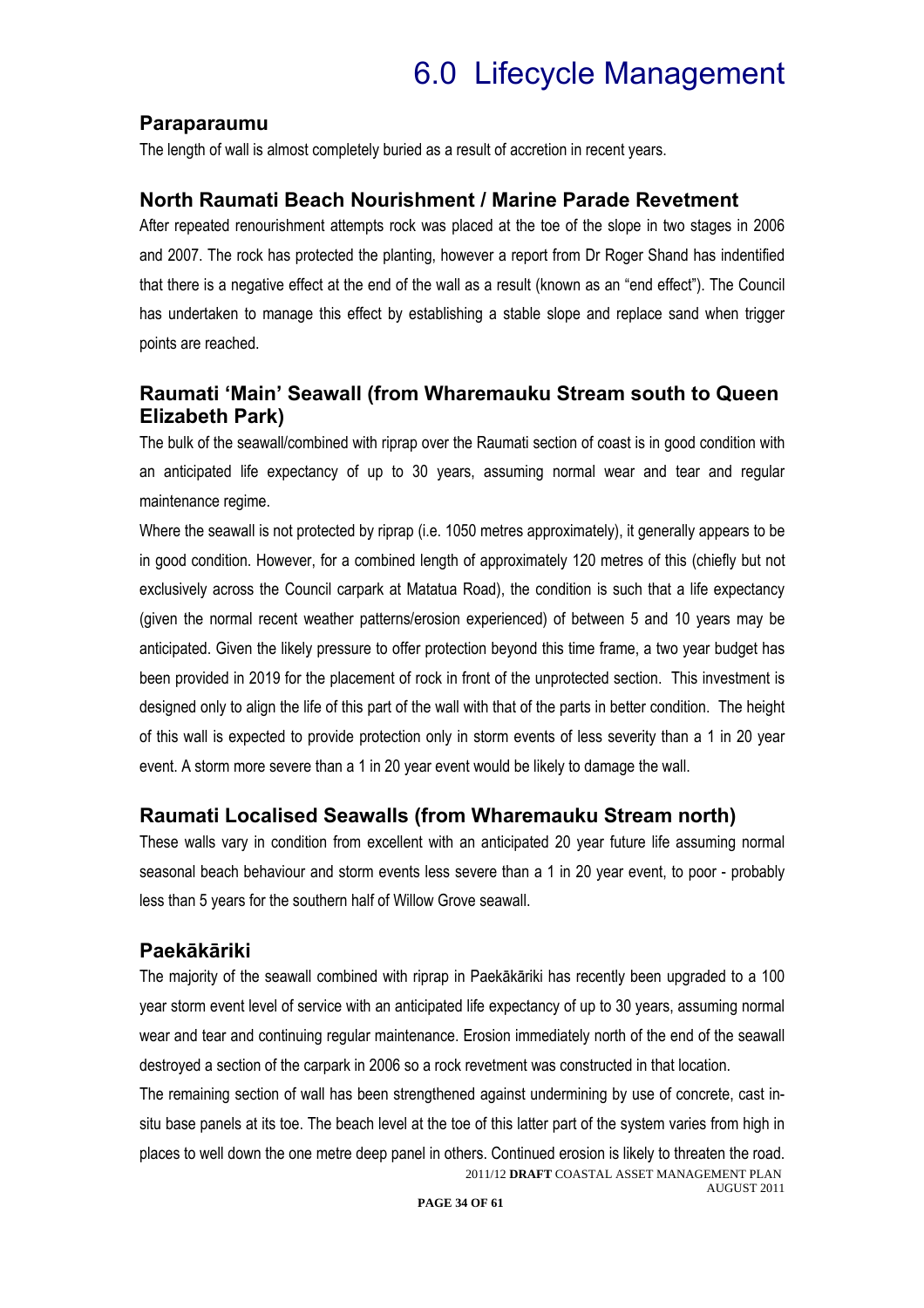# 6.0 Lifecycle Management

## Paraparaumu

The length of wall is almost completely buried as a result of accretion in recent years.

## North Raumati Beach Nourishment / Marine Parade Revetment

After repeated renourishment attempts rock was placed at the toe of the slope in two stages in 2006 and 2007. The rock has protected the planting, however a report from Dr Roger Shand has indentified that there is a negative effect at the end of the wall as a result (known as an "end effect"). The Council has undertaken to manage this effect by establishing a stable slope and replace sand when trigger points are reached.

## Raumati 'Main' Seawall (from Wharemauku Stream south to Queen Elizabeth Park)

The bulk of the seawall/combined with riprap over the Raumati section of coast is in good condition with an anticipated life expectancy of up to 30 years, assuming normal wear and tear and regular maintenance regime.

Where the seawall is not protected by riprap (i.e. 1050 metres approximately), it generally appears to be in good condition. However, for a combined length of approximately 120 metres of this (chiefly but not exclusively across the Council carpark at Matatua Road), the condition is such that a life expectancy (given the normal recent weather patterns/erosion experienced) of between 5 and 10 years may be anticipated. Given the likely pressure to offer protection beyond this time frame, a two year budget has been provided in 2019 for the placement of rock in front of the unprotected section. This investment is designed only to align the life of this part of the wall with that of the parts in better condition. The height of this wall is expected to provide protection only in storm events of less severity than a 1 in 20 year event. A storm more severe than a 1 in 20 year event would be likely to damage the wall.

## Raumati Localised Seawalls (from Wharemauku Stream north)

These walls vary in condition from excellent with an anticipated 20 year future life assuming normal seasonal beach behaviour and storm events less severe than a 1 in 20 year event, to poor - probably less than 5 years for the southern half of Willow Grove seawall.

## Paekākāriki

The majority of the seawall combined with riprap in Paekākāriki has recently been upgraded to a 100 year storm event level of service with an anticipated life expectancy of up to 30 years, assuming normal wear and tear and continuing regular maintenance. Erosion immediately north of the end of the seawall destroyed a section of the carpark in 2006 so a rock revetment was constructed in that location.

The remaining section of wall has been strengthened against undermining by use of concrete, cast in-situ base panels at its toe. The beach level at the toe of this latter part of the system varies from high in places to well down the one metre deep panel in others. Continued erosion is likely to threaten the road.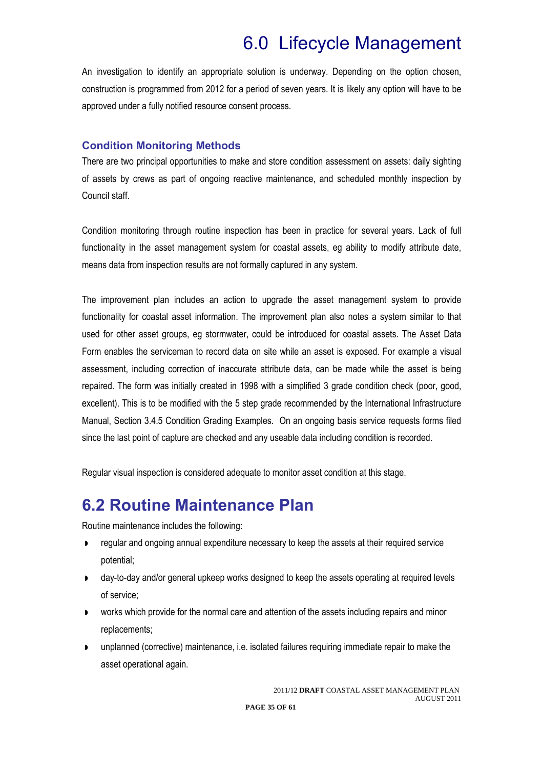An investigation to identify an appropriate solution is underway. Depending on the option chosen, construction is programmed from 2012 for a period of seven years. It is likely any option will have to be approved under a fully notified resource consent process.

### Condition Monitoring Methods

There are two principal opportunities to make and store condition assessment on assets: daily sighting of assets by crews as part of ongoing reactive maintenance, and scheduled monthly inspection by Council staff.

Condition monitoring through routine inspection has been in practice for several years. Lack of full functionality in the asset management system for coastal assets, eg ability to modify attribute date, means data from inspection results are not formally captured in any system.

The improvement plan includes an action to upgrade the asset management system to provide functionality for coastal asset information. The improvement plan also notes a system similar to that used for other asset groups, eg stormwater, could be introduced for coastal assets. The Asset Data Form enables the serviceman to record data on site while an asset is exposed. For example a visual assessment, including correction of inaccurate attribute data, can be made while the asset is being repaired. The form was initially created in 1998 with a simplified 3 grade condition check (poor, good, excellent). This is to be modified with the 5 step grade recommended by the International Infrastructure Manual, Section 3.4.5 Condition Grading Examples. On an ongoing basis service requests forms filed since the last point of capture are checked and any useable data including condition is recorded.

Regular visual inspection is considered adequate to monitor asset condition at this stage.

## 6.2 Routine Maintenance Plan

Routine maintenance includes the following:

- regular and ongoing annual expenditure necessary to keep the assets at their required service potential;
- day-to-day and/or general upkeep works designed to keep the assets operating at required levels of service;
- works which provide for the normal care and attention of the assets including repairs and minor replacements;
- unplanned (corrective) maintenance, i.e. isolated failures requiring immediate repair to make the asset operational again.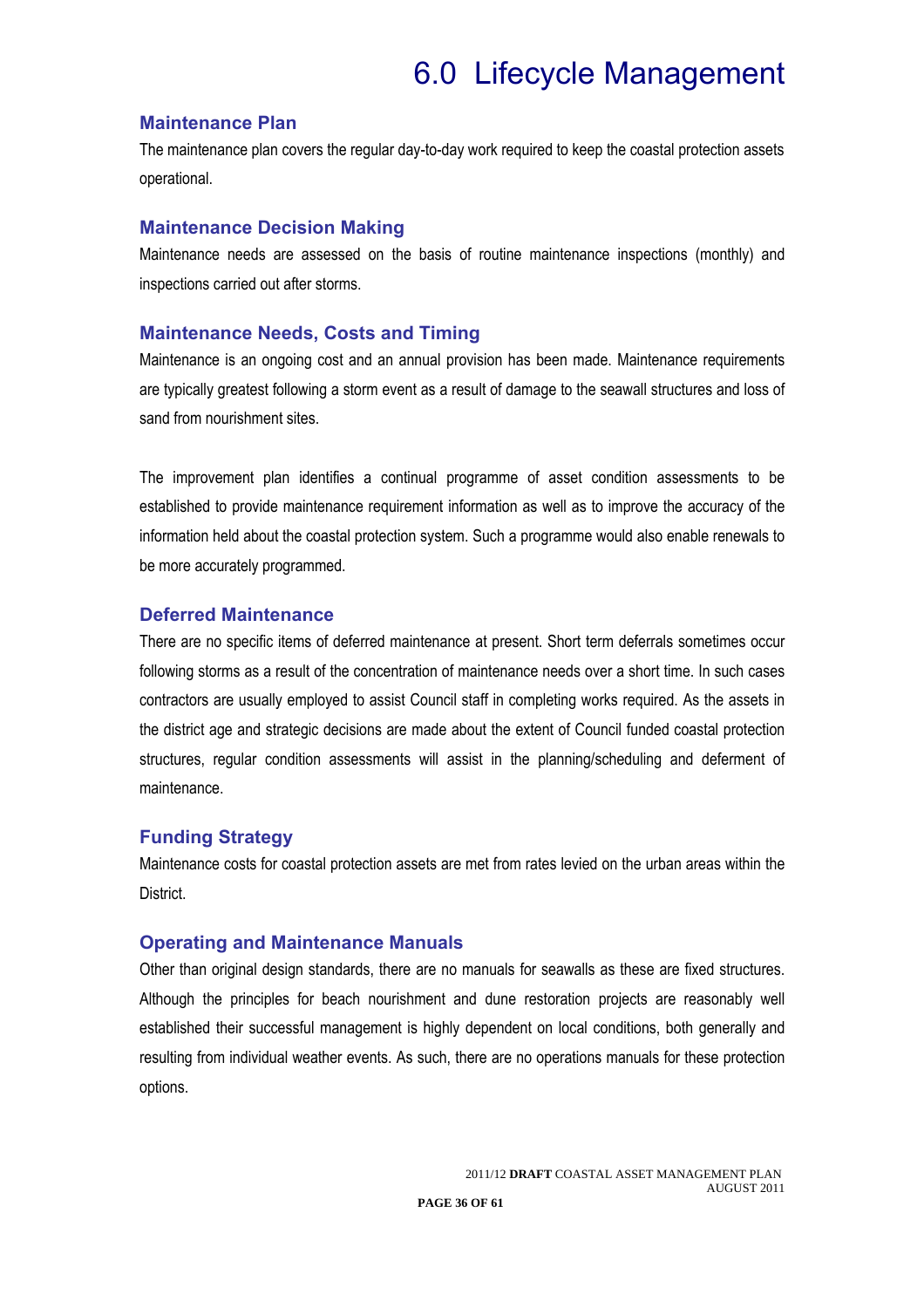# 6.0 Lifecycle Management

## Maintenance Plan

The maintenance plan covers the regular day-to-day work required to keep the coastal protection assets operational.

## Maintenance Decision Making

Maintenance needs are assessed on the basis of routine maintenance inspections (monthly) and inspections carried out after storms.

## Maintenance Needs, Costs and Timing

Maintenance is an ongoing cost and an annual provision has been made. Maintenance requirements are typically greatest following a storm event as a result of damage to the seawall structures and loss of sand from nourishment sites.

The improvement plan identifies a continual programme of asset condition assessments to be established to provide maintenance requirement information as well as to improve the accuracy of the information held about the coastal protection system. Such a programme would also enable renewals to be more accurately programmed.

## Deferred Maintenance

There are no specific items of deferred maintenance at present. Short term deferrals sometimes occur following storms as a result of the concentration of maintenance needs over a short time. In such cases contractors are usually employed to assist Council staff in completing works required. As the assets in the district age and strategic decisions are made about the extent of Council funded coastal protection structures, regular condition assessments will assist in the planning/scheduling and deferment of maintenance.

## Funding Strategy

Maintenance costs for coastal protection assets are met from rates levied on the urban areas within the District.

## Operating and Maintenance Manuals

Other than original design standards, there are no manuals for seawalls as these are fixed structures. Although the principles for beach nourishment and dune restoration projects are reasonably well established their successful management is highly dependent on local conditions, both generally and resulting from individual weather events. As such, there are no operations manuals for these protection options.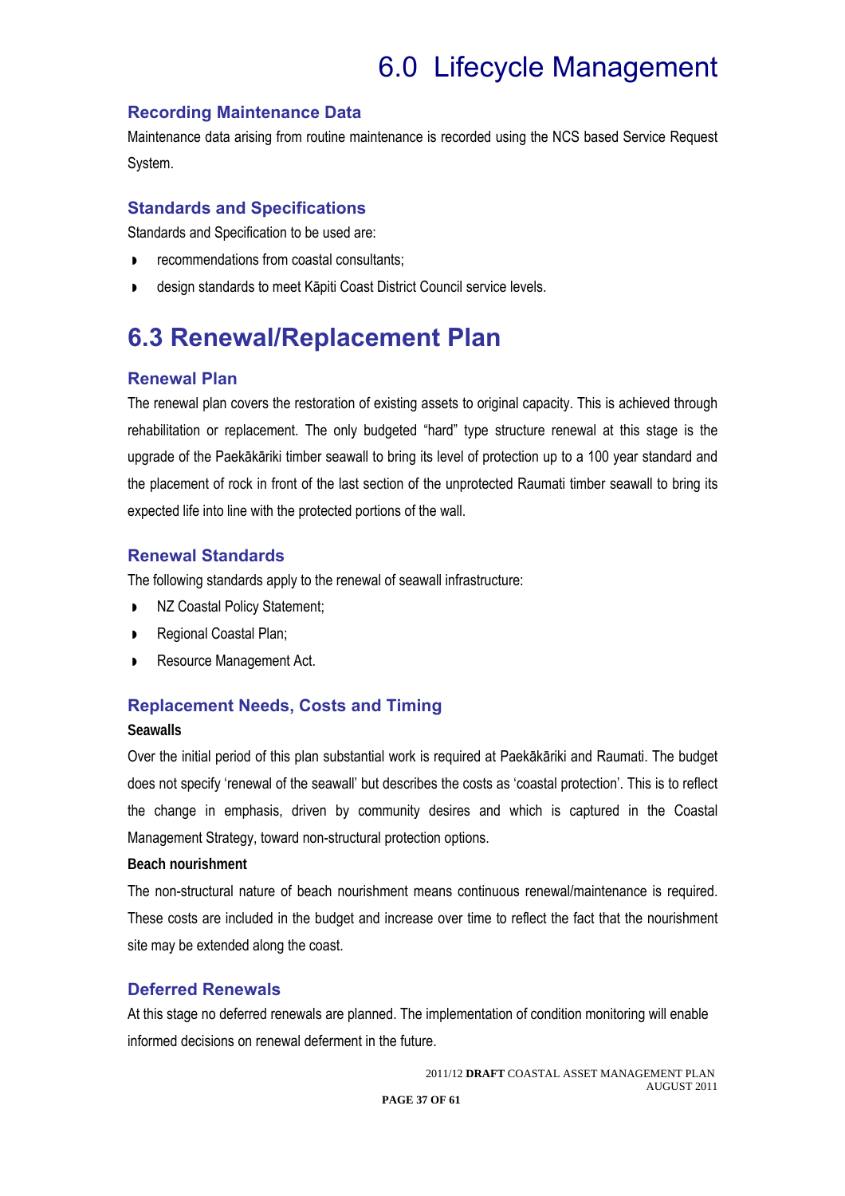# 6.0 Lifecycle Management

### Recording Maintenance Data

Maintenance data arising from routine maintenance is recorded using the NCS based Service Request System.

### Standards and Specifications

Standards and Specification to be used are:

- recommendations from coastal consultants;
- design standards to meet Kāpiti Coast District Council service levels.

## 6.3 Renewal/Replacement Plan

### Renewal Plan

The renewal plan covers the restoration of existing assets to original capacity. This is achieved through rehabilitation or replacement. The only budgeted "hard" type structure renewal at this stage is the upgrade of the Paekākāriki timber seawall to bring its level of protection up to a 100 year standard and the placement of rock in front of the last section of the unprotected Raumati timber seawall to bring its expected life into line with the protected portions of the wall.

### Renewal Standards

The following standards apply to the renewal of seawall infrastructure:

- NZ Coastal Policy Statement;
- Regional Coastal Plan;
- Resource Management Act.

### Replacement Needs, Costs and Timing

**Seawalls**

Over the initial period of this plan substantial work is required at Paekākāriki and Raumati. The budget does not specify 'renewal of the seawall' but describes the costs as 'coastal protection'. This is to reflect the change in emphasis, driven by community desires and which is captured in the Coastal Management Strategy, toward non-structural protection options.

**Beach nourishment**

The non-structural nature of beach nourishment means continuous renewal/maintenance is required. These costs are included in the budget and increase over time to reflect the fact that the nourishment site may be extended along the coast.

### Deferred Renewals

At this stage no deferred renewals are planned. The implementation of condition monitoring will enable informed decisions on renewal deferment in the future.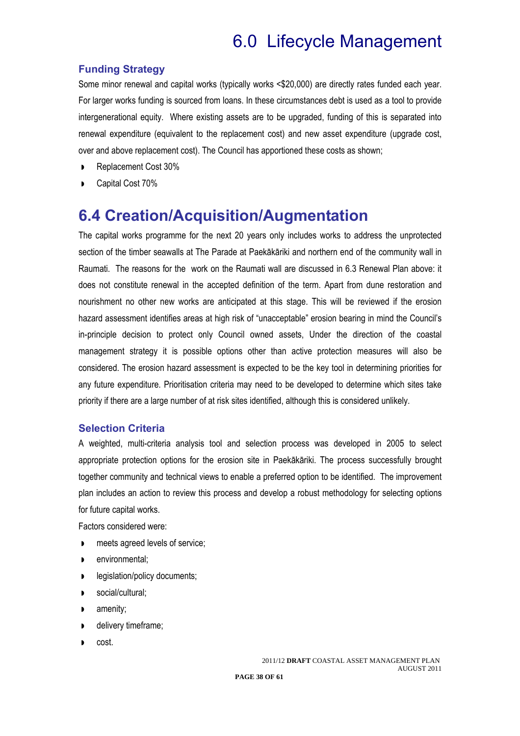# 6.0 Lifecycle Management

### Funding Strategy

Some minor renewal and capital works (typically works <$20,000) are directly rates funded each year. For larger works funding is sourced from loans. In these circumstances debt is used as a tool to provide intergenerational equity. Where existing assets are to be upgraded, funding of this is separated into renewal expenditure (equivalent to the replacement cost) and new asset expenditure (upgrade cost, over and above replacement cost). The Council has apportioned these costs as shown;

- Replacement Cost 30%
- Capital Cost 70%

## 6.4 Creation/Acquisition/Augmentation

The capital works programme for the next 20 years only includes works to address the unprotected section of the timber seawalls at The Parade at Paekākāriki and northern end of the community wall in Raumati. The reasons for the work on the Raumati wall are discussed in 6.3 Renewal Plan above: it does not constitute renewal in the accepted definition of the term. Apart from dune restoration and nourishment no other new works are anticipated at this stage. This will be reviewed if the erosion hazard assessment identifies areas at high risk of "unacceptable" erosion bearing in mind the Council's in-principle decision to protect only Council owned assets, Under the direction of the coastal management strategy it is possible options other than active protection measures will also be considered. The erosion hazard assessment is expected to be the key tool in determining priorities for any future expenditure. Prioritisation criteria may need to be developed to determine which sites take priority if there are a large number of at risk sites identified, although this is considered unlikely.

### Selection Criteria

A weighted, multi-criteria analysis tool and selection process was developed in 2005 to select appropriate protection options for the erosion site in Paekākāriki. The process successfully brought together community and technical views to enable a preferred option to be identified. The improvement plan includes an action to review this process and develop a robust methodology for selecting options for future capital works.

Factors considered were:

- meets agreed levels of service;
- environmental;
- legislation/policy documents;
- social/cultural;
- amenity;
- delivery timeframe;
- cost.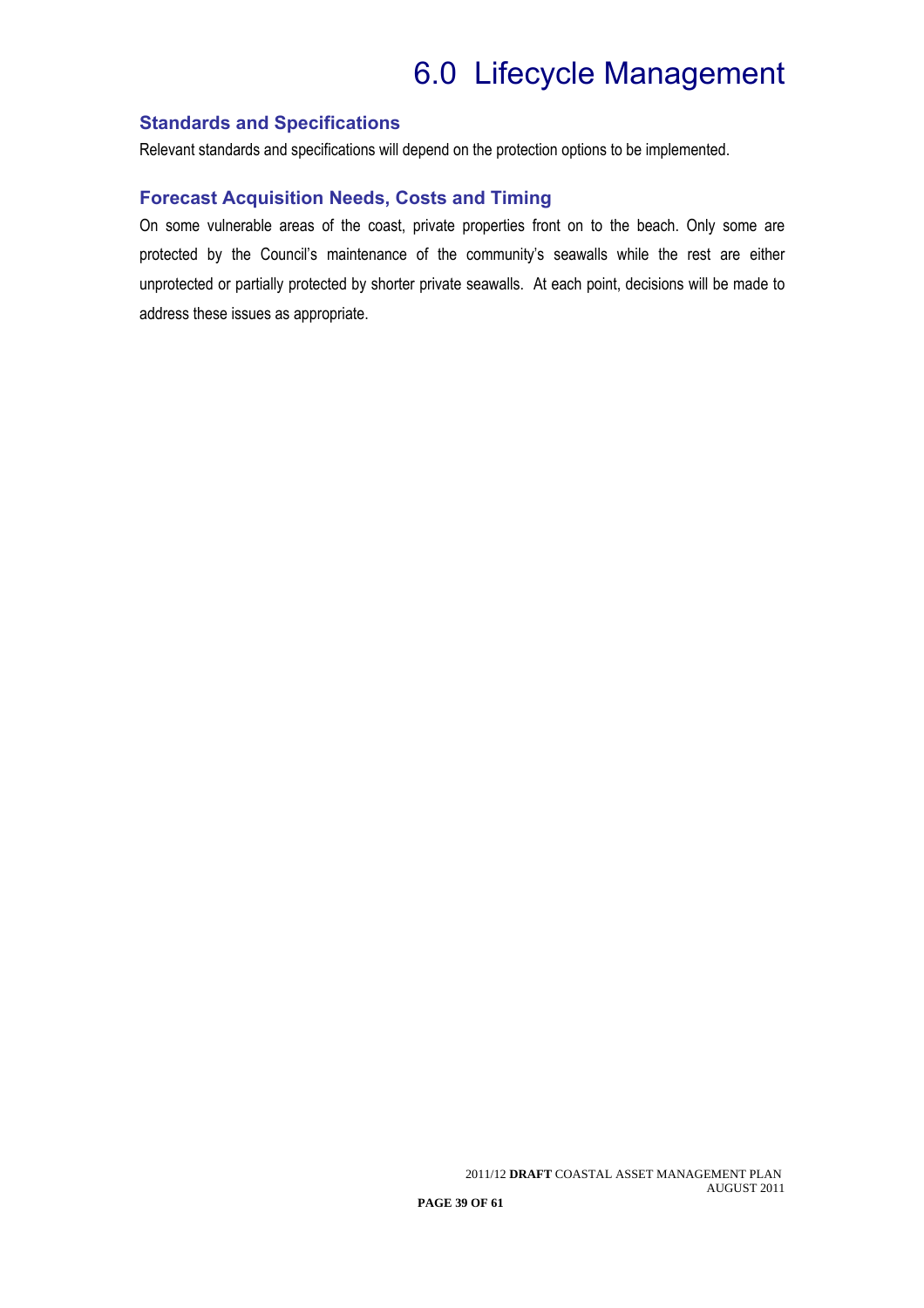# 6.0 Lifecycle Management

## Standards and Specifications

Relevant standards and specifications will depend on the protection options to be implemented.

## Forecast Acquisition Needs, Costs and Timing

On some vulnerable areas of the coast, private properties front on to the beach. Only some are protected by the Council's maintenance of the community's seawalls while the rest are either unprotected or partially protected by shorter private seawalls. At each point, decisions will be made to address these issues as appropriate.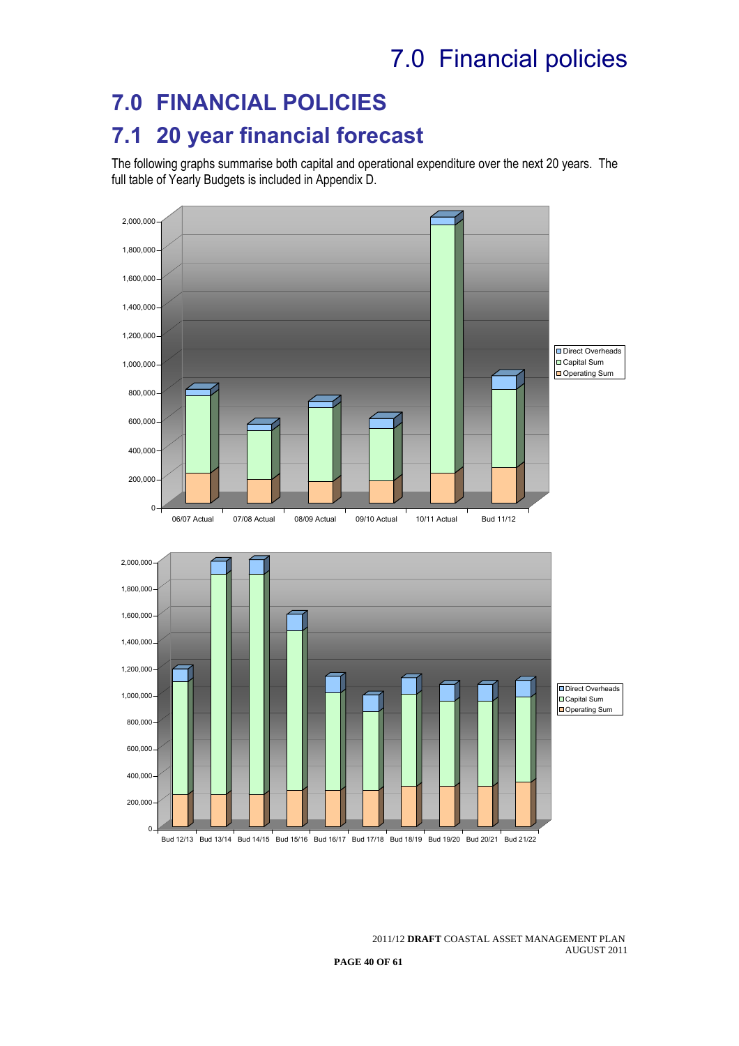# 7.0 FINANCIAL POLICIES

## 7.1 20 year financial forecast

The following graphs summarise both capital and operational expenditure over the next 20 years. The full table of Yearly Budgets is included in Appendix D.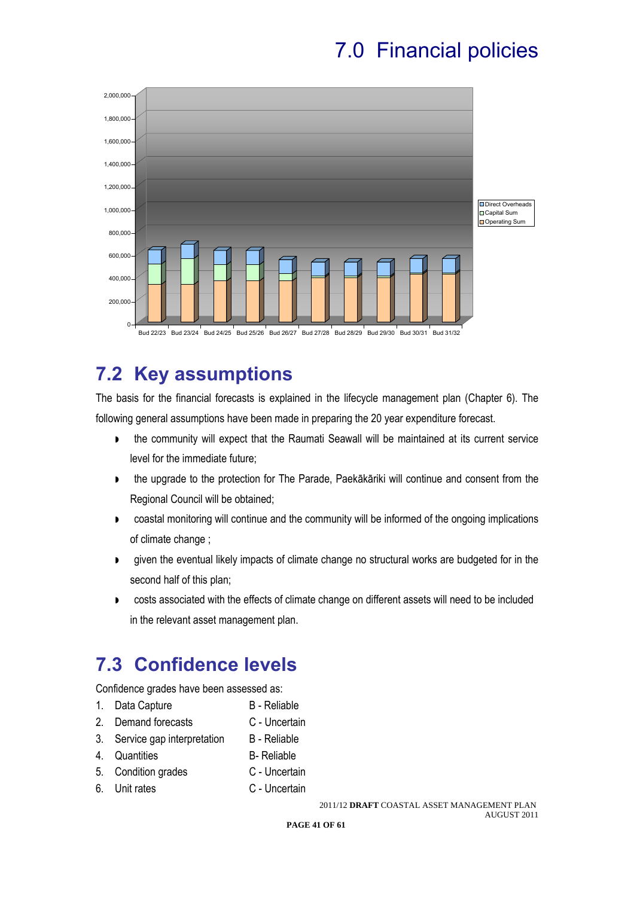# 7.0 Financial policies

2,000,000
1,800,000
1,600,000
1,400,000
1,200,000
1,000,000
800,000
600,000
400,000
200,000
0

Bud 22/23 Bud 23/24 Bud 24/25 Bud 25/26 Bud 26/27 Bud 27/28 Bud 28/29 Bud 29/30 Bud 30/31 Bud 31/32

Direct Overheads
Capital Sum
Operating Sum

## 7.2 Key assumptions

The basis for the financial forecasts is explained in the lifecycle management plan (Chapter 6). The following general assumptions have been made in preparing the 20 year expenditure forecast.

- the community will expect that the Raumati Seawall will be maintained at its current service level for the immediate future;
- the upgrade to the protection for The Parade, Paekākāriki will continue and consent from the Regional Council will be obtained;
- coastal monitoring will continue and the community will be informed of the ongoing implications of climate change ;
- given the eventual likely impacts of climate change no structural works are budgeted for in the second half of this plan;
- costs associated with the effects of climate change on different assets will need to be included in the relevant asset management plan.

## 7.3 Confidence levels

Confidence grades have been assessed as:

| | |
|---|---|
| 1. Data Capture | B - Reliable |
| 2. Demand forecasts | C - Uncertain |
| 3. Service gap interpretation | B - Reliable |
| 4. Quantities | B- Reliable |
| 5. Condition grades | C - Uncertain |
| 6. Unit rates | C - Uncertain |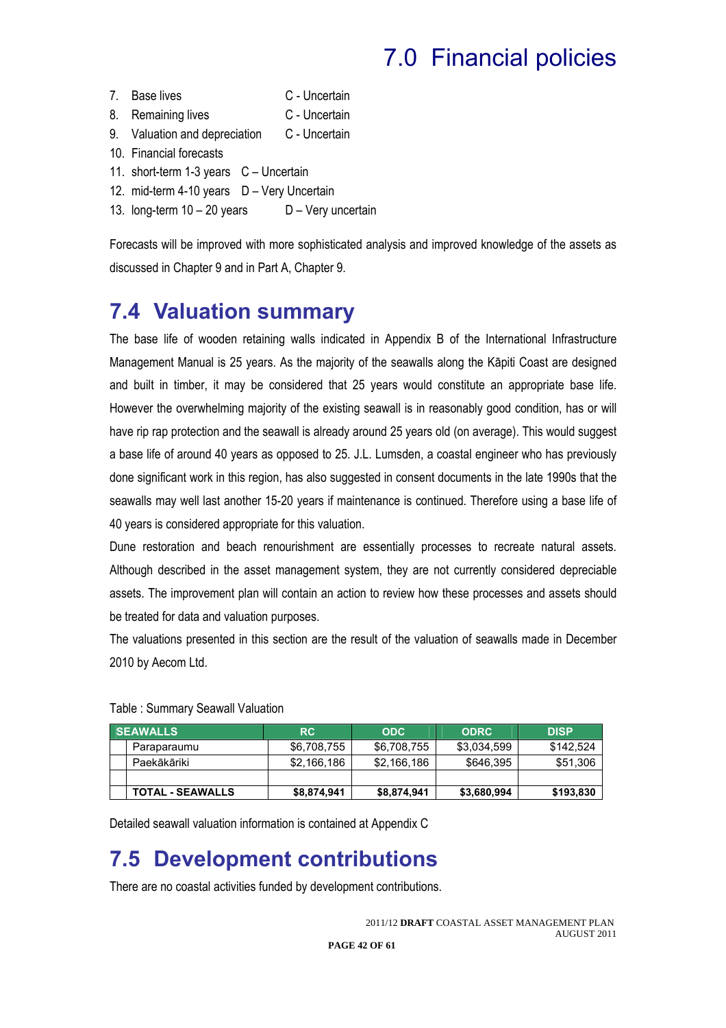# 7.0 Financial policies

7. Base lives C - Uncertain
8. Remaining lives C - Uncertain
9. Valuation and depreciation C - Uncertain
10. Financial forecasts
11. short-term 1-3 years C – Uncertain
12. mid-term 4-10 years D – Very Uncertain
13. long-term 10 – 20 years D – Very uncertain

Forecasts will be improved with more sophisticated analysis and improved knowledge of the assets as discussed in Chapter 9 and in Part A, Chapter 9.

## 7.4 Valuation summary

The base life of wooden retaining walls indicated in Appendix B of the International Infrastructure Management Manual is 25 years. As the majority of the seawalls along the Kāpiti Coast are designed and built in timber, it may be considered that 25 years would constitute an appropriate base life. However the overwhelming majority of the existing seawall is in reasonably good condition, has or will have rip rap protection and the seawall is already around 25 years old (on average). This would suggest a base life of around 40 years as opposed to 25. J.L. Lumsden, a coastal engineer who has previously done significant work in this region, has also suggested in consent documents in the late 1990s that the seawalls may well last another 15-20 years if maintenance is continued. Therefore using a base life of 40 years is considered appropriate for this valuation.

Dune restoration and beach renourishment are essentially processes to recreate natural assets. Although described in the asset management system, they are not currently considered depreciable assets. The improvement plan will contain an action to review how these processes and assets should be treated for data and valuation purposes.

The valuations presented in this section are the result of the valuation of seawalls made in December 2010 by Aecom Ltd.

Table : Summary Seawall Valuation

| SEAWALLS | RC | ODC | ODRC | DISP |
|---|---|---|---|---|
| Paraparaumu | $6,708,755 | $6,708,755 | $3,034,599 | $142,524 |
| Paekākāriki | $2,166,186 | $2,166,186 | $646,395 | $51,306 |
| | | | | |
| **TOTAL - SEAWALLS** | **$8,874,941** | **$8,874,941** | **$3,680,994** | **$193,830** |

Detailed seawall valuation information is contained at Appendix C

## 7.5 Development contributions

There are no coastal activities funded by development contributions.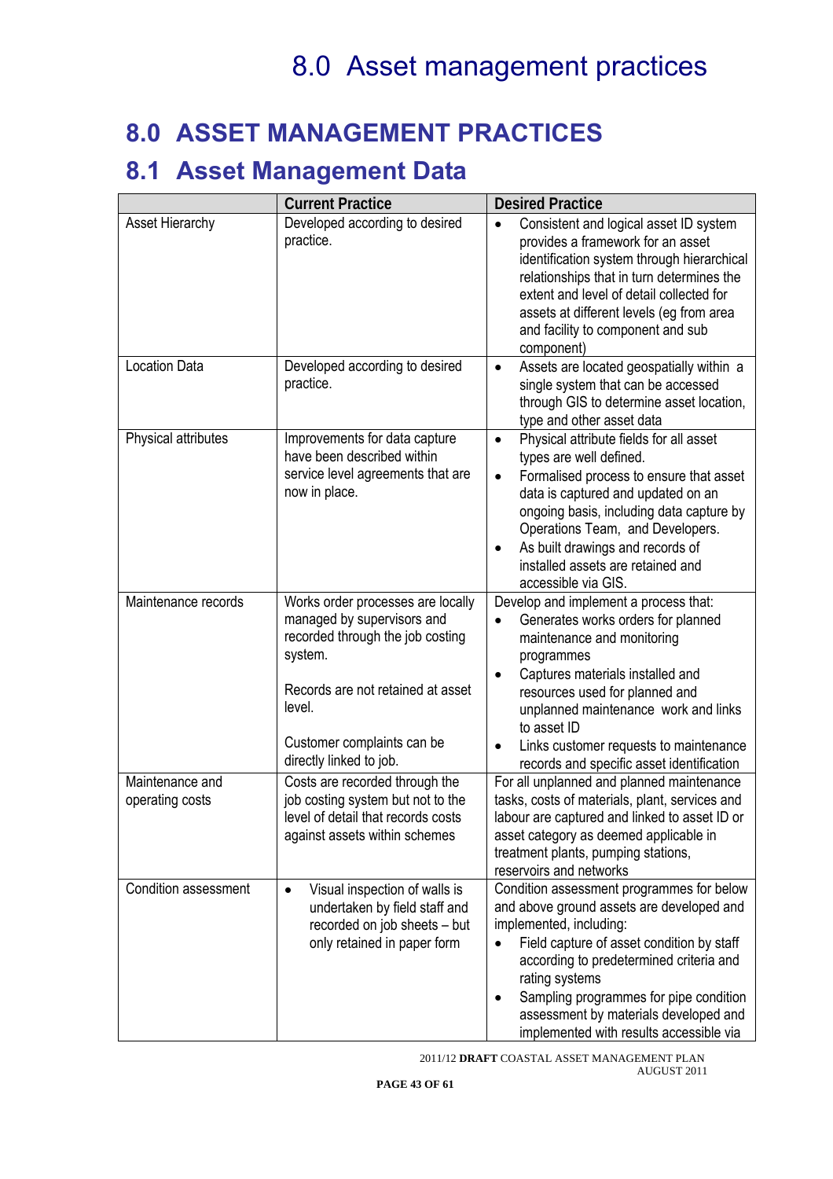# 8.0 ASSET MANAGEMENT PRACTICES

## 8.1 Asset Management Data

| | Current Practice | Desired Practice |
|---|---|---|
| Asset Hierarchy | Developed according to desired practice. | • Consistent and logical asset ID system provides a framework for an asset identification system through hierarchical relationships that in turn determines the extent and level of detail collected for assets at different levels (eg from area and facility to component and sub component) |
| Location Data | Developed according to desired practice. | • Assets are located geospatially within a single system that can be accessed through GIS to determine asset location, type and other asset data |
| Physical attributes | Improvements for data capture have been described within service level agreements that are now in place. | • Physical attribute fields for all asset types are well defined.<br>• Formalised process to ensure that asset data is captured and updated on an ongoing basis, including data capture by Operations Team, and Developers.<br>• As built drawings and records of installed assets are retained and accessible via GIS. |
| Maintenance records | Works order processes are locally managed by supervisors and recorded through the job costing system.<br><br>Records are not retained at asset level.<br><br>Customer complaints can be directly linked to job. | Develop and implement a process that:<br>• Generates works orders for planned maintenance and monitoring programmes<br>• Captures materials installed and resources used for planned and unplanned maintenance work and links to asset ID<br>• Links customer requests to maintenance records and specific asset identification |
| Maintenance and operating costs | Costs are recorded through the job costing system but not to the level of detail that records costs against assets within schemes | For all unplanned and planned maintenance tasks, costs of materials, plant, services and labour are captured and linked to asset ID or asset category as deemed applicable in treatment plants, pumping stations, reservoirs and networks |
| Condition assessment | • Visual inspection of walls is undertaken by field staff and recorded on job sheets – but only retained in paper form | Condition assessment programmes for below and above ground assets are developed and implemented, including:<br>• Field capture of asset condition by staff according to predetermined criteria and rating systems<br>• Sampling programmes for pipe condition assessment by materials developed and implemented with results accessible via |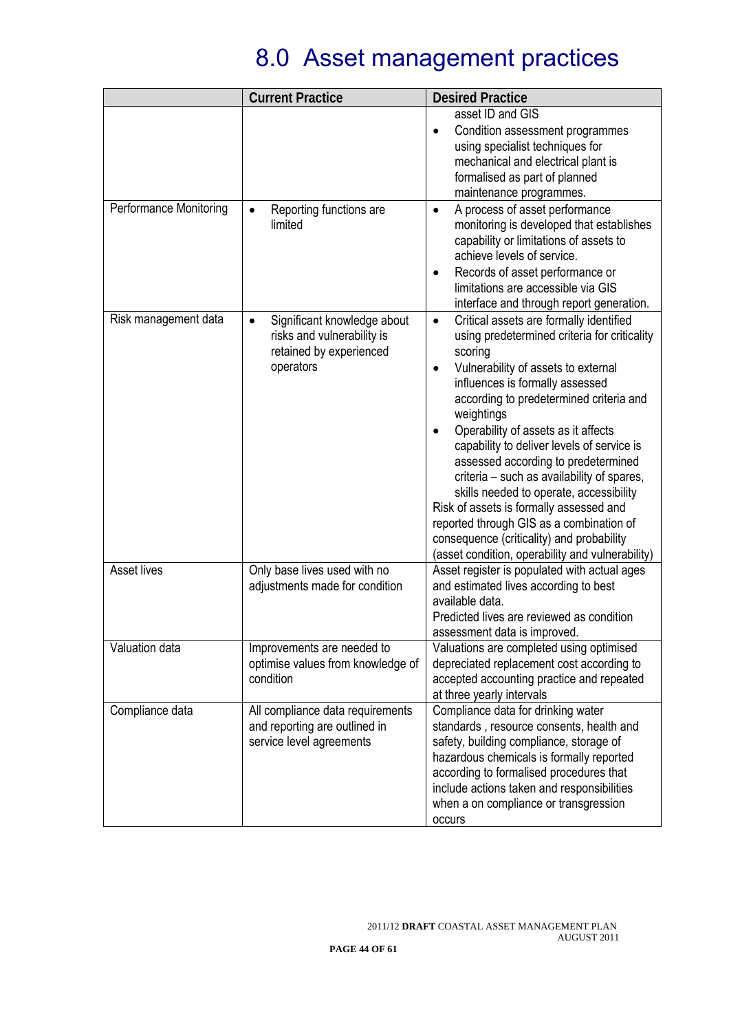# 8.0 Asset management practices

| | Current Practice | Desired Practice |
|---|---|---|
| | | asset ID and GIS<br>• Condition assessment programmes using specialist techniques for mechanical and electrical plant is formalised as part of planned maintenance programmes. |
| Performance Monitoring | • Reporting functions are limited | • A process of asset performance monitoring is developed that establishes capability or limitations of assets to achieve levels of service.<br>• Records of asset performance or limitations are accessible via GIS interface and through report generation. |
| Risk management data | • Significant knowledge about risks and vulnerability is retained by experienced operators | • Critical assets are formally identified using predetermined criteria for criticality scoring<br>• Vulnerability of assets to external influences is formally assessed according to predetermined criteria and weightings<br>• Operability of assets as it affects capability to deliver levels of service is assessed according to predetermined criteria – such as availability of spares, skills needed to operate, accessibility<br>Risk of assets is formally assessed and reported through GIS as a combination of consequence (criticality) and probability (asset condition, operability and vulnerability) |
| Asset lives | Only base lives used with no adjustments made for condition | Asset register is populated with actual ages and estimated lives according to best available data.<br>Predicted lives are reviewed as condition assessment data is improved. |
| Valuation data | Improvements are needed to optimise values from knowledge of condition | Valuations are completed using optimised depreciated replacement cost according to accepted accounting practice and repeated at three yearly intervals |
| Compliance data | All compliance data requirements and reporting are outlined in service level agreements | Compliance data for drinking water standards , resource consents, health and safety, building compliance, storage of hazardous chemicals is formally reported according to formalised procedures that include actions taken and responsibilities when a on compliance or transgression occurs |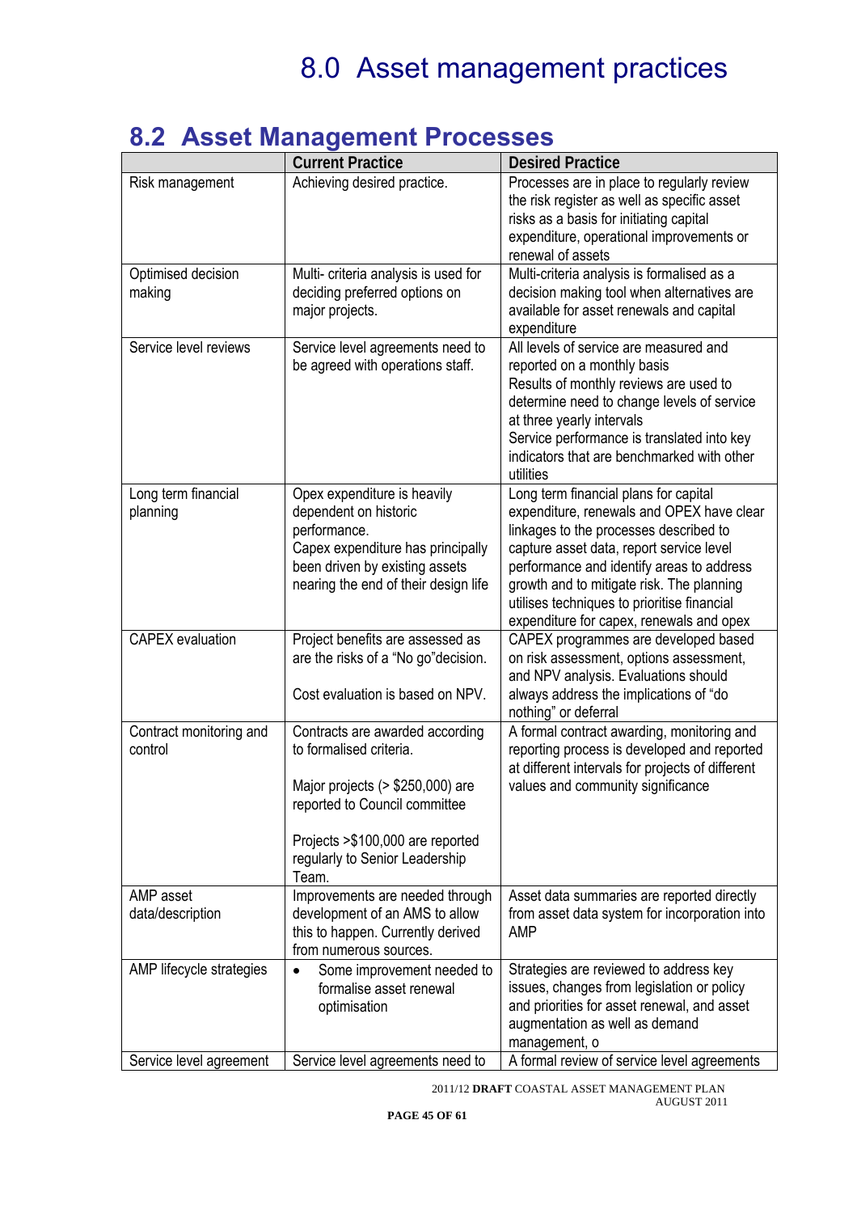# 8.0 Asset management practices

## 8.2 Asset Management Processes

| | Current Practice | Desired Practice |
|---|---|---|
| Risk management | Achieving desired practice. | Processes are in place to regularly review the risk register as well as specific asset risks as a basis for initiating capital expenditure, operational improvements or renewal of assets |
| Optimised decision making | Multi- criteria analysis is used for deciding preferred options on major projects. | Multi-criteria analysis is formalised as a decision making tool when alternatives are available for asset renewals and capital expenditure |
| Service level reviews | Service level agreements need to be agreed with operations staff. | All levels of service are measured and reported on a monthly basis<br>Results of monthly reviews are used to determine need to change levels of service at three yearly intervals<br>Service performance is translated into key indicators that are benchmarked with other utilities |
| Long term financial planning | Opex expenditure is heavily dependent on historic performance.<br>Capex expenditure has principally been driven by existing assets nearing the end of their design life | Long term financial plans for capital expenditure, renewals and OPEX have clear linkages to the processes described to capture asset data, report service level performance and identify areas to address growth and to mitigate risk. The planning utilises techniques to prioritise financial expenditure for capex, renewals and opex |
| CAPEX evaluation | Project benefits are assessed as are the risks of a "No go"decision.<br><br>Cost evaluation is based on NPV. | CAPEX programmes are developed based on risk assessment, options assessment, and NPV analysis. Evaluations should always address the implications of "do nothing" or deferral |
| Contract monitoring and control | Contracts are awarded according to formalised criteria.<br><br>Major projects (> $250,000) are reported to Council committee<br><br>Projects >$100,000 are reported regularly to Senior Leadership Team. | A formal contract awarding, monitoring and reporting process is developed and reported at different intervals for projects of different values and community significance |
| AMP asset data/description | Improvements are needed through development of an AMS to allow this to happen. Currently derived from numerous sources. | Asset data summaries are reported directly from asset data system for incorporation into AMP |
| AMP lifecycle strategies | • Some improvement needed to formalise asset renewal optimisation | Strategies are reviewed to address key issues, changes from legislation or policy and priorities for asset renewal, and asset augmentation as well as demand management, o |
| Service level agreement | Service level agreements need to | A formal review of service level agreements |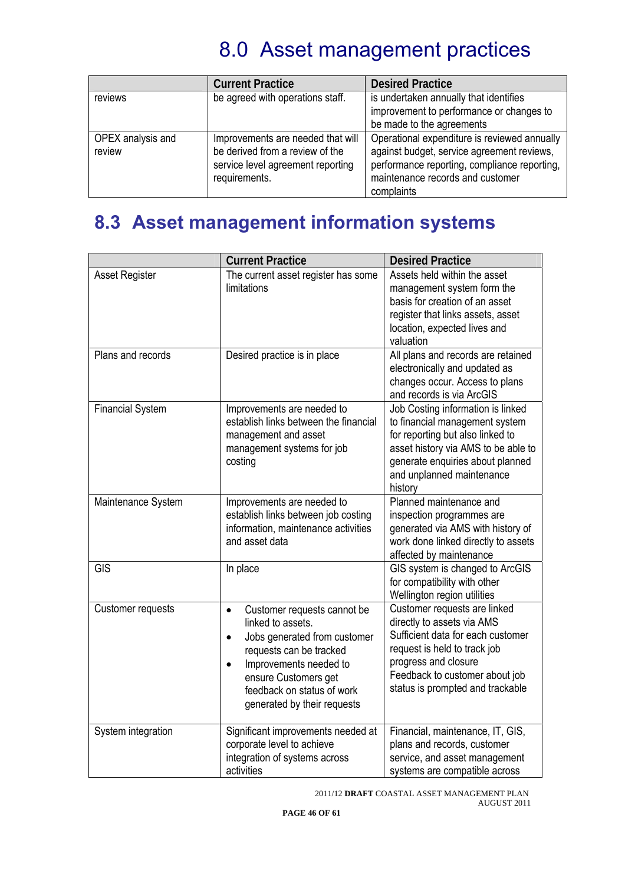# 8.0 Asset management practices

| | Current Practice | Desired Practice |
|---|---|---|
| reviews | be agreed with operations staff. | is undertaken annually that identifies improvement to performance or changes to be made to the agreements |
| OPEX analysis and review | Improvements are needed that will be derived from a review of the service level agreement reporting requirements. | Operational expenditure is reviewed annually against budget, service agreement reviews, performance reporting, compliance reporting, maintenance records and customer complaints |

## 8.3 Asset management information systems

| | Current Practice | Desired Practice |
|---|---|---|
| Asset Register | The current asset register has some limitations | Assets held within the asset management system form the basis for creation of an asset register that links assets, asset location, expected lives and valuation |
| Plans and records | Desired practice is in place | All plans and records are retained electronically and updated as changes occur. Access to plans and records is via ArcGIS |
| Financial System | Improvements are needed to establish links between the financial management and asset management systems for job costing | Job Costing information is linked to financial management system for reporting but also linked to asset history via AMS to be able to generate enquiries about planned and unplanned maintenance history |
| Maintenance System | Improvements are needed to establish links between job costing information, maintenance activities and asset data | Planned maintenance and inspection programmes are generated via AMS with history of work done linked directly to assets affected by maintenance |
| GIS | In place | GIS system is changed to ArcGIS for compatibility with other Wellington region utilities |
| Customer requests | • Customer requests cannot be linked to assets.<br>• Jobs generated from customer requests can be tracked<br>• Improvements needed to ensure Customers get feedback on status of work generated by their requests | Customer requests are linked directly to assets via AMS<br>Sufficient data for each customer request is held to track job progress and closure<br>Feedback to customer about job status is prompted and trackable |
| System integration | Significant improvements needed at corporate level to achieve integration of systems across activities | Financial, maintenance, IT, GIS, plans and records, customer service, and asset management systems are compatible across |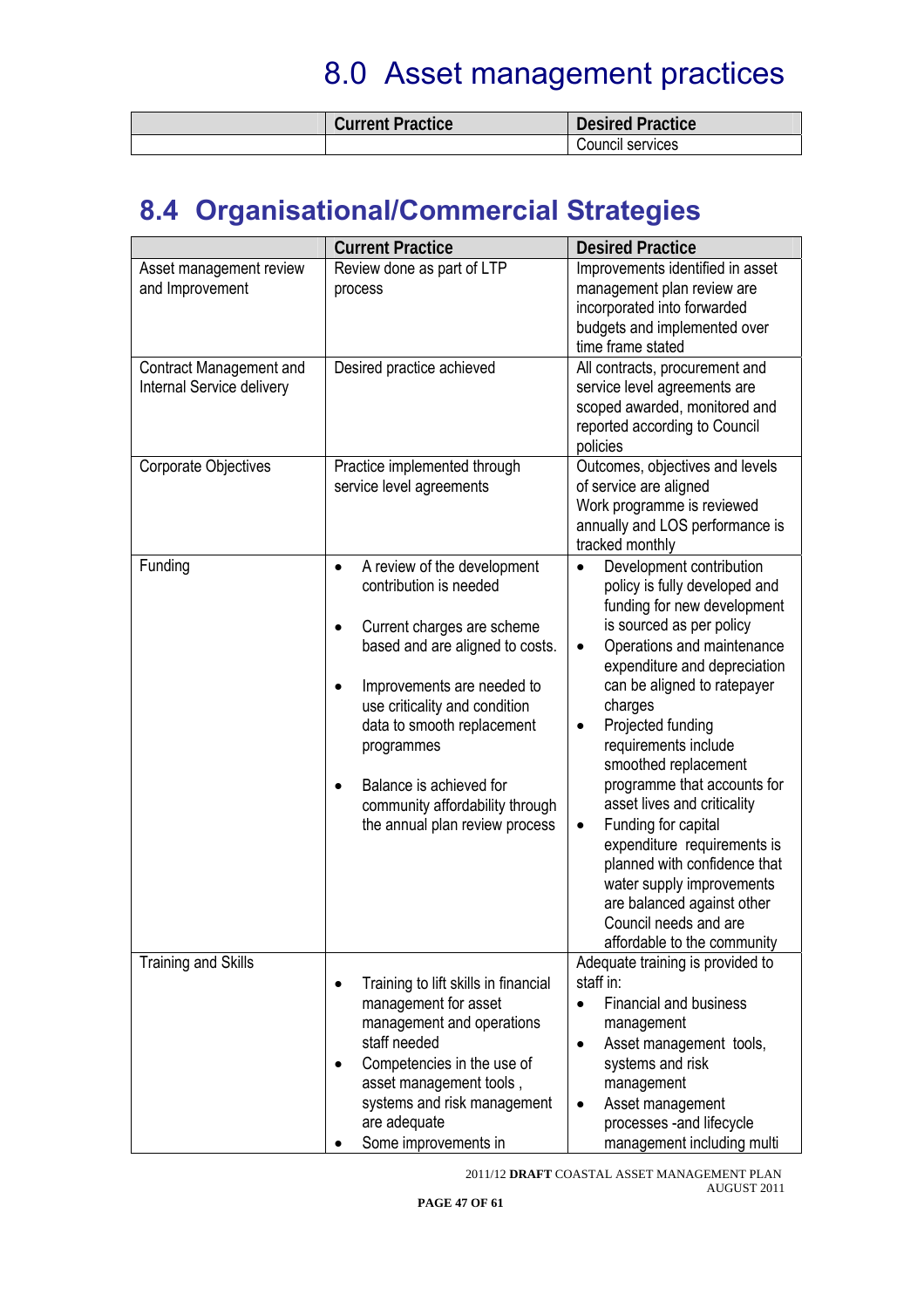# 8.0 Asset management practices

| | Current Practice | Desired Practice |
|---|---|---|
| | | Council services |

## 8.4 Organisational/Commercial Strategies

| | Current Practice | Desired Practice |
|---|---|---|
| Asset management review and Improvement | Review done as part of LTP process | Improvements identified in asset management plan review are incorporated into forwarded budgets and implemented over time frame stated |
| Contract Management and Internal Service delivery | Desired practice achieved | All contracts, procurement and service level agreements are scoped awarded, monitored and reported according to Council policies |
| Corporate Objectives | Practice implemented through service level agreements | Outcomes, objectives and levels of service are aligned<br>Work programme is reviewed annually and LOS performance is tracked monthly |
| Funding | • A review of the development contribution is needed<br>• Current charges are scheme based and are aligned to costs.<br>• Improvements are needed to use criticality and condition data to smooth replacement programmes<br>• Balance is achieved for community affordability through the annual plan review process | • Development contribution policy is fully developed and funding for new development is sourced as per policy<br>• Operations and maintenance expenditure and depreciation can be aligned to ratepayer charges<br>• Projected funding requirements include smoothed replacement programme that accounts for asset lives and criticality<br>• Funding for capital expenditure requirements is planned with confidence that water supply improvements are balanced against other Council needs and are affordable to the community |
| Training and Skills | • Training to lift skills in financial management for asset management and operations staff needed<br>• Competencies in the use of asset management tools , systems and risk management are adequate<br>• Some improvements in | Adequate training is provided to staff in:<br>• Financial and business management<br>• Asset management tools, systems and risk management<br>• Asset management processes -and lifecycle management including multi |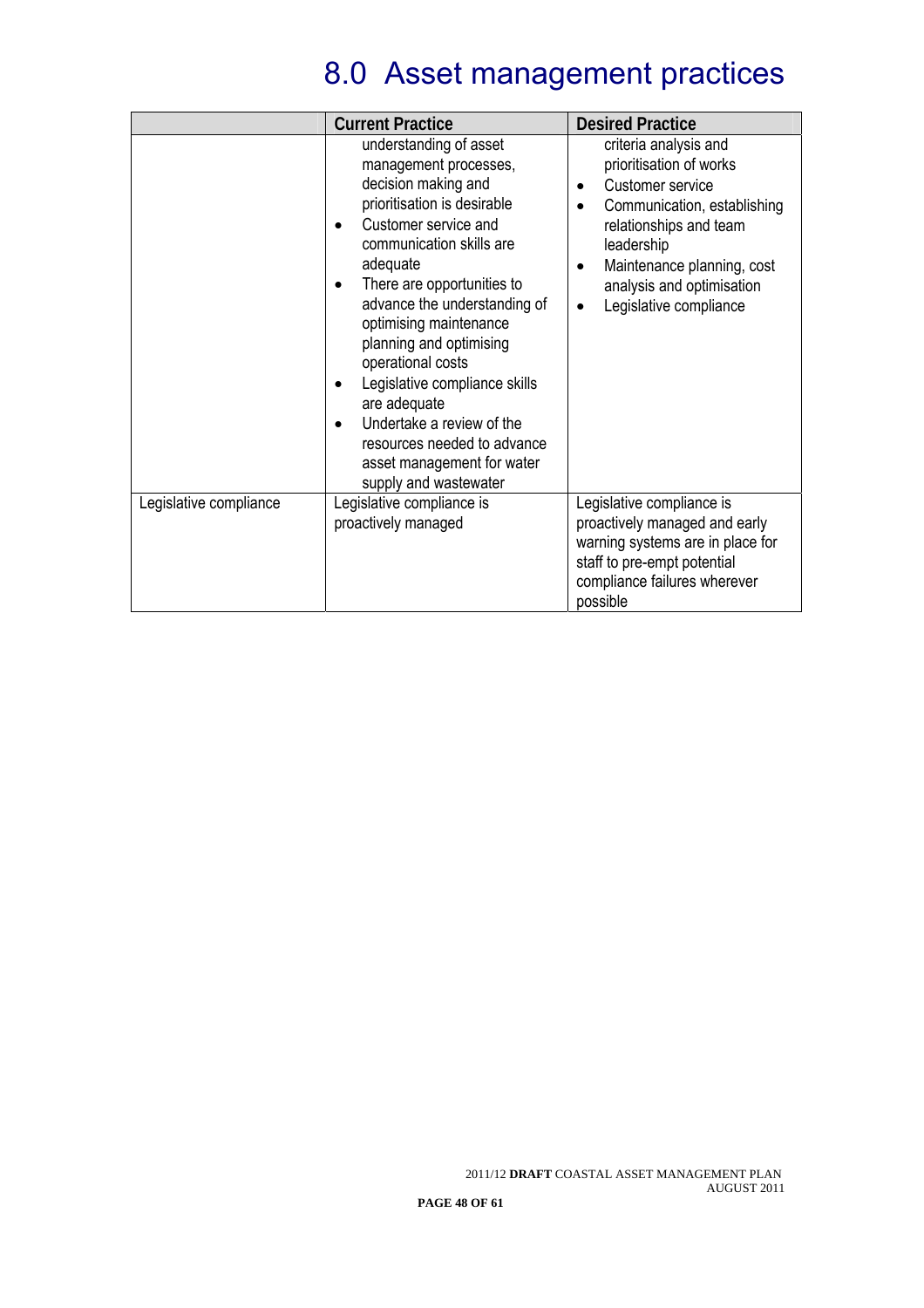# 8.0 Asset management practices

| | Current Practice | Desired Practice |
|---|---|---|
| | understanding of asset management processes, decision making and prioritisation is desirable<br>• Customer service and communication skills are adequate<br>• There are opportunities to advance the understanding of optimising maintenance planning and optimising operational costs<br>• Legislative compliance skills are adequate<br>• Undertake a review of the resources needed to advance asset management for water supply and wastewater | criteria analysis and prioritisation of works<br>• Customer service<br>• Communication, establishing relationships and team leadership<br>• Maintenance planning, cost analysis and optimisation<br>• Legislative compliance |
| Legislative compliance | Legislative compliance is proactively managed | Legislative compliance is proactively managed and early warning systems are in place for staff to pre-empt potential compliance failures wherever possible |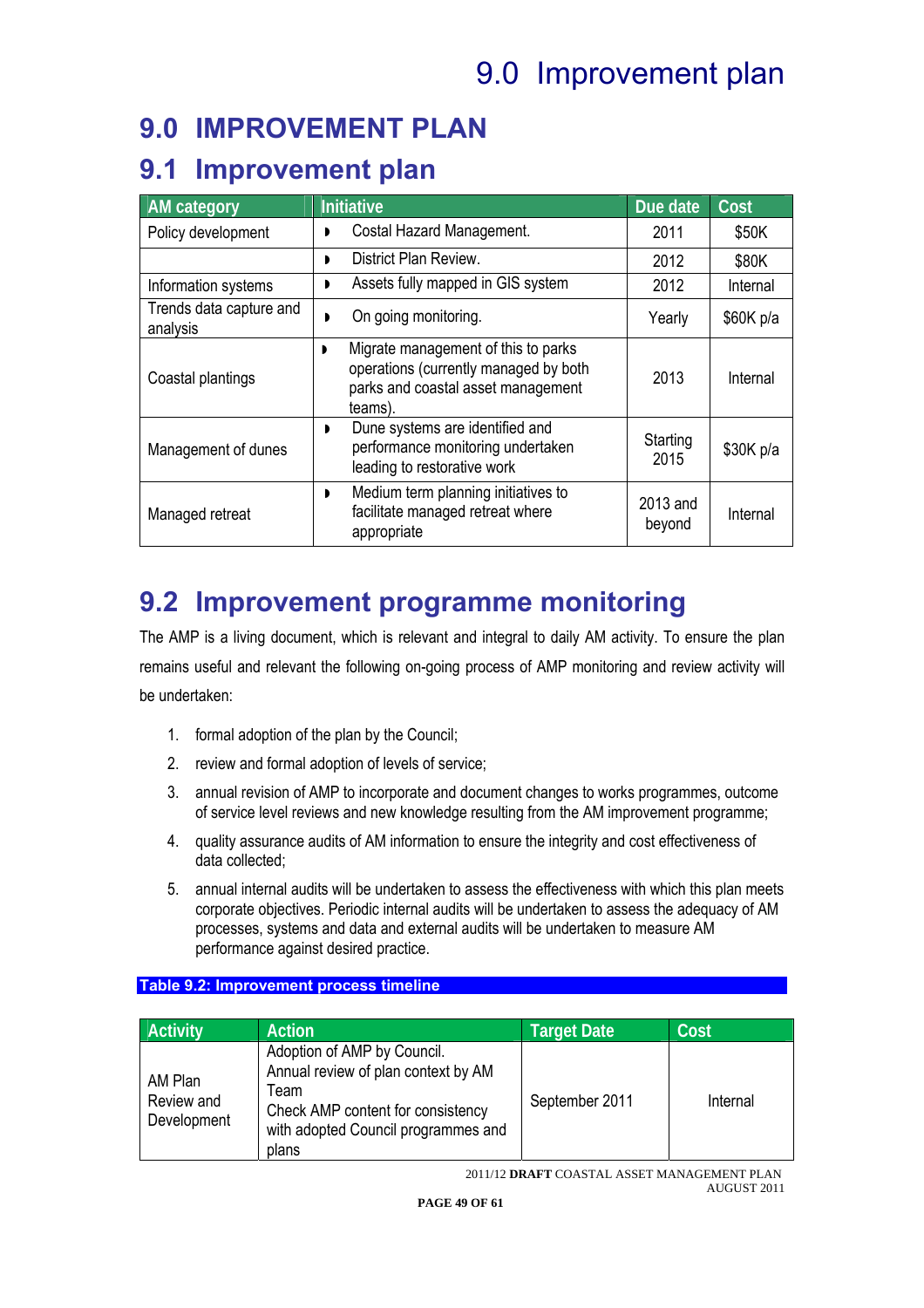# 9.0 IMPROVEMENT PLAN

## 9.1 Improvement plan

| AM category | Initiative | Due date | Cost |
|---|---|---|---|
| Policy development | ◗ Costal Hazard Management. | 2011 | $50K |
| | ◗ District Plan Review. | 2012 | $80K |
| Information systems | ◗ Assets fully mapped in GIS system | 2012 | Internal |
| Trends data capture and analysis | ◗ On going monitoring. | Yearly | $60K p/a |
| Coastal plantings | ◗ Migrate management of this to parks operations (currently managed by both parks and coastal asset management teams). | 2013 | Internal |
| Management of dunes | ◗ Dune systems are identified and performance monitoring undertaken leading to restorative work | Starting 2015 | $30K p/a |
| Managed retreat | ◗ Medium term planning initiatives to facilitate managed retreat where appropriate | 2013 and beyond | Internal |

## 9.2 Improvement programme monitoring

The AMP is a living document, which is relevant and integral to daily AM activity. To ensure the plan remains useful and relevant the following on-going process of AMP monitoring and review activity will be undertaken:

1. formal adoption of the plan by the Council;
2. review and formal adoption of levels of service;
3. annual revision of AMP to incorporate and document changes to works programmes, outcome of service level reviews and new knowledge resulting from the AM improvement programme;
4. quality assurance audits of AM information to ensure the integrity and cost effectiveness of data collected;
5. annual internal audits will be undertaken to assess the effectiveness with which this plan meets corporate objectives. Periodic internal audits will be undertaken to assess the adequacy of AM processes, systems and data and external audits will be undertaken to measure AM performance against desired practice.

**Table 9.2: Improvement process timeline**

| Activity | Action | Target Date | Cost |
|---|---|---|---|
| AM Plan Review and Development | Adoption of AMP by Council. Annual review of plan context by AM Team Check AMP content for consistency with adopted Council programmes and plans | September 2011 | Internal |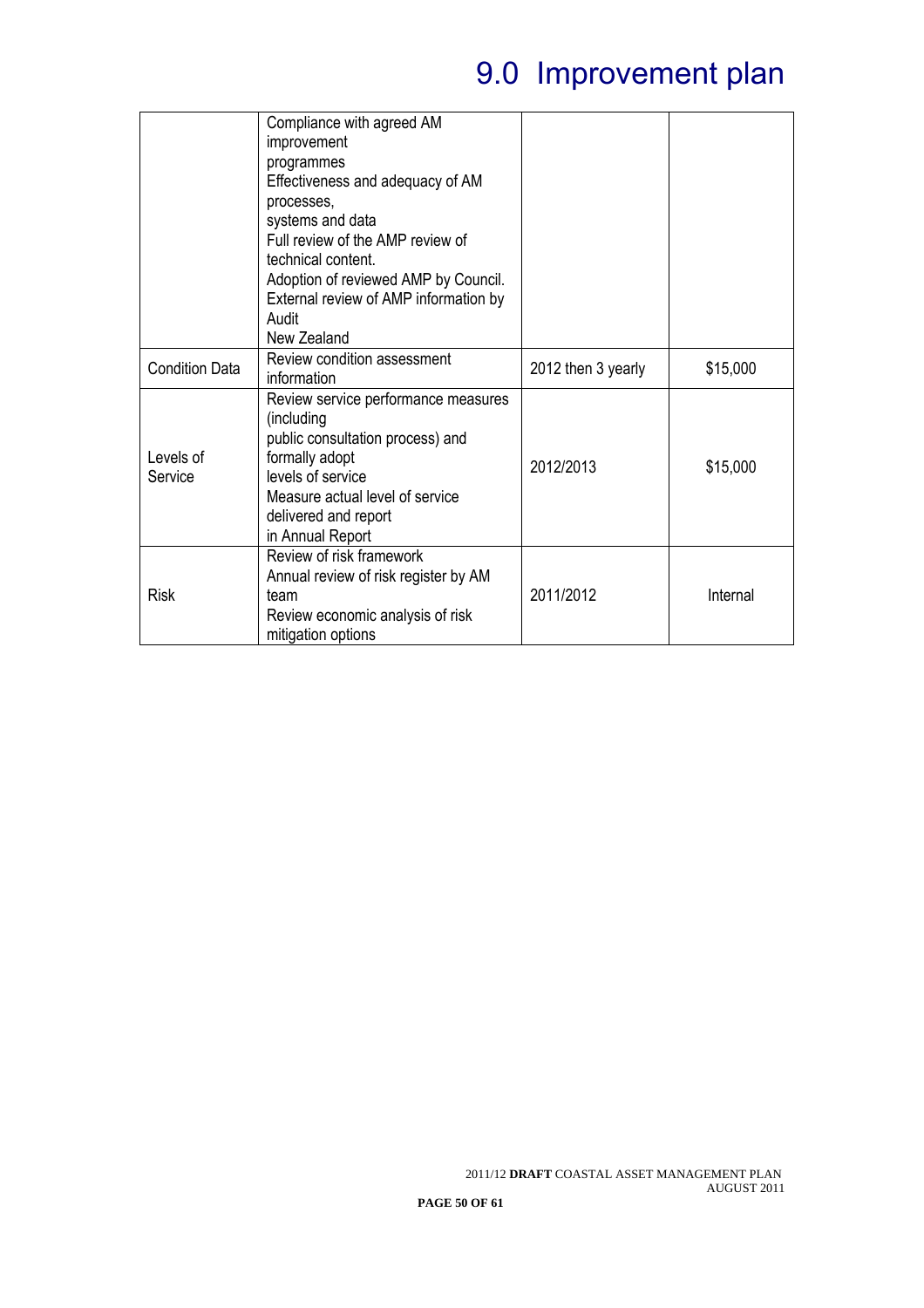# 9.0 Improvement plan

| | | | |
|---|---|---|---|
| | Compliance with agreed AM improvement programmes<br>Effectiveness and adequacy of AM processes, systems and data<br>Full review of the AMP review of technical content.<br>Adoption of reviewed AMP by Council.<br>External review of AMP information by Audit New Zealand | | |
| Condition Data | Review condition assessment information | 2012 then 3 yearly | $15,000 |
| Levels of Service | Review service performance measures (including public consultation process) and formally adopt levels of service<br>Measure actual level of service delivered and report in Annual Report | 2012/2013 | $15,000 |
| Risk | Review of risk framework<br>Annual review of risk register by AM team<br>Review economic analysis of risk mitigation options | 2011/2012 | Internal |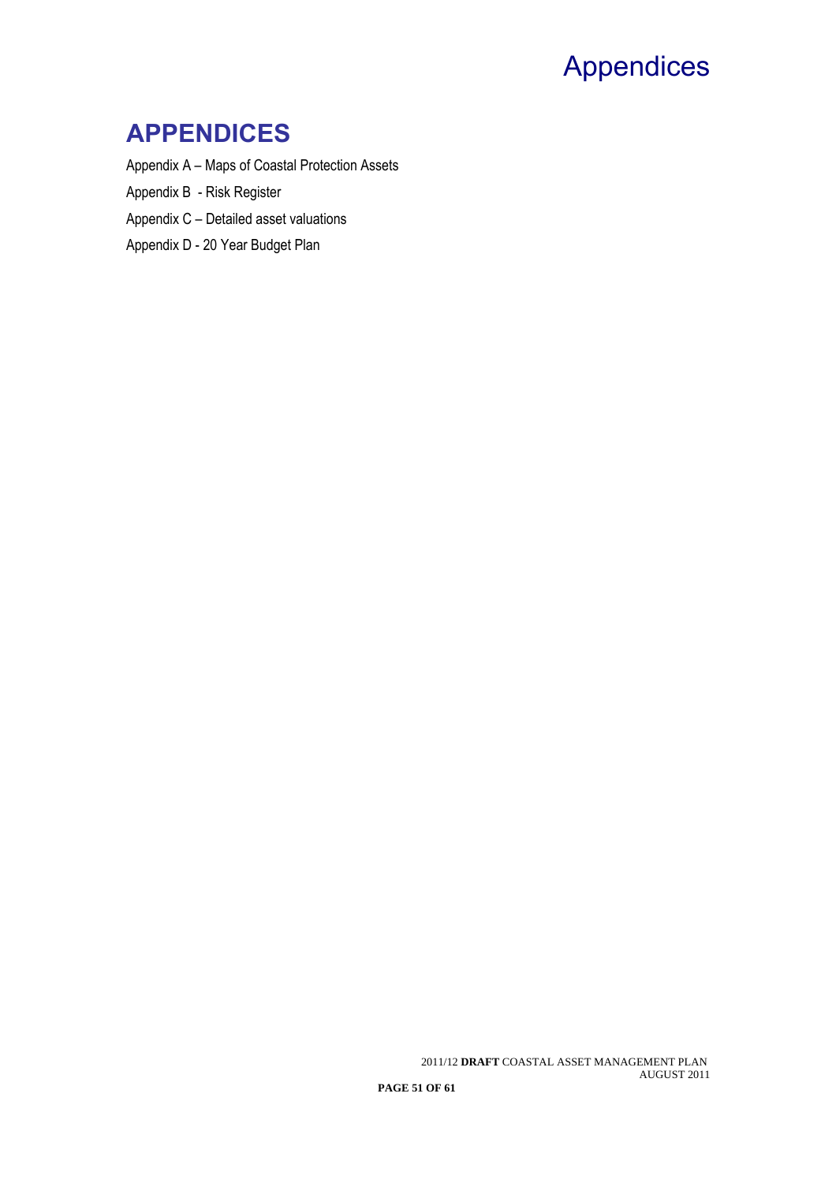# APPENDICES

Appendix A – Maps of Coastal Protection Assets

Appendix B - Risk Register

Appendix C – Detailed asset valuations

Appendix D - 20 Year Budget Plan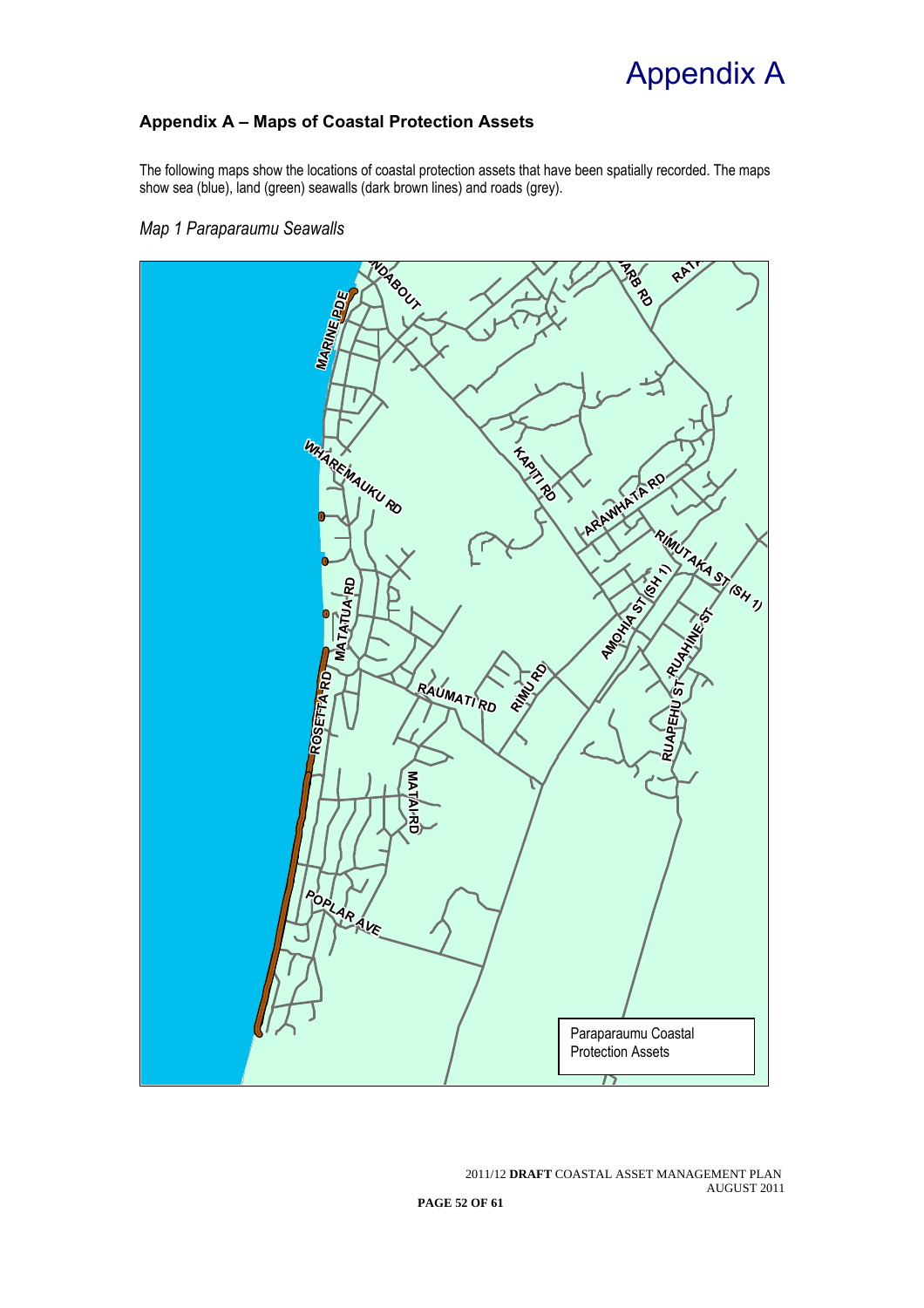# Appendix A

### Appendix A – Maps of Coastal Protection Assets

The following maps show the locations of coastal protection assets that have been spatially recorded. The maps show sea (blue), land (green) seawalls (dark brown lines) and roads (grey).

*Map 1 Paraparaumu Seawalls*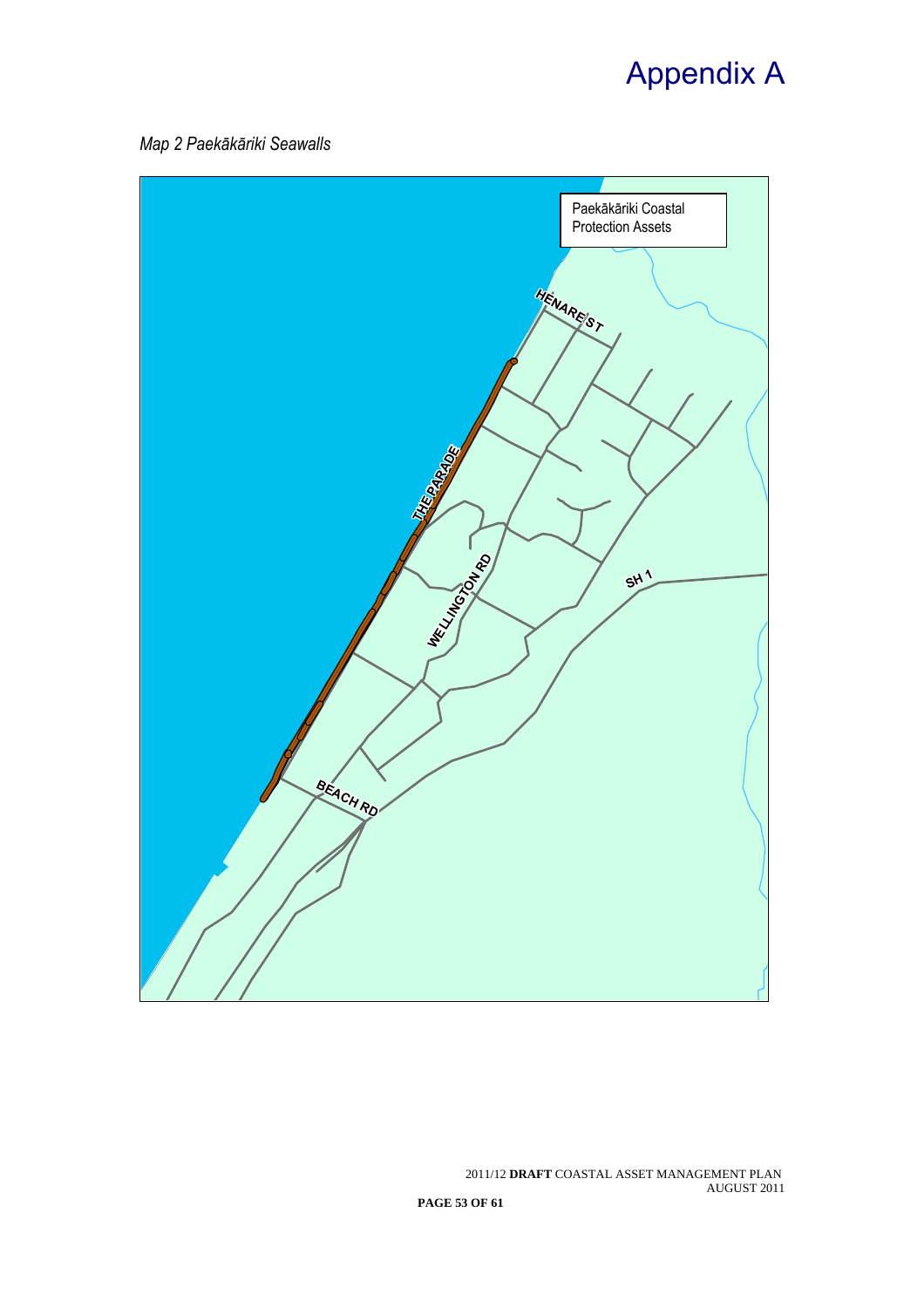# Appendix A

*Map 2 Paekākāriki Seawalls*

Paekākāriki Coastal Protection Assets

HENARE ST

THE PARADE

WELLINGTON RD

SH 1

BEACH RD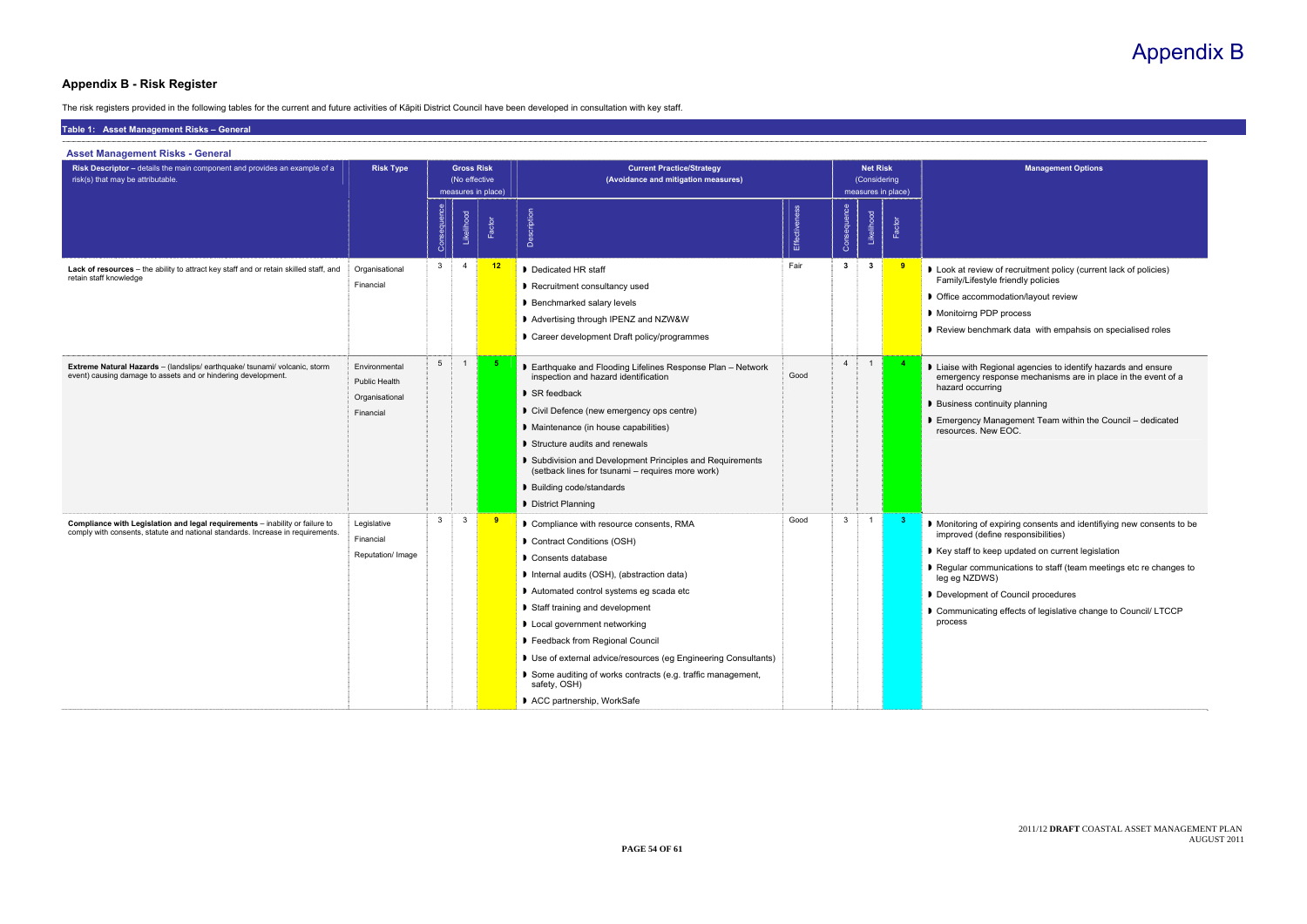# Appendix B

## Appendix B - Risk Register

The risk registers provided in the following tables for the current and future activities of Kāpiti District Council have been developed in consultation with key staff.

**Table 1: Asset Management Risks – General**

### Asset Management Risks - General

| Risk Descriptor – details the main component and provides an example of a risk(s) that may be attributable. | Risk Type | Gross Risk (No effective measures in place) | | | Current Practice/Strategy (Avoidance and mitigation measures) | | Net Risk (Considering measures in place) | | | Management Options |
|---|---|---|---|---|---|---|---|---|---|---|
| | | Consequence | Likelihood | Factor | Description | Effectiveness | Consequence | Likelihood | Factor | |
| **Lack of resources** – the ability to attract key staff and or retain skilled staff, and retain staff knowledge | Organisational<br>Financial | 3 | 4 | 12 | ▸ Dedicated HR staff<br>▸ Recruitment consultancy used<br>▸ Benchmarked salary levels<br>▸ Advertising through IPENZ and NZW&W<br>▸ Career development Draft policy/programmes | Fair | 3 | 3 | 9 | ▸ Look at review of recruitment policy (current lack of policies) Family/Lifestyle friendly policies<br>▸ Office accommodation/layout review<br>▸ Monitoirng PDP process<br>▸ Review benchmark data with empahsis on specialised roles |
| **Extreme Natural Hazards** – (landslips/ earthquake/ tsunami/ volcanic, storm event) causing damage to assets and or hindering development. | Environmental<br>Public Health<br>Organisational<br>Financial | 5 | 1 | 5 | ▸ Earthquake and Flooding Lifelines Response Plan – Network inspection and hazard identification<br>▸ SR feedback<br>▸ Civil Defence (new emergency ops centre)<br>▸ Maintenance (in house capabilities)<br>▸ Structure audits and renewals<br>▸ Subdivision and Development Principles and Requirements (setback lines for tsunami – requires more work)<br>▸ Building code/standards<br>▸ District Planning | Good | 4 | 1 | 4 | ▸ Liaise with Regional agencies to identify hazards and ensure emergency response mechanisms are in place in the event of a hazard occurring<br>▸ Business continuity planning<br>▸ Emergency Management Team within the Council – dedicated resources. New EOC. |
| **Compliance with Legislation and legal requirements** – inability or failure to comply with consents, statute and national standards. Increase in requirements. | Legislative<br>Financial<br>Reputation/ Image | 3 | 3 | 9 | ▸ Compliance with resource consents, RMA<br>▸ Contract Conditions (OSH)<br>▸ Consents database<br>▸ Internal audits (OSH), (abstraction data)<br>▸ Automated control systems eg scada etc<br>▸ Staff training and development<br>▸ Local government networking<br>▸ Feedback from Regional Council<br>▸ Use of external advice/resources (eg Engineering Consultants)<br>▸ Some auditing of works contracts (e.g. traffic management, safety, OSH)<br>▸ ACC partnership, WorkSafe | Good | 3 | 1 | 3 | ▸ Monitoring of expiring consents and identifiying new consents to be improved (define responsibilities)<br>▸ Key staff to keep updated on current legislation<br>▸ Regular communications to staff (team meetings etc re changes to leg eg NZDWS)<br>▸ Development of Council procedures<br>▸ Communicating effects of legislative change to Council/ LTCCP process |

2011/12 **DRAFT** COASTAL ASSET MANAGEMENT PLAN
AUGUST 2011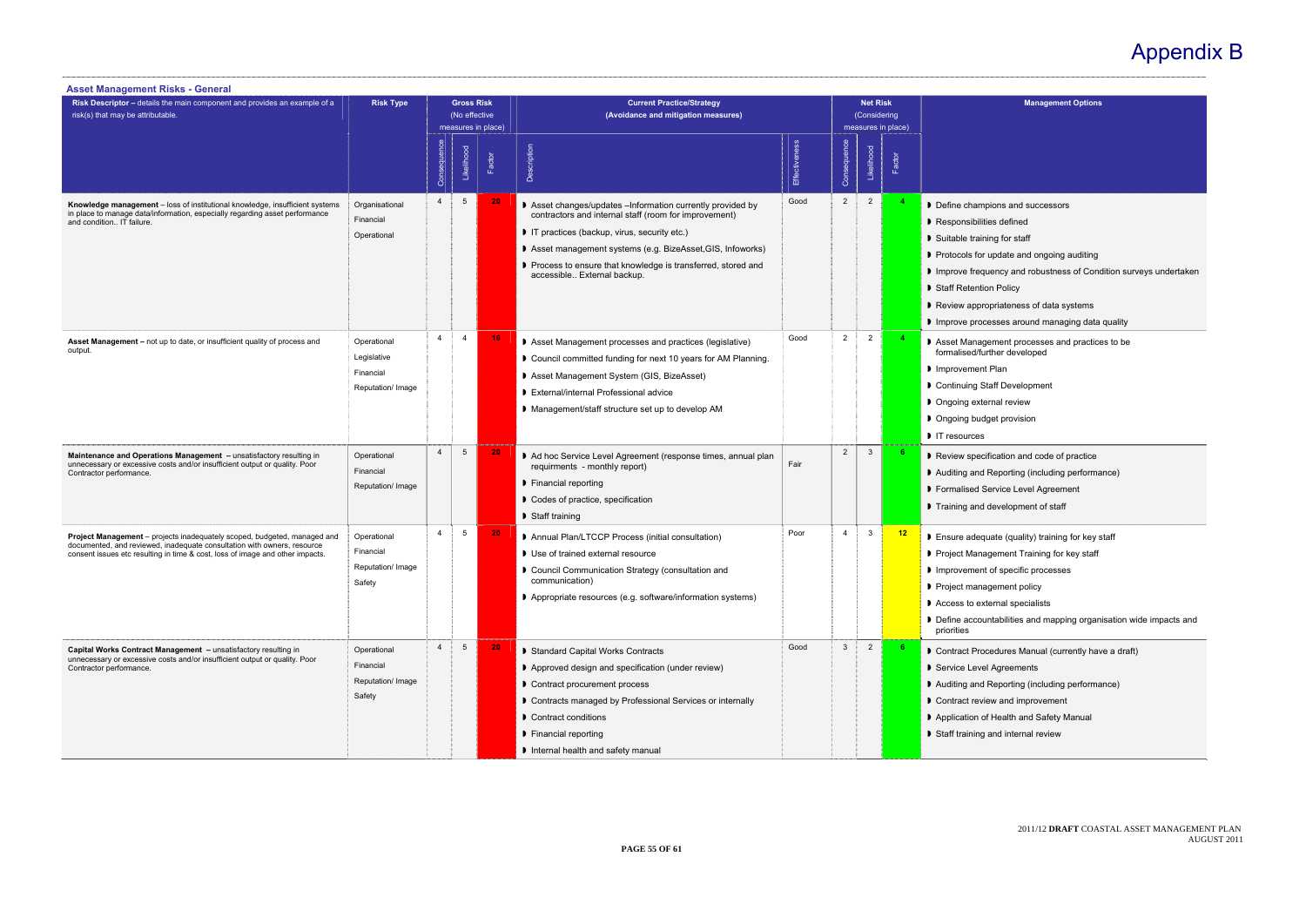# Appendix B

## Asset Management Risks - General

| Risk Descriptor – details the main component and provides an example of a risk(s) that may be attributable. | Risk Type | Gross Risk (No effective measures in place) | | | Current Practice/Strategy (Avoidance and mitigation measures) | | Net Risk (Considering measures in place) | | | Management Options |
|---|---|---|---|---|---|---|---|---|---|---|
| | | Consequence | Likelihood | Factor | Description | Effectiveness | Consequence | Likelihood | Factor | |
| **Knowledge management** – loss of institutional knowledge, insufficient systems in place to manage data/information, especially regarding asset performance and condition.. IT failure. | Organisational<br>Financial<br>Operational | 4 | 5 | 20 | Asset changes/updates –Information currently provided by contractors and internal staff (room for improvement)<br>IT practices (backup, virus, security etc.)<br>Asset management systems (e.g. BizeAsset,GIS, Infoworks)<br>Process to ensure that knowledge is transferred, stored and accessible.. External backup. | Good | 2 | 2 | 4 | Define champions and successors<br>Responsibilities defined<br>Suitable training for staff<br>Protocols for update and ongoing auditing<br>Improve frequency and robustness of Condition surveys undertaken<br>Staff Retention Policy<br>Review appropriateness of data systems<br>Improve processes around managing data quality |
| **Asset Management –** not up to date, or insufficient quality of process and output. | Operational<br>Legislative<br>Financial<br>Reputation/ Image | 4 | 4 | 16 | Asset Management processes and practices (legislative)<br>Council committed funding for next 10 years for AM Planning.<br>Asset Management System (GIS, BizeAsset)<br>External/internal Professional advice<br>Management/staff structure set up to develop AM | Good | 2 | 2 | 4 | Asset Management processes and practices to be formalised/further developed<br>Improvement Plan<br>Continuing Staff Development<br>Ongoing external review<br>Ongoing budget provision<br>IT resources |
| **Maintenance and Operations Management –** unsatisfactory resulting in unnecessary or excessive costs and/or insufficient output or quality. Poor Contractor performance. | Operational<br>Financial<br>Reputation/ Image | 4 | 5 | 20 | Ad hoc Service Level Agreement (response times, annual plan requirments - monthly report)<br>Financial reporting<br>Codes of practice, specification<br>Staff training | Fair | 2 | 3 | 6 | Review specification and code of practice<br>Auditing and Reporting (including performance)<br>Formalised Service Level Agreement<br>Training and development of staff |
| **Project Management** – projects inadequately scoped, budgeted, managed and documented, and reviewed, inadequate consultation with owners, resource consent issues etc resulting in time & cost, loss of image and other impacts. | Operational<br>Financial<br>Reputation/ Image<br>Safety | 4 | 5 | 20 | Annual Plan/LTCCP Process (initial consultation)<br>Use of trained external resource<br>Council Communication Strategy (consultation and communication)<br>Appropriate resources (e.g. software/information systems) | Poor | 4 | 3 | 12 | Ensure adequate (quality) training for key staff<br>Project Management Training for key staff<br>Improvement of specific processes<br>Project management policy<br>Access to external specialists<br>Define accountabilities and mapping organisation wide impacts and priorities |
| **Capital Works Contract Management –** unsatisfactory resulting in unnecessary or excessive costs and/or insufficient output or quality. Poor Contractor performance. | Operational<br>Financial<br>Reputation/ Image<br>Safety | 4 | 5 | 20 | Standard Capital Works Contracts<br>Approved design and specification (under review)<br>Contract procurement process<br>Contracts managed by Professional Services or internally<br>Contract conditions<br>Financial reporting<br>Internal health and safety manual | Good | 3 | 2 | 6 | Contract Procedures Manual (currently have a draft)<br>Service Level Agreements<br>Auditing and Reporting (including performance)<br>Contract review and improvement<br>Application of Health and Safety Manual<br>Staff training and internal review |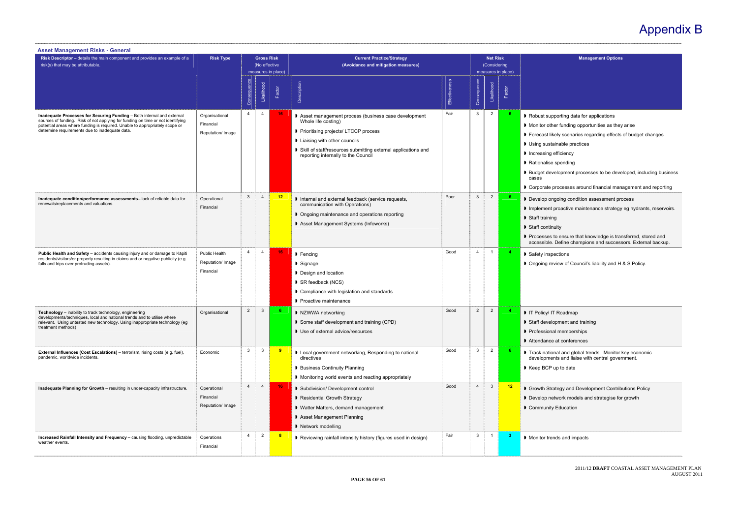# Appendix B

## Asset Management Risks - General

| Risk Descriptor – details the main component and provides an example of a risk(s) that may be attributable. | Risk Type | Gross Risk (No effective measures in place) | | | Current Practice/Strategy (Avoidance and mitigation measures) | | Net Risk (Considering measures in place) | | | Management Options |
|---|---|---|---|---|---|---|---|---|---|---|
| | | Consequence | Likelihood | Factor | Description | Effectiveness | Consequence | Likelihood | Factor | |
| **Inadequate Processes for Securing Funding** – Both internal and external sources of funding. Risk of not applying for funding on time or not identifying potential areas where funding is required. Unable to appropriately scope or determine requirements due to inadequate data. | Organisational<br>Financial<br>Reputation/ Image | 4 | 4 | 16 | ◗ Asset management process (business case development Whole life costing)<br>◗ Prioritising projects/ LTCCP process<br>◗ Liaising with other councils<br>◗ Skill of staff/resources submitting external applications and reporting internally to the Council | Fair | 3 | 2 | 6 | ◗ Robust supporting data for applications<br>◗ Monitor other funding opportunities as they arise<br>◗ Forecast likely scenarios regarding effects of budget changes<br>◗ Using sustainable practices<br>◗ Increasing efficiency<br>◗ Rationalise spending<br>◗ Budget development processes to be developed, including business cases<br>◗ Corporate processes around financial management and reporting |
| **Inadequate condition/performance assessments**– lack of reliable data for renewals/replacements and valuations. | Operational<br>Financial | 3 | 4 | 12 | ◗ Internal and external feedback (service requests, communication with Operations)<br>◗ Ongoing maintenance and operations reporting<br>◗ Asset Management Systems (Infoworks) | Poor | 3 | 2 | 6 | ◗ Develop ongoing condition assessment process<br>◗ Implement proactive maintenance strategy eg hydrants, reservoirs.<br>◗ Staff training<br>◗ Staff continuity<br>◗ Processes to ensure that knowledge is transferred, stored and accessible. Define champions and successors. External backup. |
| **Public Health and Safety** – accidents causing injury and or damage to Kāpiti residents/visitors/or property resulting in claims and or negative publicity (e.g. falls and trips over protruding assets). | Public Health<br>Reputation/ Image<br>Financial | 4 | 4 | 16 | ◗ Fencing<br>◗ Signage<br>◗ Design and location<br>◗ SR feedback (NCS)<br>◗ Compliance with legislation and standards<br>◗ Proactive maintenance | Good | 4 | 1 | 4 | ◗ Safety inspections<br>◗ Ongoing review of Council's liability and H & S Policy. |
| **Technology** – inability to track technology, engineering developments/techniques, local and national trends and to utilise where relevant. Using untested new technology. Using inappropriate technology (eg treatment methods) | Organisational | 2 | 3 | 6 | ◗ NZWWA networking<br>◗ Some staff development and training (CPD)<br>◗ Use of external advice/resources | Good | 2 | 2 | 4 | ◗ IT Policy/ IT Roadmap<br>◗ Staff development and training<br>◗ Professional memberships<br>◗ Attendance at conferences |
| **External Influences (Cost Escalations)** – terrorism, rising costs (e.g. fuel), pandemic, worldwide incidents. | Economic | 3 | 3 | 9 | ◗ Local government networking, Responding to national directives<br>◗ Business Continuity Planning<br>◗ Monitoring world events and reacting appropriately | Good | 3 | 2 | 6 | ◗ Track national and global trends. Monitor key economic developments and liaise with central government.<br>◗ Keep BCP up to date |
| **Inadequate Planning for Growth** – resulting in under-capacity infrastructure. | Operational<br>Financial<br>Reputation/ Image | 4 | 4 | 16 | ◗ Subdivision/ Development control<br>◗ Residential Growth Strategy<br>◗ Watter Matters, demand management<br>◗ Asset Management Planning<br>◗ Network modelling | Good | 4 | 3 | 12 | ◗ Growth Strategy and Development Contributions Policy<br>◗ Develop network models and strategise for growth<br>◗ Community Education |
| **Increased Rainfall Intensity and Frequency** – causing flooding, unpredictable weather events. | Operations<br>Financial | 4 | 2 | 8 | ◗ Reviewing rainfall intensity history (figures used in design) | Fair | 3 | 1 | 3 | ◗ Monitor trends and impacts |

2011/12 **DRAFT** COASTAL ASSET MANAGEMENT PLAN
AUGUST 2011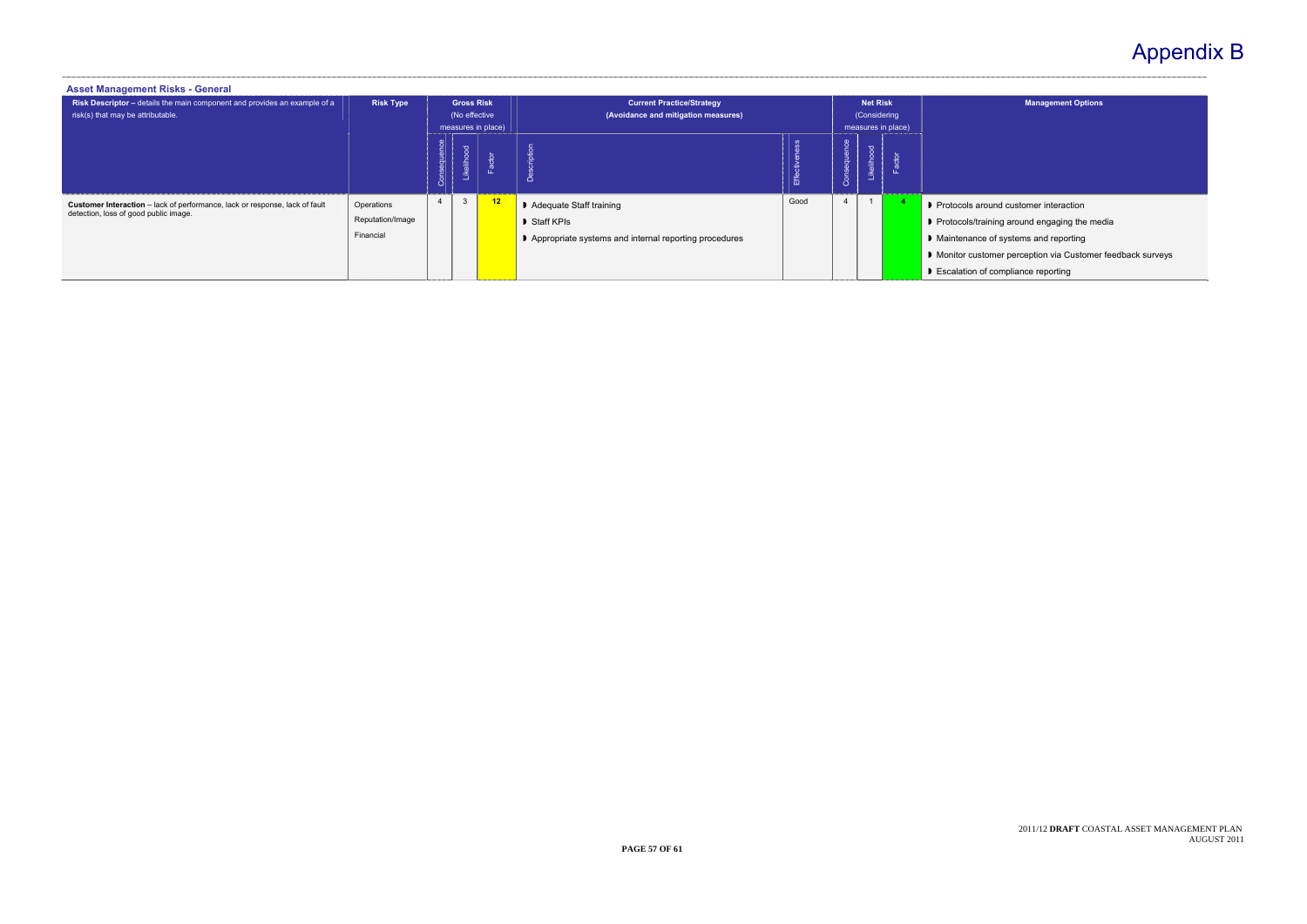# Appendix B

## Asset Management Risks - General

| Risk Descriptor – details the main component and provides an example of a risk(s) that may be attributable. | Risk Type | Gross Risk (No effective measures in place) | | | Current Practice/Strategy (Avoidance and mitigation measures) | | Net Risk (Considering measures in place) | | | Management Options |
|---|---|---|---|---|---|---|---|---|---|---|
| | | Consequence | Likelihood | Factor | Description | Effectiveness | Consequence | Likelihood | Factor | |
| **Customer Interaction** – lack of performance, lack or response, lack of fault detection, loss of good public image. | Operations<br>Reputation/Image<br>Financial | 4 | 3 | 12 | ◗ Adequate Staff training<br>◗ Staff KPIs<br>◗ Appropriate systems and internal reporting procedures | Good | 4 | 1 | 4 | ◗ Protocols around customer interaction<br>◗ Protocols/training around engaging the media<br>◗ Maintenance of systems and reporting<br>◗ Monitor customer perception via Customer feedback surveys<br>◗ Escalation of compliance reporting |

2011/12 **DRAFT** COASTAL ASSET MANAGEMENT PLAN
AUGUST 2011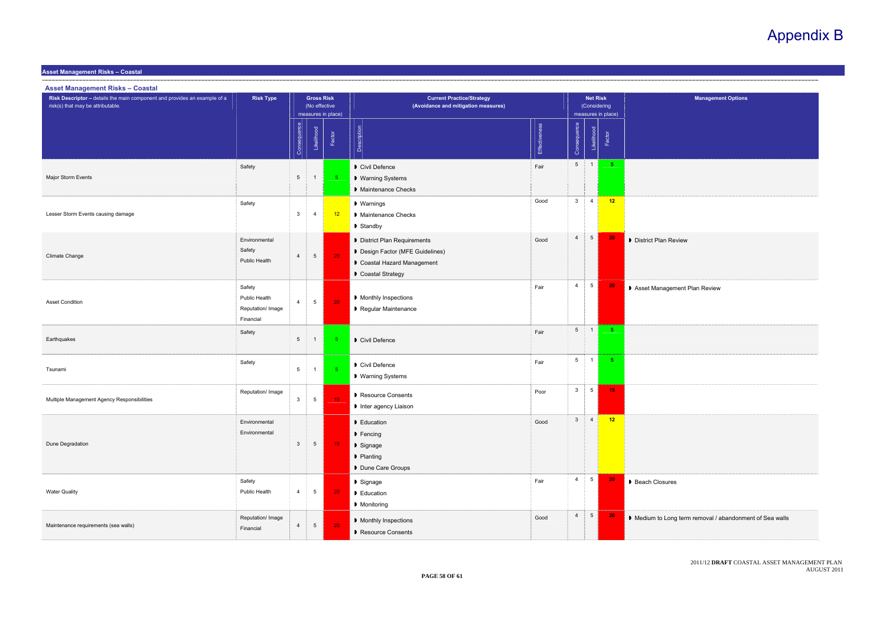# Appendix B

## Asset Management Risks – Coastal

### Asset Management Risks – Coastal

| Risk Descriptor – details the main component and provides an example of a risk(s) that may be attributable. | Risk Type | Gross Risk (No effective measures in place) | | | Current Practice/Strategy (Avoidance and mitigation measures) | | Net Risk (Considering measures in place) | | | Management Options |
|---|---|---|---|---|---|---|---|---|---|---|
| | | Consequence | Likelihood | Factor | Description | Effectiveness | Consequence | Likelihood | Factor | |
| Major Storm Events | Safety | 5 | 1 | 5 | ◗ Civil Defence<br>◗ Warning Systems<br>◗ Maintenance Checks | Fair | 5 | 1 | 5 | |
| Lesser Storm Events causing damage | Safety | 3 | 4 | 12 | ◗ Warnings<br>◗ Maintenance Checks<br>◗ Standby | Good | 3 | 4 | 12 | |
| Climate Change | Environmental<br>Safety<br>Public Health | 4 | 5 | 20 | ◗ District Plan Requirements<br>◗ Design Factor (MFE Guidelines)<br>◗ Coastal Hazard Management<br>◗ Coastal Strategy | Good | 4 | 5 | 20 | ◗ District Plan Review |
| Asset Condition | Safety<br>Public Health<br>Reputation/ Image<br>Financial | 4 | 5 | 20 | ◗ Monthly Inspections<br>◗ Regular Maintenance | Fair | 4 | 5 | 20 | ◗ Asset Management Plan Review |
| Earthquakes | Safety | 5 | 1 | 5 | ◗ Civil Defence | Fair | 5 | 1 | 5 | |
| Tsunami | Safety | 5 | 1 | 5 | ◗ Civil Defence<br>◗ Warning Systems | Fair | 5 | 1 | 5 | |
| Multiple Management Agency Responsibilities | Reputation/ Image | 3 | 5 | 15 | ◗ Resource Consents<br>◗ Inter agency Liaison | Poor | 3 | 5 | 15 | |
| Dune Degradation | Environmental<br>Environmental | 3 | 5 | 15 | ◗ Education<br>◗ Fencing<br>◗ Signage<br>◗ Planting<br>◗ Dune Care Groups | Good | 3 | 4 | 12 | |
| Water Quality | Safety<br>Public Health | 4 | 5 | 20 | ◗ Signage<br>◗ Education<br>◗ Monitoring | Fair | 4 | 5 | 20 | ◗ Beach Closures |
| Maintenance requirements (sea walls) | Reputation/ Image<br>Financial | 4 | 5 | 20 | ◗ Monthly Inspections<br>◗ Resource Consents | Good | 4 | 5 | 20 | ◗ Medium to Long term removal / abandonment of Sea walls |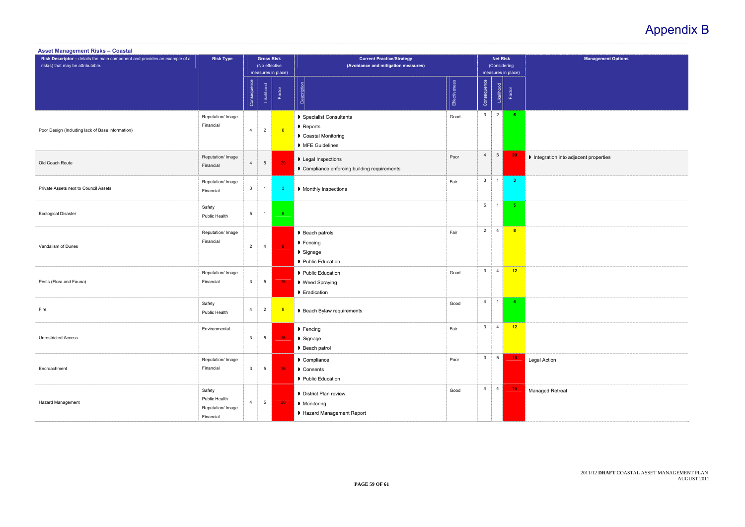# Appendix B

## Asset Management Risks – Coastal

| **Risk Descriptor** – details the main component and provides an example of a risk(s) that may be attributable. | Risk Type | Gross Risk (No effective measures in place) | | | Current Practice/Strategy (Avoidance and mitigation measures) | | Net Risk (Considering measures in place) | | | Management Options |
|---|---|---|---|---|---|---|---|---|---|---|
| | | Consequence | Likelihood | Factor | Description | Effectiveness | Consequence | Likelihood | Factor | |
| Poor Design (Including lack of Base information) | Reputation/ Image<br>Financial | 4 | 2 | 8 | ◗ Specialist Consultants<br>◗ Reports<br>◗ Coastal Monitoring<br>◗ MFE Guidelines | Good | 3 | 2 | 6 | |
| Old Coach Route | Reputation/ Image<br>Financial | 4 | 5 | 20 | ◗ Legal Inspections<br>◗ Compliance enforcing building requirements | Poor | 4 | 5 | 20 | ◗ Integration into adjacent properties |
| Private Assets next to Council Assets | Reputation/ Image<br>Financial | 3 | 1 | 3 | ◗ Monthly Inspections | Fair | 3 | 1 | 3 | |
| Ecological Disaster | Safety<br>Public Health | 5 | 1 | 5 | | | 5 | 1 | 5 | |
| Vandalism of Dunes | Reputation/ Image<br>Financial | 2 | 4 | 8 | ◗ Beach patrols<br>◗ Fencing<br>◗ Signage<br>◗ Public Education | Fair | 2 | 4 | 8 | |
| Pests (Flora and Fauna) | Reputation/ Image<br>Financial | 3 | 5 | 15 | ◗ Public Education<br>◗ Weed Spraying<br>◗ Eradication | Good | 3 | 4 | 12 | |
| Fire | Safety<br>Public Health | 4 | 2 | 8 | ◗ Beach Bylaw requirements | Good | 4 | 1 | 4 | |
| Unrestricted Access | Environmental | 3 | 5 | 15 | ◗ Fencing<br>◗ Signage<br>◗ Beach patrol | Fair | 3 | 4 | 12 | |
| Encroachment | Reputation/ Image<br>Financial | 3 | 5 | 15 | ◗ Compliance<br>◗ Consents<br>◗ Public Education | Poor | 3 | 5 | 15 | Legal Action |
| Hazard Management | Safety<br>Public Health<br>Reputation/ Image<br>Financial | 4 | 5 | 20 | ◗ District Plan review<br>◗ Monitoring<br>◗ Hazard Management Report | Good | 4 | 4 | 16 | Managed Retreat |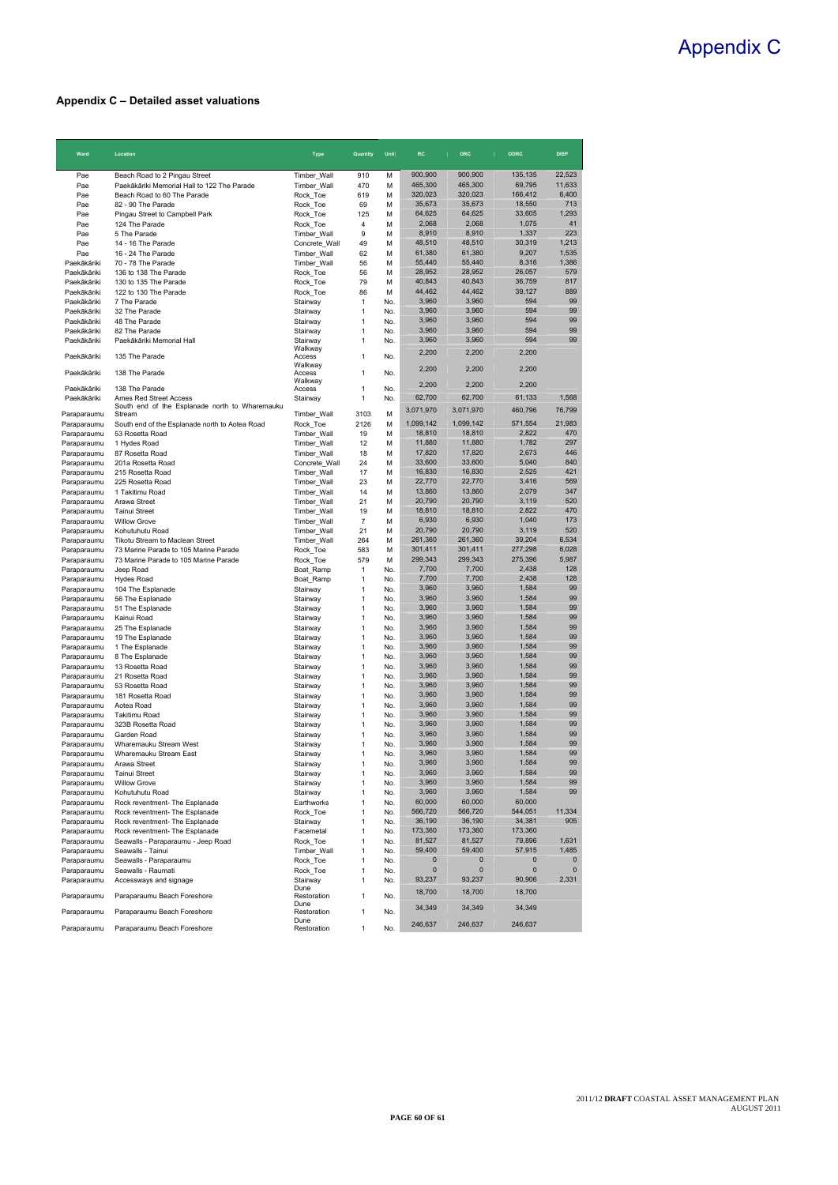# Appendix C

## Appendix C – Detailed asset valuations

| Ward | Location | Type | Quantity | Unit | RC | ORC | ODRC | DISP |
|---|---|---|---|---|---|---|---|---|
| Pae | Beach Road to 2 Pingau Street | Timber_Wall | 910 | M | 900,900 | 900,900 | 135,135 | 22,523 |
| Pae | Paekākāriki Memorial Hall to 122 The Parade | Timber_Wall | 470 | M | 465,300 | 465,300 | 69,795 | 11,633 |
| Pae | Beach Road to 60 The Parade | Rock_Toe | 619 | M | 320,023 | 320,023 | 166,412 | 6,400 |
| Pae | 82 - 90 The Parade | Rock_Toe | 69 | M | 35,673 | 35,673 | 18,550 | 713 |
| Pae | Pingau Street to Campbell Park | Rock_Toe | 125 | M | 64,625 | 64,625 | 33,605 | 1,293 |
| Pae | 124 The Parade | Rock_Toe | 4 | M | 2,068 | 2,068 | 1,075 | 41 |
| Pae | 5 The Parade | Timber_Wall | 9 | M | 8,910 | 8,910 | 1,337 | 223 |
| Pae | 14 - 16 The Parade | Concrete_Wall | 49 | M | 48,510 | 48,510 | 30,319 | 1,213 |
| Pae | 16 - 24 The Parade | Timber_Wall | 62 | M | 61,380 | 61,380 | 9,207 | 1,535 |
| Paekākāriki | 70 - 78 The Parade | Timber_Wall | 56 | M | 55,440 | 55,440 | 8,316 | 1,386 |
| Paekākāriki | 136 to 138 The Parade | Rock_Toe | 56 | M | 28,952 | 28,952 | 26,057 | 579 |
| Paekākāriki | 130 to 135 The Parade | Rock_Toe | 79 | M | 40,843 | 40,843 | 36,759 | 817 |
| Paekākāriki | 122 to 130 The Parade | Rock_Toe | 86 | M | 44,462 | 44,462 | 39,127 | 889 |
| Paekākāriki | 7 The Parade | Stairway | 1 | No. | 3,960 | 3,960 | 594 | 99 |
| Paekākāriki | 32 The Parade | Stairway | 1 | No. | 3,960 | 3,960 | 594 | 99 |
| Paekākāriki | 48 The Parade | Stairway | 1 | No. | 3,960 | 3,960 | 594 | 99 |
| Paekākāriki | 82 The Parade | Stairway | 1 | No. | 3,960 | 3,960 | 594 | 99 |
| Paekākāriki | Paekākāriki Memorial Hall | Stairway | 1 | No. | 3,960 | 3,960 | 594 | 99 |
| Paekākāriki | 135 The Parade | Walkway Access | 1 | No. | 2,200 | 2,200 | 2,200 | |
| Paekākāriki | 138 The Parade | Walkway Access | 1 | No. | 2,200 | 2,200 | 2,200 | |
| Paekākāriki | 138 The Parade | Walkway Access | 1 | No. | 2,200 | 2,200 | 2,200 | |
| Paekākāriki | Ames Red Street Access | Stairway | 1 | No. | 62,700 | 62,700 | 61,133 | 1,568 |
| Paraparaumu | South end of the Esplanade north to Wharemauku Stream | Timber_Wall | 3103 | M | 3,071,970 | 3,071,970 | 460,796 | 76,799 |
| Paraparaumu | South end of the Esplanade north to Aotea Road | Rock_Toe | 2126 | M | 1,099,142 | 1,099,142 | 571,554 | 21,983 |
| Paraparaumu | 53 Rosetta Road | Timber_Wall | 19 | M | 18,810 | 18,810 | 2,822 | 470 |
| Paraparaumu | 1 Hydes Road | Timber_Wall | 12 | M | 11,880 | 11,880 | 1,782 | 297 |
| Paraparaumu | 87 Rosetta Road | Timber_Wall | 18 | M | 17,820 | 17,820 | 2,673 | 446 |
| Paraparaumu | 201a Rosetta Road | Concrete_Wall | 24 | M | 33,600 | 33,600 | 5,040 | 840 |
| Paraparaumu | 215 Rosetta Road | Timber_Wall | 17 | M | 16,830 | 16,830 | 2,525 | 421 |
| Paraparaumu | 225 Rosetta Road | Timber_Wall | 23 | M | 22,770 | 22,770 | 3,416 | 569 |
| Paraparaumu | 1 Takitimu Road | Timber_Wall | 14 | M | 13,860 | 13,860 | 2,079 | 347 |
| Paraparaumu | Arawa Street | Timber_Wall | 21 | M | 20,790 | 20,790 | 3,119 | 520 |
| Paraparaumu | Tainui Street | Timber_Wall | 19 | M | 18,810 | 18,810 | 2,822 | 470 |
| Paraparaumu | Willow Grove | Timber_Wall | 7 | M | 6,930 | 6,930 | 1,040 | 173 |
| Paraparaumu | Kohutuhutu Road | Timber_Wall | 21 | M | 20,790 | 20,790 | 3,119 | 520 |
| Paraparaumu | Tikotu Stream to Maclean Street | Timber_Wall | 264 | M | 261,360 | 261,360 | 39,204 | 6,534 |
| Paraparaumu | 73 Marine Parade to 105 Marine Parade | Rock_Toe | 583 | M | 301,411 | 301,411 | 277,298 | 6,028 |
| Paraparaumu | 73 Marine Parade to 105 Marine Parade | Rock_Toe | 579 | M | 299,343 | 299,343 | 275,396 | 5,987 |
| Paraparaumu | Jeep Road | Boat_Ramp | 1 | No. | 7,700 | 7,700 | 2,438 | 128 |
| Paraparaumu | Hydes Road | Boat_Ramp | 1 | No. | 7,700 | 7,700 | 2,438 | 128 |
| Paraparaumu | 104 The Esplanade | Stairway | 1 | No. | 3,960 | 3,960 | 1,584 | 99 |
| Paraparaumu | 56 The Esplanade | Stairway | 1 | No. | 3,960 | 3,960 | 1,584 | 99 |
| Paraparaumu | 51 The Esplanade | Stairway | 1 | No. | 3,960 | 3,960 | 1,584 | 99 |
| Paraparaumu | Kainui Road | Stairway | 1 | No. | 3,960 | 3,960 | 1,584 | 99 |
| Paraparaumu | 25 The Esplanade | Stairway | 1 | No. | 3,960 | 3,960 | 1,584 | 99 |
| Paraparaumu | 19 The Esplanade | Stairway | 1 | No. | 3,960 | 3,960 | 1,584 | 99 |
| Paraparaumu | 1 The Esplanade | Stairway | 1 | No. | 3,960 | 3,960 | 1,584 | 99 |
| Paraparaumu | 8 The Esplanade | Stairway | 1 | No. | 3,960 | 3,960 | 1,584 | 99 |
| Paraparaumu | 13 Rosetta Road | Stairway | 1 | No. | 3,960 | 3,960 | 1,584 | 99 |
| Paraparaumu | 21 Rosetta Road | Stairway | 1 | No. | 3,960 | 3,960 | 1,584 | 99 |
| Paraparaumu | 53 Rosetta Road | Stairway | 1 | No. | 3,960 | 3,960 | 1,584 | 99 |
| Paraparaumu | 181 Rosetta Road | Stairway | 1 | No. | 3,960 | 3,960 | 1,584 | 99 |
| Paraparaumu | Aotea Road | Stairway | 1 | No. | 3,960 | 3,960 | 1,584 | 99 |
| Paraparaumu | Takitimu Road | Stairway | 1 | No. | 3,960 | 3,960 | 1,584 | 99 |
| Paraparaumu | 323B Rosetta Road | Stairway | 1 | No. | 3,960 | 3,960 | 1,584 | 99 |
| Paraparaumu | Garden Road | Stairway | 1 | No. | 3,960 | 3,960 | 1,584 | 99 |
| Paraparaumu | Wharemauku Stream West | Stairway | 1 | No. | 3,960 | 3,960 | 1,584 | 99 |
| Paraparaumu | Wharemauku Stream East | Stairway | 1 | No. | 3,960 | 3,960 | 1,584 | 99 |
| Paraparaumu | Arawa Street | Stairway | 1 | No. | 3,960 | 3,960 | 1,584 | 99 |
| Paraparaumu | Tainui Street | Stairway | 1 | No. | 3,960 | 3,960 | 1,584 | 99 |
| Paraparaumu | Willow Grove | Stairway | 1 | No. | 3,960 | 3,960 | 1,584 | 99 |
| Paraparaumu | Kohutuhutu Road | Stairway | 1 | No. | 3,960 | 3,960 | 1,584 | 99 |
| Paraparaumu | Rock reventment- The Esplanade | Earthworks | 1 | No. | 60,000 | 60,000 | 60,000 | |
| Paraparaumu | Rock reventment- The Esplanade | Rock_Toe | 1 | No. | 566,720 | 566,720 | 544,051 | 11,334 |
| Paraparaumu | Rock reventment- The Esplanade | Stairway | 1 | No. | 36,190 | 36,190 | 34,381 | 905 |
| Paraparaumu | Rock reventment- The Esplanade | Facemetal | 1 | No. | 173,360 | 173,360 | 173,360 | |
| Paraparaumu | Seawalls - Paraparaumu - Jeep Road | Rock_Toe | 1 | No. | 81,527 | 81,527 | 79,896 | 1,631 |
| Paraparaumu | Seawalls - Tainui | Timber_Wall | 1 | No. | 59,400 | 59,400 | 57,915 | 1,485 |
| Paraparaumu | Seawalls - Paraparaumu | Rock_Toe | 1 | No. | 0 | 0 | 0 | 0 |
| Paraparaumu | Seawalls - Raumati | Rock_Toe | 1 | No. | 0 | 0 | 0 | 0 |
| Paraparaumu | Accessways and signage | Stairway | 1 | No. | 93,237 | 93,237 | 90,906 | 2,331 |
| Paraparaumu | Paraparaumu Beach Foreshore | Dune Restoration | 1 | No. | 18,700 | 18,700 | 18,700 | |
| Paraparaumu | Paraparaumu Beach Foreshore | Dune Restoration | 1 | No. | 34,349 | 34,349 | 34,349 | |
| Paraparaumu | Paraparaumu Beach Foreshore | Dune Restoration | 1 | No. | 246,637 | 246,637 | 246,637 | |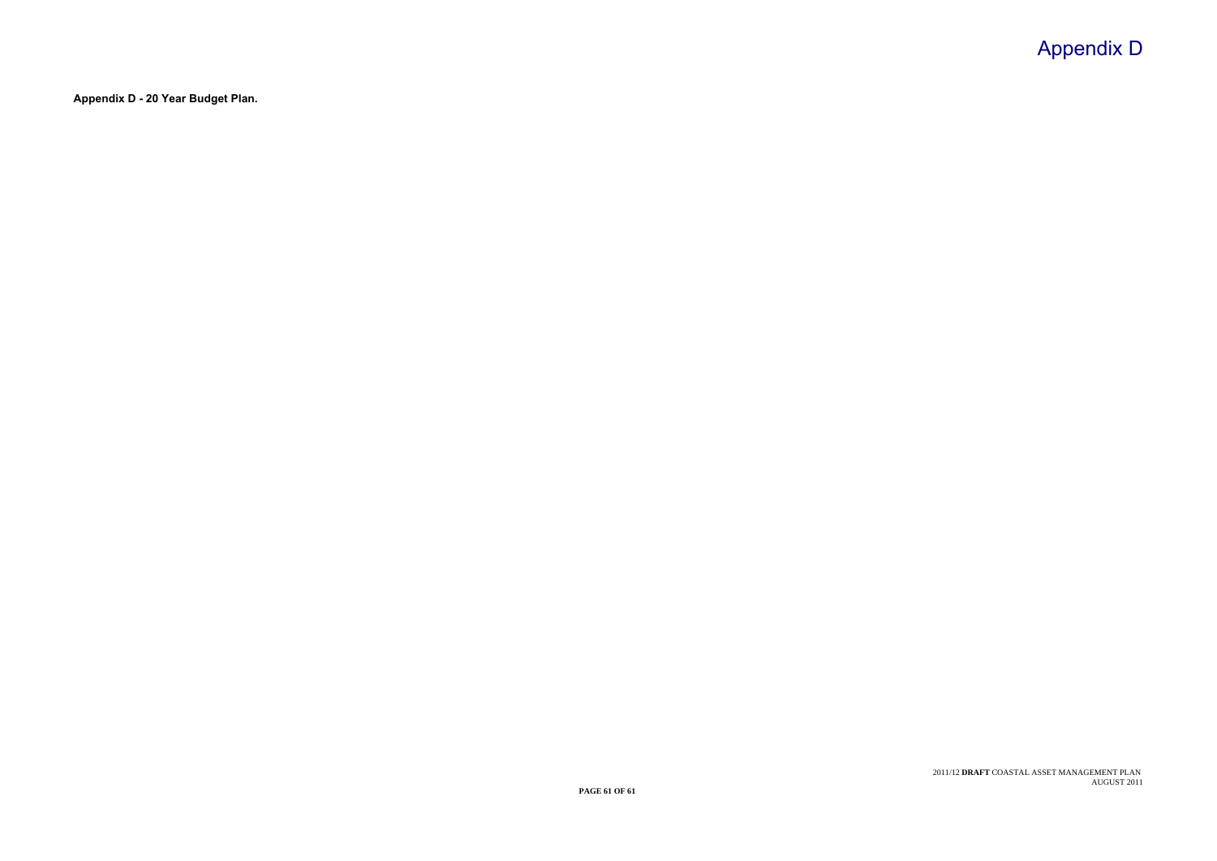# Appendix D

**Appendix D - 20 Year Budget Plan.**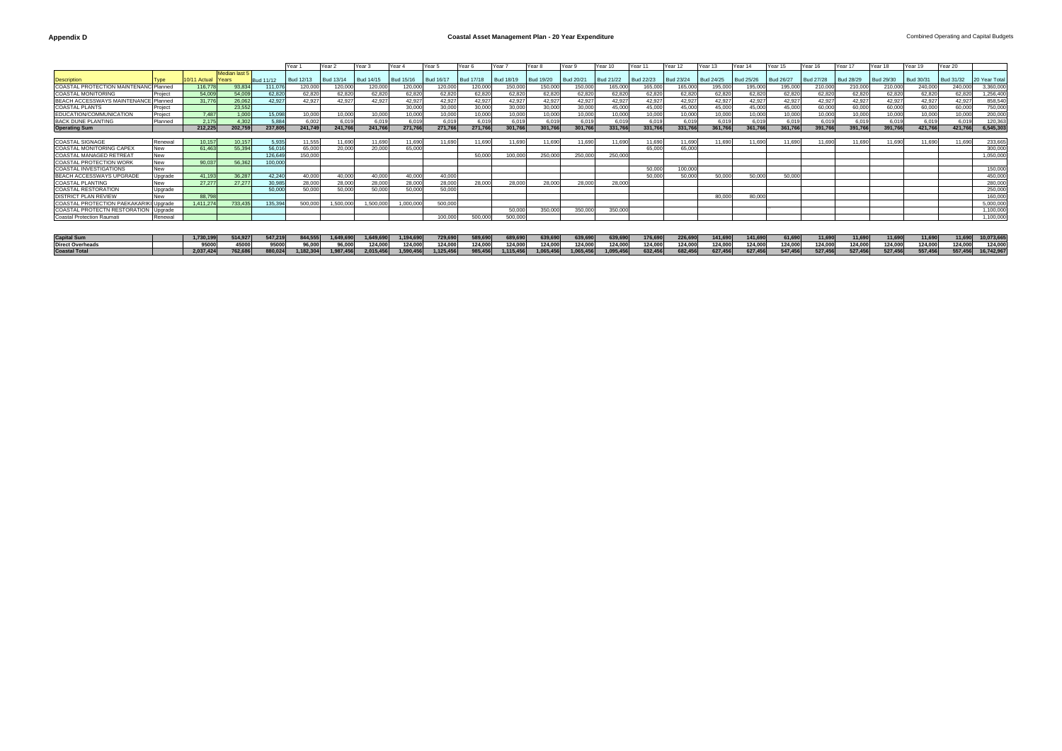**Appendix D**

**Coastal Asset Management Plan - 20 Year Expenditure**

Combined Operating and Capital Budgets

| | | | Median last 5 | | Year 1 | Year 2 | Year 3 | Year 4 | Year 5 | Year 6 | Year 7 | Year 8 | Year 9 | Year 10 | Year 11 | Year 12 | Year 13 | Year 14 | Year 15 | Year 16 | Year 17 | Year 18 | Year 19 | Year 20 | |
|---|---|---|---|---|---|---|---|---|---|---|---|---|---|---|---|---|---|---|---|---|---|---|---|---|---|
| Description | Type | 10/11 Actual | Years | Bud 11/12 | Bud 12/13 | Bud 13/14 | Bud 14/15 | Bud 15/16 | Bud 16/17 | Bud 17/18 | Bud 18/19 | Bud 19/20 | Bud 20/21 | Bud 21/22 | Bud 22/23 | Bud 23/24 | Bud 24/25 | Bud 25/26 | Bud 26/27 | Bud 27/28 | Bud 28/29 | Bud 29/30 | Bud 30/31 | Bud 31/32 | 20 Year Total |
| COASTAL PROTECTION MAINTENANCE | Planned | 116,778 | 93,834 | 111,076 | 120,000 | 120,000 | 120,000 | 120,000 | 120,000 | 120,000 | 150,000 | 150,000 | 150,000 | 165,000 | 165,000 | 165,000 | 195,000 | 195,000 | 195,000 | 210,000 | 210,000 | 210,000 | 240,000 | 240,000 | 3,360,000 |
| COASTAL MONITORING | Project | 54,009 | 54,009 | 62,820 | 62,820 | 62,820 | 62,820 | 62,820 | 62,820 | 62,820 | 62,820 | 62,820 | 62,820 | 62,820 | 62,820 | 62,820 | 62,820 | 62,820 | 62,820 | 62,820 | 62,820 | 62,820 | 62,820 | 62,820 | 1,256,400 |
| BEACH ACCESSWAYS MAINTENANCE | Planned | 31,776 | 26,062 | 42,927 | 42,927 | 42,927 | 42,927 | 42,927 | 42,927 | 42,927 | 42,927 | 42,927 | 42,927 | 42,927 | 42,927 | 42,927 | 42,927 | 42,927 | 42,927 | 42,927 | 42,927 | 42,927 | 42,927 | 42,927 | 858,540 |
| COASTAL PLANTS | Project | | 23,552 | | | | | 30,000 | 30,000 | 30,000 | 30,000 | 30,000 | 30,000 | 45,000 | 45,000 | 45,000 | 45,000 | 45,000 | 45,000 | 60,000 | 60,000 | 60,000 | 60,000 | 60,000 | 750,000 |
| EDUCATION/COMMUNICATION | Project | 7,487 | 1,000 | 15,098 | 10,000 | 10,000 | 10,000 | 10,000 | 10,000 | 10,000 | 10,000 | 10,000 | 10,000 | 10,000 | 10,000 | 10,000 | 10,000 | 10,000 | 10,000 | 10,000 | 10,000 | 10,000 | 10,000 | 10,000 | 200,000 |
| BACK DUNE PLANTING | Planned | 2,175 | 4,302 | 5,884 | 6,002 | 6,019 | 6,019 | 6,019 | 6,019 | 6,019 | 6,019 | 6,019 | 6,019 | 6,019 | 6,019 | 6,019 | 6,019 | 6,019 | 6,019 | 6,019 | 6,019 | 6,019 | 6,019 | 6,019 | 120,363 |
| **Operating Sum** | | **212,225** | **202,759** | **237,805** | **241,749** | **241,766** | **241,766** | **271,766** | **271,766** | **271,766** | **301,766** | **301,766** | **301,766** | **331,766** | **331,766** | **331,766** | **361,766** | **361,766** | **361,766** | **391,766** | **391,766** | **391,766** | **421,766** | **421,766** | **6,545,303** |
| COASTAL SIGNAGE | Renewal | 10,157 | 10,157 | 5,935 | 11,555 | 11,690 | 11,690 | 11,690 | 11,690 | 11,690 | 11,690 | 11,690 | 11,690 | 11,690 | 11,690 | 11,690 | 11,690 | 11,690 | 11,690 | 11,690 | 11,690 | 11,690 | 11,690 | 11,690 | 233,665 |
| COASTAL MONITORING CAPEX | New | 61,463 | 55,394 | 56,016 | 65,000 | 20,000 | 20,000 | 65,000 | | | | | | | 65,000 | 65,000 | | | | | | | | | 300,000 |
| COASTAL MANAGED RETREAT | New | | | 126,649 | 150,000 | | | | | 50,000 | 100,000 | 250,000 | 250,000 | 250,000 | | | | | | | | | | | 1,050,000 |
| COASTAL PROTECTION WORK | New | 90,037 | 56,362 | 100,000 | | | | | | | | | | | | | | | | | | | | | |
| COASTAL INVESTIGATIONS | New | | | | | | | | | | | | | | 50,000 | 100,000 | | | | | | | | | 150,000 |
| BEACH ACCESSWAYS UPGRADE | Upgrade | 41,193 | 36,287 | 42,240 | 40,000 | 40,000 | 40,000 | 40,000 | 40,000 | | | | | | 50,000 | 50,000 | 50,000 | 50,000 | 50,000 | | | | | | 450,000 |
| COASTAL PLANTING | New | 27,277 | 27,277 | 30,985 | 28,000 | 28,000 | 28,000 | 28,000 | 28,000 | 28,000 | 28,000 | 28,000 | 28,000 | 28,000 | | | | | | | | | | | 280,000 |
| COASTAL RESTORATION | Upgrade | | | 50,000 | 50,000 | 50,000 | 50,000 | 50,000 | 50,000 | | | | | | | | | | | | | | | | 250,000 |
| DISTRICT PLAN REVIEW | New | 88,798 | | | | | | | | | | | | | | | 80,000 | 80,000 | | | | | | | 160,000 |
| COASTAL PROTECTION PAEKAKARIKI | Upgrade | 1,411,274 | 733,435 | 135,394 | 500,000 | 1,500,000 | 1,500,000 | 1,000,000 | 500,000 | | | | | | | | | | | | | | | | 5,000,000 |
| COASTAL PROTECTN RESTORATION | Upgrade | | | | | | | | | | 50,000 | 350,000 | 350,000 | 350,000 | | | | | | | | | | | 1,100,000 |
| Coastal Protection Raumati | Renewal | | | | | | | | 100,000 | 500,000 | 500,000 | | | | | | | | | | | | | | 1,100,000 |
| **Capital Sum** | | **1,730,199** | **514,927** | **547,219** | **844,555** | **1,649,690** | **1,649,690** | **1,194,690** | **729,690** | **589,690** | **689,690** | **639,690** | **639,690** | **639,690** | **176,690** | **226,690** | **141,690** | **141,690** | **61,690** | **11,690** | **11,690** | **11,690** | **11,690** | **11,690** | **10,073,665** |
| **Direct Overheads** | | **95000** | **45000** | **95000** | **96,000** | **96,000** | **124,000** | **124,000** | **124,000** | **124,000** | **124,000** | **124,000** | **124,000** | **124,000** | **124,000** | **124,000** | **124,000** | **124,000** | **124,000** | **124,000** | **124,000** | **124,000** | **124,000** | **124,000** | **124,000** |
| **Coastal Total** | | **2,037,424** | **762,686** | **880,024** | **1,182,304** | **1,987,456** | **2,015,456** | **1,590,456** | **1,125,456** | **985,456** | **1,115,456** | **1,065,456** | **1,065,456** | **1,095,456** | **632,456** | **682,456** | **627,456** | **627,456** | **547,456** | **527,456** | **527,456** | **527,456** | **557,456** | **557,456** | **16,742,967** |